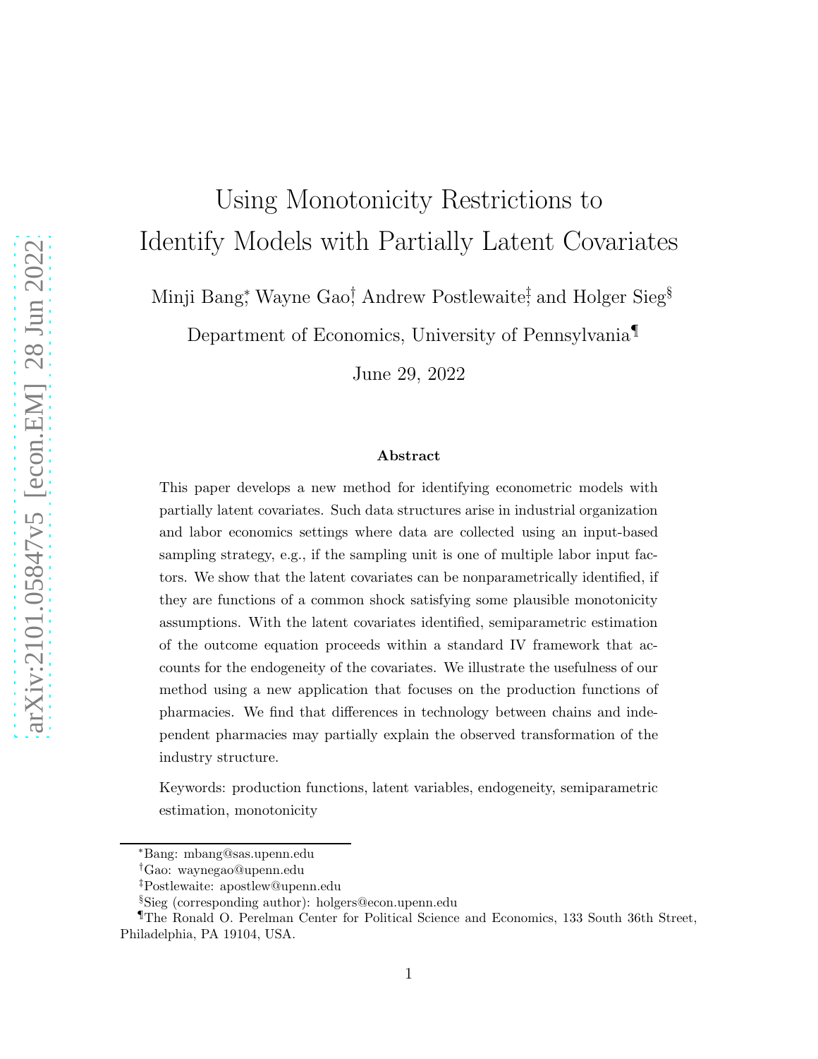# Using Monotonicity Restrictions to Identify Models with Partially Latent Covariates

Minji Bang[*], Wayne Gao[†], Andrew Postlewaite[‡], and Holger Sieg[§]

Department of Economics, University of Pennsylvania[¶]

June 29, 2022

### Abstract

This paper develops a new method for identifying econometric models with partially latent covariates. Such data structures arise in industrial organization and labor economics settings where data are collected using an input-based sampling strategy, e.g., if the sampling unit is one of multiple labor input factors. We show that the latent covariates can be nonparametrically identified, if they are functions of a common shock satisfying some plausible monotonicity assumptions. With the latent covariates identified, semiparametric estimation of the outcome equation proceeds within a standard IV framework that accounts for the endogeneity of the covariates. We illustrate the usefulness of our method using a new application that focuses on the production functions of pharmacies. We find that differences in technology between chains and independent pharmacies may partially explain the observed transformation of the industry structure.

Keywords: production functions, latent variables, endogeneity, semiparametric estimation, monotonicity

---

[*] Bang: mbang@sas.upenn.edu

[†] Gao: waynegao@upenn.edu

[‡] Postlewaite: apostlew@upenn.edu

[§] Sieg (corresponding author): holgers@econ.upenn.edu

[¶] The Ronald O. Perelman Center for Political Science and Economics, 133 South 36th Street, Philadelphia, PA 19104, USA.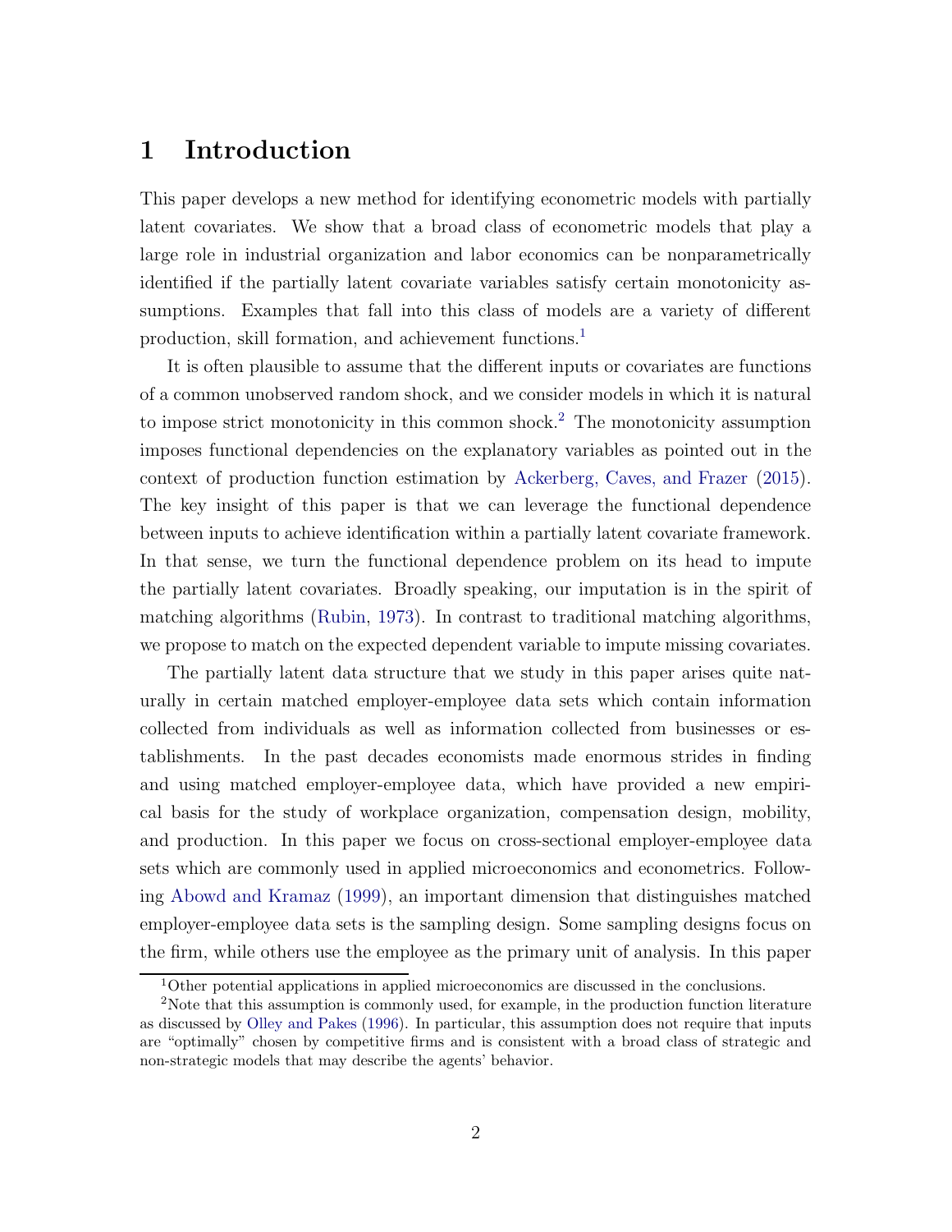# 1 Introduction

This paper develops a new method for identifying econometric models with partially latent covariates. We show that a broad class of econometric models that play a large role in industrial organization and labor economics can be nonparametrically identified if the partially latent covariate variables satisfy certain monotonicity assumptions. Examples that fall into this class of models are a variety of different production, skill formation, and achievement functions.[1]

It is often plausible to assume that the different inputs or covariates are functions of a common unobserved random shock, and we consider models in which it is natural to impose strict monotonicity in this common shock.[2] The monotonicity assumption imposes functional dependencies on the explanatory variables as pointed out in the context of production function estimation by Ackerberg, Caves, and Frazer (2015). The key insight of this paper is that we can leverage the functional dependence between inputs to achieve identification within a partially latent covariate framework. In that sense, we turn the functional dependence problem on its head to impute the partially latent covariates. Broadly speaking, our imputation is in the spirit of matching algorithms (Rubin, 1973). In contrast to traditional matching algorithms, we propose to match on the expected dependent variable to impute missing covariates.

The partially latent data structure that we study in this paper arises quite naturally in certain matched employer-employee data sets which contain information collected from individuals as well as information collected from businesses or establishments. In the past decades economists made enormous strides in finding and using matched employer-employee data, which have provided a new empirical basis for the study of workplace organization, compensation design, mobility, and production. In this paper we focus on cross-sectional employer-employee data sets which are commonly used in applied microeconomics and econometrics. Following Abowd and Kramaz (1999), an important dimension that distinguishes matched employer-employee data sets is the sampling design. Some sampling designs focus on the firm, while others use the employee as the primary unit of analysis. In this paper

[1] Other potential applications in applied microeconomics are discussed in the conclusions.

[2] Note that this assumption is commonly used, for example, in the production function literature as discussed by Olley and Pakes (1996). In particular, this assumption does not require that inputs are "optimally" chosen by competitive firms and is consistent with a broad class of strategic and non-strategic models that may describe the agents' behavior.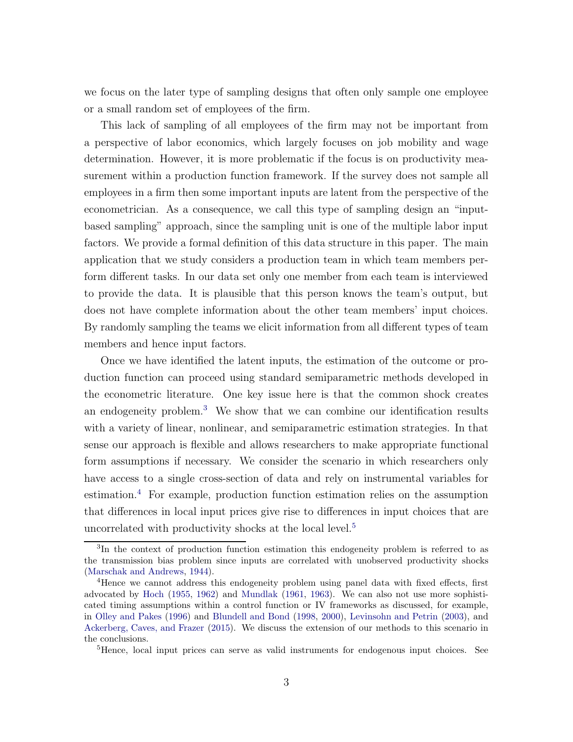we focus on the later type of sampling designs that often only sample one employee or a small random set of employees of the firm.

This lack of sampling of all employees of the firm may not be important from a perspective of labor economics, which largely focuses on job mobility and wage determination. However, it is more problematic if the focus is on productivity measurement within a production function framework. If the survey does not sample all employees in a firm then some important inputs are latent from the perspective of the econometrician. As a consequence, we call this type of sampling design an "input-based sampling" approach, since the sampling unit is one of the multiple labor input factors. We provide a formal definition of this data structure in this paper. The main application that we study considers a production team in which team members perform different tasks. In our data set only one member from each team is interviewed to provide the data. It is plausible that this person knows the team's output, but does not have complete information about the other team members' input choices. By randomly sampling the teams we elicit information from all different types of team members and hence input factors.

Once we have identified the latent inputs, the estimation of the outcome or production function can proceed using standard semiparametric methods developed in the econometric literature. One key issue here is that the common shock creates an endogeneity problem.[3] We show that we can combine our identification results with a variety of linear, nonlinear, and semiparametric estimation strategies. In that sense our approach is flexible and allows researchers to make appropriate functional form assumptions if necessary. We consider the scenario in which researchers only have access to a single cross-section of data and rely on instrumental variables for estimation.[4] For example, production function estimation relies on the assumption that differences in local input prices give rise to differences in input choices that are uncorrelated with productivity shocks at the local level.[5]

[3] In the context of production function estimation this endogeneity problem is referred to as the transmission bias problem since inputs are correlated with unobserved productivity shocks (Marschak and Andrews, 1944).

[4] Hence we cannot address this endogeneity problem using panel data with fixed effects, first advocated by Hoch (1955, 1962) and Mundlak (1961, 1963). We can also not use more sophisticated timing assumptions within a control function or IV frameworks as discussed, for example, in Olley and Pakes (1996) and Blundell and Bond (1998, 2000), Levinsohn and Petrin (2003), and Ackerberg, Caves, and Frazer (2015). We discuss the extension of our methods to this scenario in the conclusions.

[5] Hence, local input prices can serve as valid instruments for endogenous input choices. See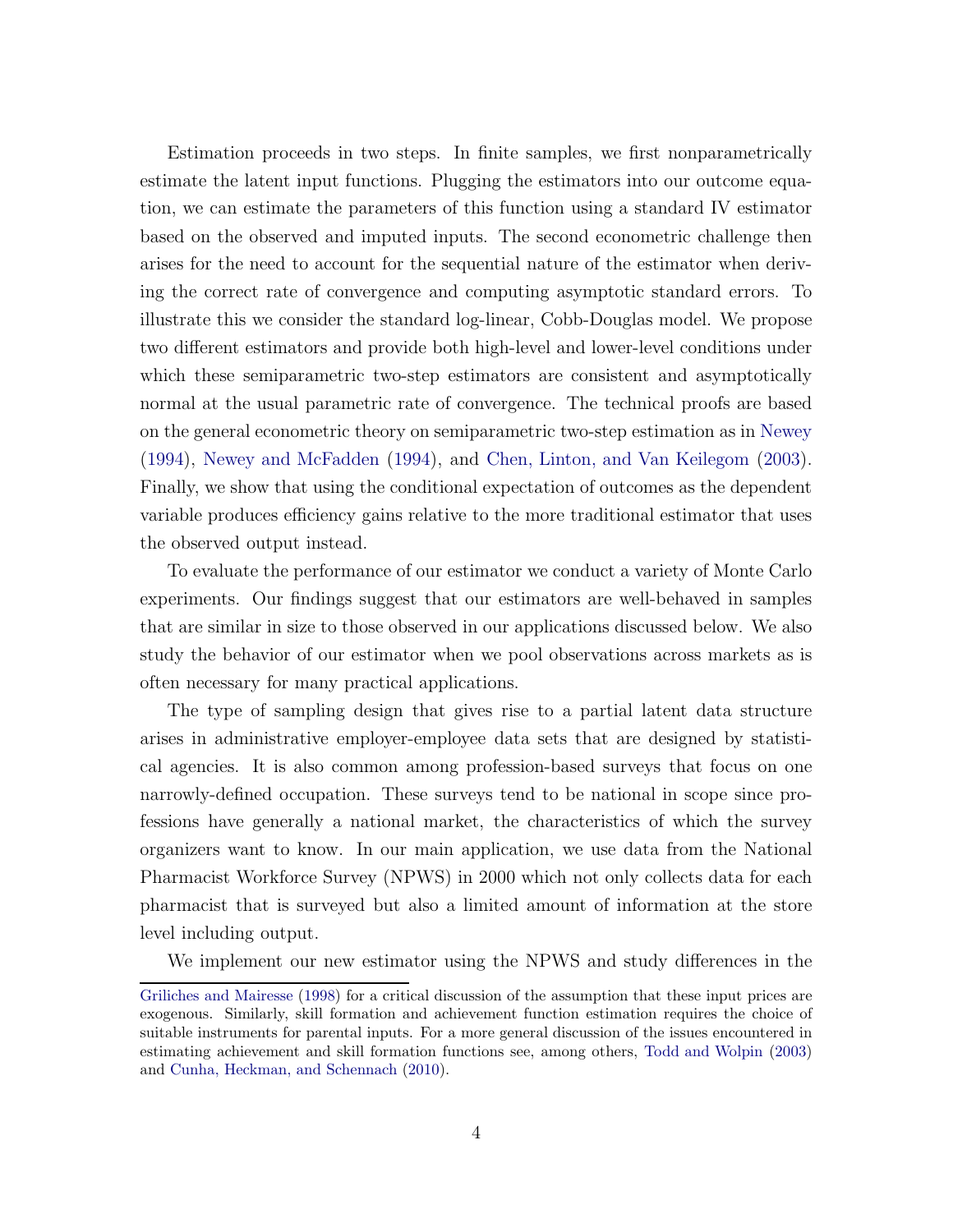Estimation proceeds in two steps. In finite samples, we first nonparametrically estimate the latent input functions. Plugging the estimators into our outcome equation, we can estimate the parameters of this function using a standard IV estimator based on the observed and imputed inputs. The second econometric challenge then arises for the need to account for the sequential nature of the estimator when deriving the correct rate of convergence and computing asymptotic standard errors. To illustrate this we consider the standard log-linear, Cobb-Douglas model. We propose two different estimators and provide both high-level and lower-level conditions under which these semiparametric two-step estimators are consistent and asymptotically normal at the usual parametric rate of convergence. The technical proofs are based on the general econometric theory on semiparametric two-step estimation as in Newey (1994), Newey and McFadden (1994), and Chen, Linton, and Van Keilegom (2003). Finally, we show that using the conditional expectation of outcomes as the dependent variable produces efficiency gains relative to the more traditional estimator that uses the observed output instead.

To evaluate the performance of our estimator we conduct a variety of Monte Carlo experiments. Our findings suggest that our estimators are well-behaved in samples that are similar in size to those observed in our applications discussed below. We also study the behavior of our estimator when we pool observations across markets as is often necessary for many practical applications.

The type of sampling design that gives rise to a partial latent data structure arises in administrative employer-employee data sets that are designed by statistical agencies. It is also common among profession-based surveys that focus on one narrowly-defined occupation. These surveys tend to be national in scope since professions have generally a national market, the characteristics of which the survey organizers want to know. In our main application, we use data from the National Pharmacist Workforce Survey (NPWS) in 2000 which not only collects data for each pharmacist that is surveyed but also a limited amount of information at the store level including output.

We implement our new estimator using the NPWS and study differences in the

Griliches and Mairesse (1998) for a critical discussion of the assumption that these input prices are exogenous. Similarly, skill formation and achievement function estimation requires the choice of suitable instruments for parental inputs. For a more general discussion of the issues encountered in estimating achievement and skill formation functions see, among others, Todd and Wolpin (2003) and Cunha, Heckman, and Schennach (2010).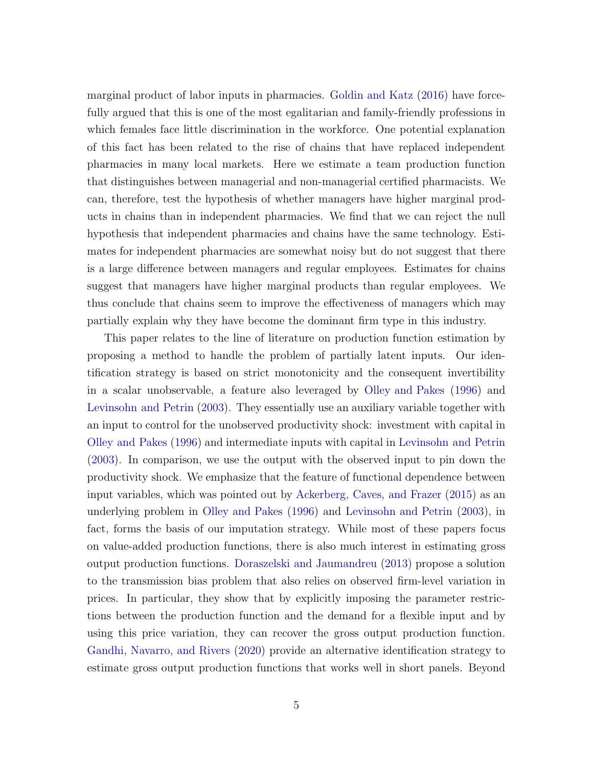marginal product of labor inputs in pharmacies. Goldin and Katz (2016) have forcefully argued that this is one of the most egalitarian and family-friendly professions in which females face little discrimination in the workforce. One potential explanation of this fact has been related to the rise of chains that have replaced independent pharmacies in many local markets. Here we estimate a team production function that distinguishes between managerial and non-managerial certified pharmacists. We can, therefore, test the hypothesis of whether managers have higher marginal products in chains than in independent pharmacies. We find that we can reject the null hypothesis that independent pharmacies and chains have the same technology. Estimates for independent pharmacies are somewhat noisy but do not suggest that there is a large difference between managers and regular employees. Estimates for chains suggest that managers have higher marginal products than regular employees. We thus conclude that chains seem to improve the effectiveness of managers which may partially explain why they have become the dominant firm type in this industry.

This paper relates to the line of literature on production function estimation by proposing a method to handle the problem of partially latent inputs. Our identification strategy is based on strict monotonicity and the consequent invertibility in a scalar unobservable, a feature also leveraged by Olley and Pakes (1996) and Levinsohn and Petrin (2003). They essentially use an auxiliary variable together with an input to control for the unobserved productivity shock: investment with capital in Olley and Pakes (1996) and intermediate inputs with capital in Levinsohn and Petrin (2003). In comparison, we use the output with the observed input to pin down the productivity shock. We emphasize that the feature of functional dependence between input variables, which was pointed out by Ackerberg, Caves, and Frazer (2015) as an underlying problem in Olley and Pakes (1996) and Levinsohn and Petrin (2003), in fact, forms the basis of our imputation strategy. While most of these papers focus on value-added production functions, there is also much interest in estimating gross output production functions. Doraszelski and Jaumandreu (2013) propose a solution to the transmission bias problem that also relies on observed firm-level variation in prices. In particular, they show that by explicitly imposing the parameter restrictions between the production function and the demand for a flexible input and by using this price variation, they can recover the gross output production function. Gandhi, Navarro, and Rivers (2020) provide an alternative identification strategy to estimate gross output production functions that works well in short panels. Beyond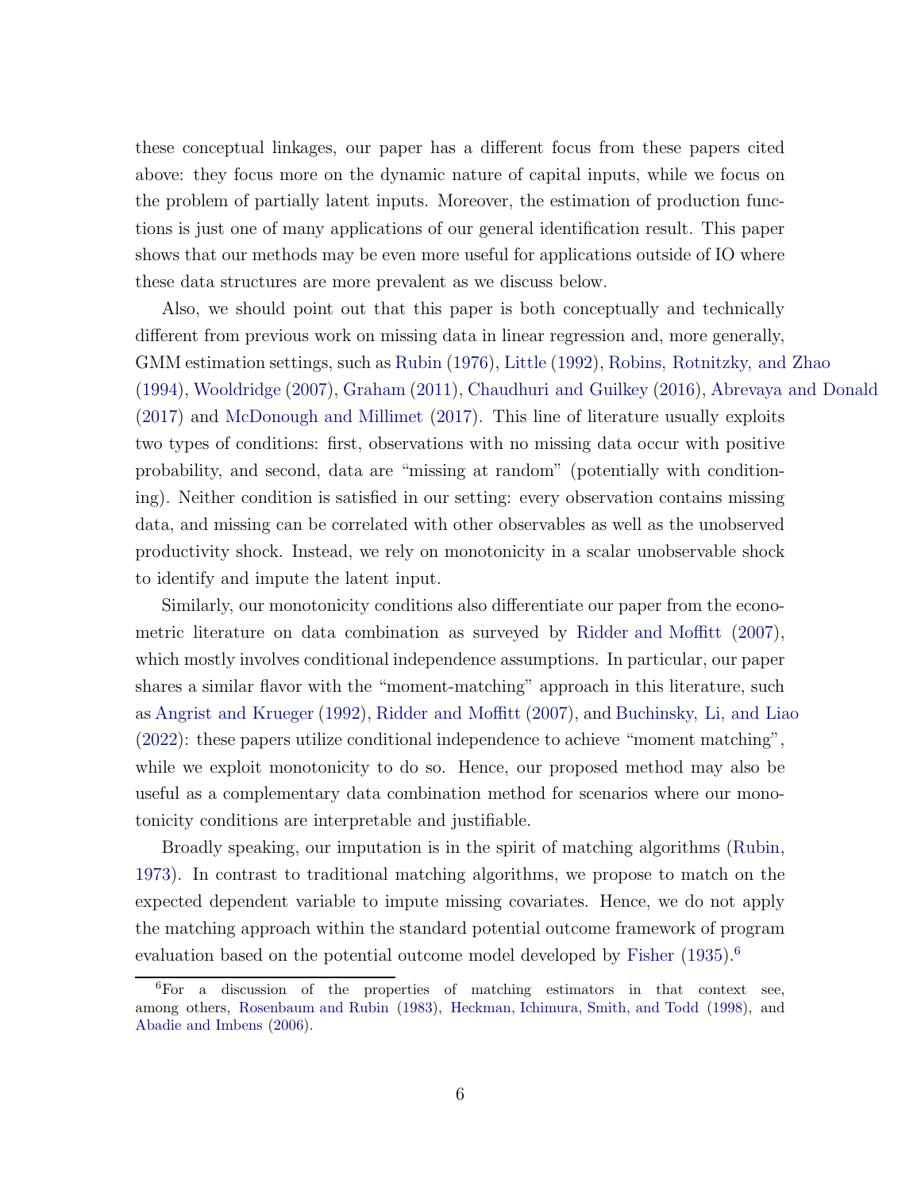these conceptual linkages, our paper has a different focus from these papers cited above: they focus more on the dynamic nature of capital inputs, while we focus on the problem of partially latent inputs. Moreover, the estimation of production functions is just one of many applications of our general identification result. This paper shows that our methods may be even more useful for applications outside of IO where these data structures are more prevalent as we discuss below.

Also, we should point out that this paper is both conceptually and technically different from previous work on missing data in linear regression and, more generally, GMM estimation settings, such as Rubin (1976), Little (1992), Robins, Rotnitzky, and Zhao (1994), Wooldridge (2007), Graham (2011), Chaudhuri and Guilkey (2016), Abrevaya and Donald (2017) and McDonough and Millimet (2017). This line of literature usually exploits two types of conditions: first, observations with no missing data occur with positive probability, and second, data are "missing at random" (potentially with conditioning). Neither condition is satisfied in our setting: every observation contains missing data, and missing can be correlated with other observables as well as the unobserved productivity shock. Instead, we rely on monotonicity in a scalar unobservable shock to identify and impute the latent input.

Similarly, our monotonicity conditions also differentiate our paper from the econometric literature on data combination as surveyed by Ridder and Moffitt (2007), which mostly involves conditional independence assumptions. In particular, our paper shares a similar flavor with the "moment-matching" approach in this literature, such as Angrist and Krueger (1992), Ridder and Moffitt (2007), and Buchinsky, Li, and Liao (2022): these papers utilize conditional independence to achieve "moment matching", while we exploit monotonicity to do so. Hence, our proposed method may also be useful as a complementary data combination method for scenarios where our monotonicity conditions are interpretable and justifiable.

Broadly speaking, our imputation is in the spirit of matching algorithms (Rubin, 1973). In contrast to traditional matching algorithms, we propose to match on the expected dependent variable to impute missing covariates. Hence, we do not apply the matching approach within the standard potential outcome framework of program evaluation based on the potential outcome model developed by Fisher (1935).[6]

[6]For a discussion of the properties of matching estimators in that context see, among others, Rosenbaum and Rubin (1983), Heckman, Ichimura, Smith, and Todd (1998), and Abadie and Imbens (2006).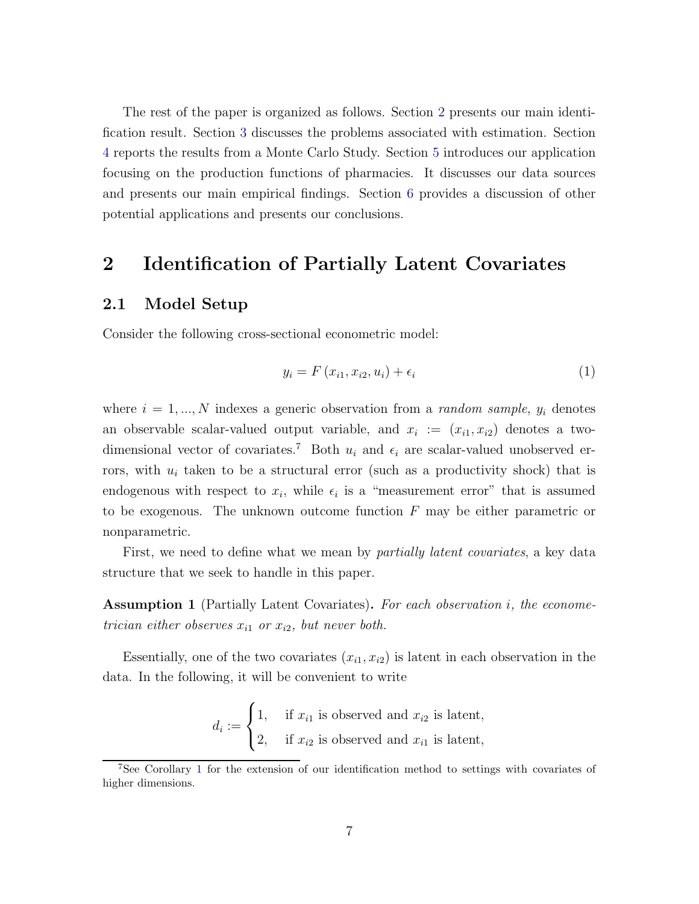The rest of the paper is organized as follows. Section 2 presents our main identification result. Section 3 discusses the problems associated with estimation. Section 4 reports the results from a Monte Carlo Study. Section 5 introduces our application focusing on the production functions of pharmacies. It discusses our data sources and presents our main empirical findings. Section 6 provides a discussion of other potential applications and presents our conclusions.

## 2 Identification of Partially Latent Covariates

### 2.1 Model Setup

Consider the following cross-sectional econometric model:

$$y_i = F(x_{i1}, x_{i2}, u_i) + \epsilon_i \tag{1}$$

where $i = 1, ..., N$ indexes a generic observation from a *random sample*, $y_i$ denotes an observable scalar-valued output variable, and $x_i := (x_{i1}, x_{i2})$ denotes a two-dimensional vector of covariates.[7] Both $u_i$ and $\epsilon_i$ are scalar-valued unobserved errors, with $u_i$ taken to be a structural error (such as a productivity shock) that is endogenous with respect to $x_i$, while $\epsilon_i$ is a "measurement error" that is assumed to be exogenous. The unknown outcome function $F$ may be either parametric or nonparametric.

First, we need to define what we mean by *partially latent covariates*, a key data structure that we seek to handle in this paper.

**Assumption 1** (Partially Latent Covariates)**.** *For each observation $i$, the econometrician either observes $x_{i1}$ or $x_{i2}$, but never both.*

Essentially, one of the two covariates $(x_{i1}, x_{i2})$ is latent in each observation in the data. In the following, it will be convenient to write

$$d_i := \begin{cases} 1, & \text{if } x_{i1} \text{ is observed and } x_{i2} \text{ is latent,} \\ 2, & \text{if } x_{i2} \text{ is observed and } x_{i1} \text{ is latent,} \end{cases}$$

[7] See Corollary 1 for the extension of our identification method to settings with covariates of higher dimensions.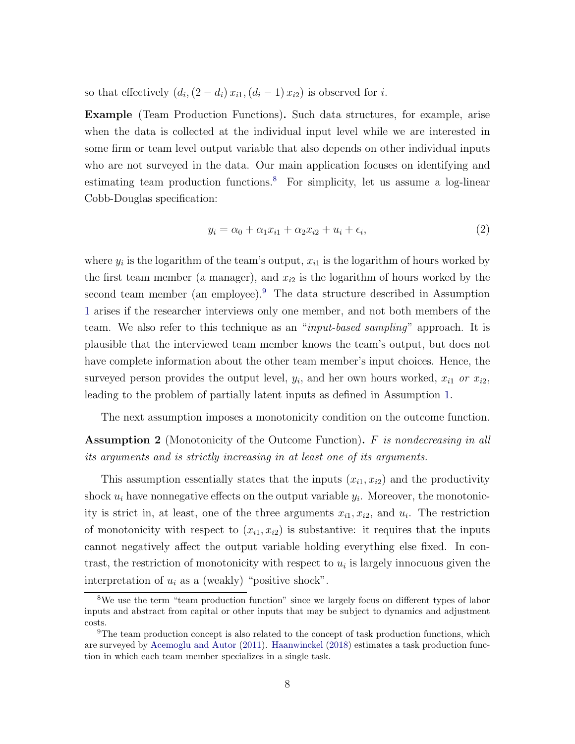so that effectively $(d_i, (2 - d_i) x_{i1}, (d_i - 1) x_{i2})$ is observed for $i$.

**Example** (Team Production Functions)**.** Such data structures, for example, arise when the data is collected at the individual input level while we are interested in some firm or team level output variable that also depends on other individual inputs who are not surveyed in the data. Our main application focuses on identifying and estimating team production functions.[8] For simplicity, let us assume a log-linear Cobb-Douglas specification:

$$y_i = \alpha_0 + \alpha_1 x_{i1} + \alpha_2 x_{i2} + u_i + \epsilon_i, \tag{2}$$

where $y_i$ is the logarithm of the team's output, $x_{i1}$ is the logarithm of hours worked by the first team member (a manager), and $x_{i2}$ is the logarithm of hours worked by the second team member (an employee).[9] The data structure described in Assumption 1 arises if the researcher interviews only one member, and not both members of the team. We also refer to this technique as an "*input-based sampling*" approach. It is plausible that the interviewed team member knows the team's output, but does not have complete information about the other team member's input choices. Hence, the surveyed person provides the output level, $y_i$, and her own hours worked, $x_{i1}$ *or* $x_{i2}$, leading to the problem of partially latent inputs as defined in Assumption 1.

The next assumption imposes a monotonicity condition on the outcome function.

**Assumption 2** (Monotonicity of the Outcome Function)**.** *$F$ is nondecreasing in all its arguments and is strictly increasing in at least one of its arguments.*

This assumption essentially states that the inputs $(x_{i1}, x_{i2})$ and the productivity shock $u_i$ have nonnegative effects on the output variable $y_i$. Moreover, the monotonicity is strict in, at least, one of the three arguments $x_{i1}, x_{i2}$, and $u_i$. The restriction of monotonicity with respect to $(x_{i1}, x_{i2})$ is substantive: it requires that the inputs cannot negatively affect the output variable holding everything else fixed. In contrast, the restriction of monotonicity with respect to $u_i$ is largely innocuous given the interpretation of $u_i$ as a (weakly) "positive shock".

[8] We use the term "team production function" since we largely focus on different types of labor inputs and abstract from capital or other inputs that may be subject to dynamics and adjustment costs.

[9] The team production concept is also related to the concept of task production functions, which are surveyed by Acemoglu and Autor (2011). Haanwinckel (2018) estimates a task production function in which each team member specializes in a single task.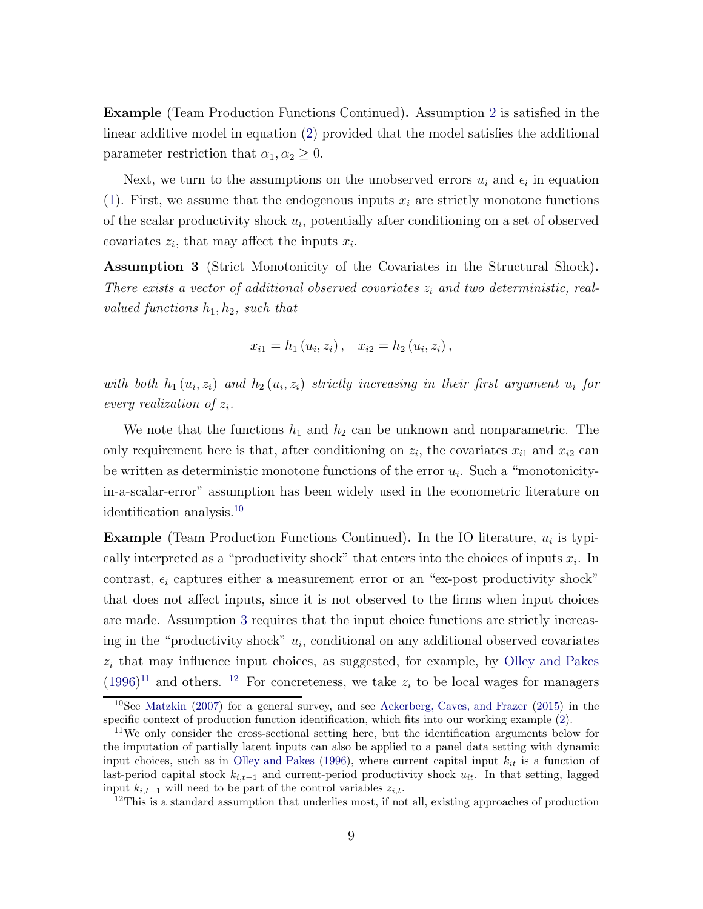**Example** (Team Production Functions Continued)**.** Assumption 2 is satisfied in the linear additive model in equation (2) provided that the model satisfies the additional parameter restriction that $\alpha_1, \alpha_2 \geq 0$.

Next, we turn to the assumptions on the unobserved errors $u_i$ and $\epsilon_i$ in equation (1). First, we assume that the endogenous inputs $x_i$ are strictly monotone functions of the scalar productivity shock $u_i$, potentially after conditioning on a set of observed covariates $z_i$, that may affect the inputs $x_i$.

**Assumption 3** (Strict Monotonicity of the Covariates in the Structural Shock)**.** *There exists a vector of additional observed covariates $z_i$ and two deterministic, real-valued functions $h_1, h_2$, such that*

$$x_{i1} = h_1 \left(u_i, z_i\right), \quad x_{i2} = h_2 \left(u_i, z_i\right),$$

*with both $h_1 \left(u_i, z_i\right)$ and $h_2 \left(u_i, z_i\right)$ strictly increasing in their first argument $u_i$ for every realization of $z_i$.*

We note that the functions $h_1$ and $h_2$ can be unknown and nonparametric. The only requirement here is that, after conditioning on $z_i$, the covariates $x_{i1}$ and $x_{i2}$ can be written as deterministic monotone functions of the error $u_i$. Such a "monotonicity-in-a-scalar-error" assumption has been widely used in the econometric literature on identification analysis.[10]

**Example** (Team Production Functions Continued)**.** In the IO literature, $u_i$ is typically interpreted as a "productivity shock" that enters into the choices of inputs $x_i$. In contrast, $\epsilon_i$ captures either a measurement error or an "ex-post productivity shock" that does not affect inputs, since it is not observed to the firms when input choices are made. Assumption 3 requires that the input choice functions are strictly increasing in the "productivity shock" $u_i$, conditional on any additional observed covariates $z_i$ that may influence input choices, as suggested, for example, by Olley and Pakes (1996)[11] and others. [12] For concreteness, we take $z_i$ to be local wages for managers

[10] See Matzkin (2007) for a general survey, and see Ackerberg, Caves, and Frazer (2015) in the specific context of production function identification, which fits into our working example (2).

[11] We only consider the cross-sectional setting here, but the identification arguments below for the imputation of partially latent inputs can also be applied to a panel data setting with dynamic input choices, such as in Olley and Pakes (1996), where current capital input $k_{it}$ is a function of last-period capital stock $k_{i,t-1}$ and current-period productivity shock $u_{it}$. In that setting, lagged input $k_{i,t-1}$ will need to be part of the control variables $z_{i,t}$.

[12] This is a standard assumption that underlies most, if not all, existing approaches of production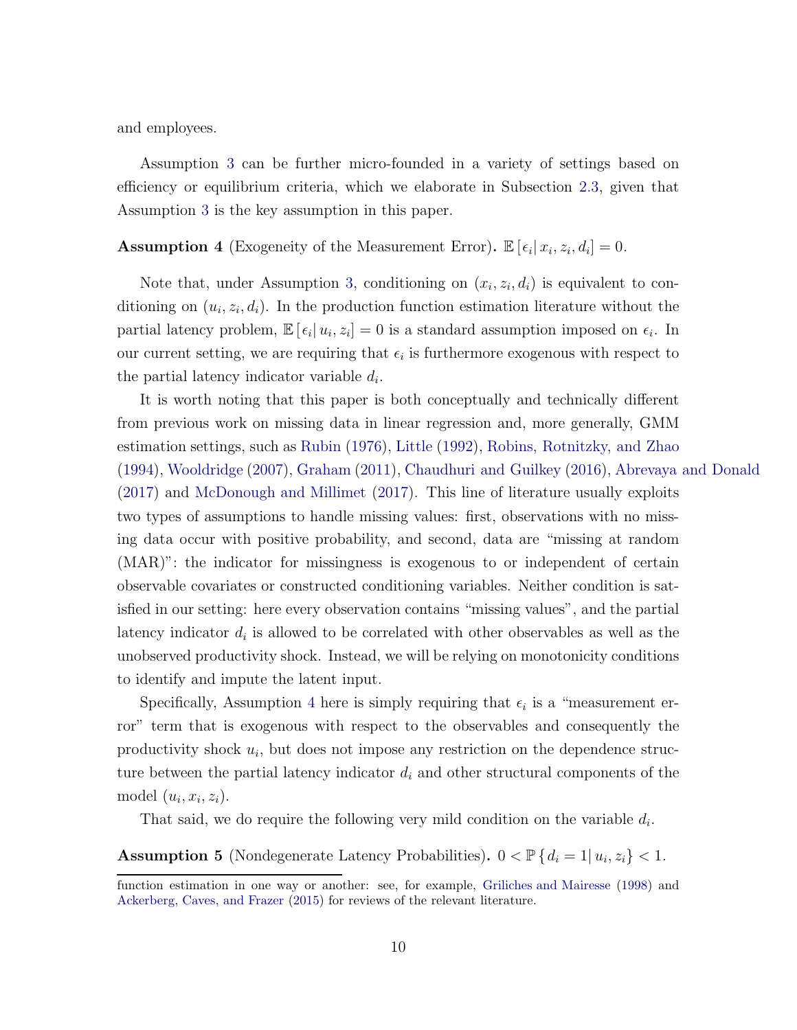and employees.

Assumption 3 can be further micro-founded in a variety of settings based on efficiency or equilibrium criteria, which we elaborate in Subsection 2.3, given that Assumption 3 is the key assumption in this paper.

**Assumption 4** (Exogeneity of the Measurement Error)**.** $\mathbb{E}\left[\epsilon_i | x_i, z_i, d_i\right] = 0$.

Note that, under Assumption 3, conditioning on $(x_i, z_i, d_i)$ is equivalent to conditioning on $(u_i, z_i, d_i)$. In the production function estimation literature without the partial latency problem, $\mathbb{E}\left[\epsilon_i | u_i, z_i\right] = 0$ is a standard assumption imposed on $\epsilon_i$. In our current setting, we are requiring that $\epsilon_i$ is furthermore exogenous with respect to the partial latency indicator variable $d_i$.

It is worth noting that this paper is both conceptually and technically different from previous work on missing data in linear regression and, more generally, GMM estimation settings, such as Rubin (1976), Little (1992), Robins, Rotnitzky, and Zhao (1994), Wooldridge (2007), Graham (2011), Chaudhuri and Guilkey (2016), Abrevaya and Donald (2017) and McDonough and Millimet (2017). This line of literature usually exploits two types of assumptions to handle missing values: first, observations with no missing data occur with positive probability, and second, data are "missing at random (MAR)": the indicator for missingness is exogenous to or independent of certain observable covariates or constructed conditioning variables. Neither condition is satisfied in our setting: here every observation contains "missing values", and the partial latency indicator $d_i$ is allowed to be correlated with other observables as well as the unobserved productivity shock. Instead, we will be relying on monotonicity conditions to identify and impute the latent input.

Specifically, Assumption 4 here is simply requiring that $\epsilon_i$ is a "measurement error" term that is exogenous with respect to the observables and consequently the productivity shock $u_i$, but does not impose any restriction on the dependence structure between the partial latency indicator $d_i$ and other structural components of the model $(u_i, x_i, z_i)$.

That said, we do require the following very mild condition on the variable $d_i$.

**Assumption 5** (Nondegenerate Latency Probabilities)**.** $0 < \mathbb{P}\left\{d_i = 1 | u_i, z_i\right\} < 1$.

function estimation in one way or another: see, for example, Griliches and Mairesse (1998) and Ackerberg, Caves, and Frazer (2015) for reviews of the relevant literature.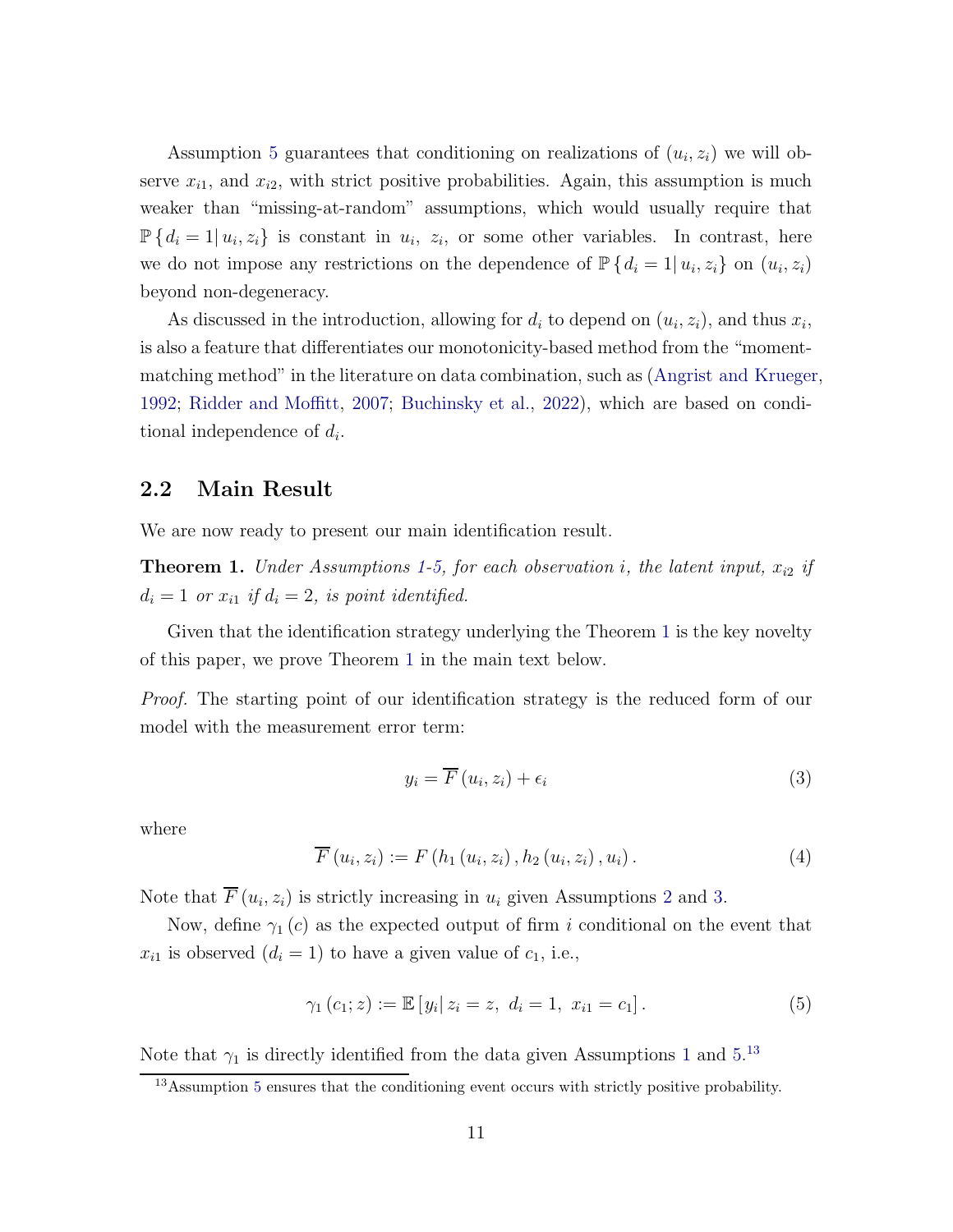Assumption 5 guarantees that conditioning on realizations of $(u_i, z_i)$ we will observe $x_{i1}$, and $x_{i2}$, with strict positive probabilities. Again, this assumption is much weaker than "missing-at-random" assumptions, which would usually require that $\mathbb{P}\{d_i = 1 | u_i, z_i\}$ is constant in $u_i$, $z_i$, or some other variables. In contrast, here we do not impose any restrictions on the dependence of $\mathbb{P}\{d_i = 1 | u_i, z_i\}$ on $(u_i, z_i)$ beyond non-degeneracy.

As discussed in the introduction, allowing for $d_i$ to depend on $(u_i, z_i)$, and thus $x_i$, is also a feature that differentiates our monotonicity-based method from the "moment-matching method" in the literature on data combination, such as (Angrist and Krueger, 1992; Ridder and Moffitt, 2007; Buchinsky et al., 2022), which are based on conditional independence of $d_i$.

## 2.2 Main Result

We are now ready to present our main identification result.

**Theorem 1.** *Under Assumptions 1-5, for each observation $i$, the latent input, $x_{i2}$ if $d_i = 1$ or $x_{i1}$ if $d_i = 2$, is point identified.*

Given that the identification strategy underlying the Theorem 1 is the key novelty of this paper, we prove Theorem 1 in the main text below.

*Proof.* The starting point of our identification strategy is the reduced form of our model with the measurement error term:

$$y_i = \overline{F}(u_i, z_i) + \epsilon_i \tag{3}$$

where

$$\overline{F}(u_i, z_i) := F(h_1(u_i, z_i), h_2(u_i, z_i), u_i). \tag{4}$$

Note that $\overline{F}(u_i, z_i)$ is strictly increasing in $u_i$ given Assumptions 2 and 3.

Now, define $\gamma_1(c)$ as the expected output of firm $i$ conditional on the event that $x_{i1}$ is observed ($d_i = 1$) to have a given value of $c_1$, i.e.,

$$\gamma_1(c_1; z) := \mathbb{E}[y_i | z_i = z, \ d_i = 1, \ x_{i1} = c_1]. \tag{5}$$

Note that $\gamma_1$ is directly identified from the data given Assumptions 1 and 5.[13]

[13] Assumption 5 ensures that the conditioning event occurs with strictly positive probability.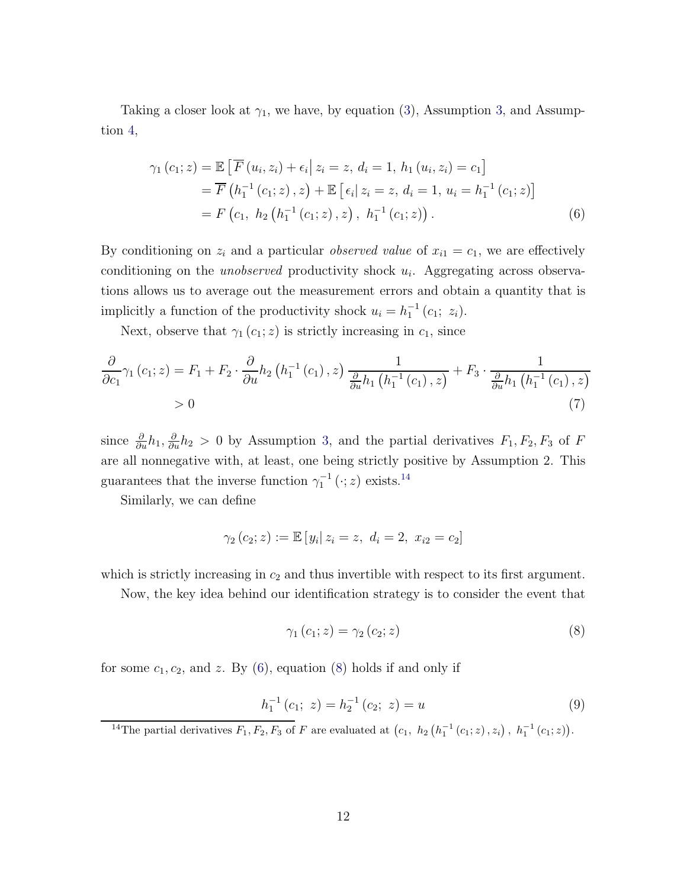Taking a closer look at $\gamma_1$, we have, by equation (3), Assumption 3, and Assumption 4,

$$
\begin{aligned}
\gamma_1(c_1; z) &= \mathbb{E}\left[\overline{F}(u_i, z_i) + \epsilon_i \middle| z_i = z,\, d_i = 1,\, h_1(u_i, z_i) = c_1\right] \\
&= \overline{F}\left(h_1^{-1}(c_1; z), z\right) + \mathbb{E}\left[\epsilon_i \middle| z_i = z,\, d_i = 1,\, u_i = h_1^{-1}(c_1; z)\right] \\
&= F\left(c_1,\ h_2\left(h_1^{-1}(c_1; z), z\right),\ h_1^{-1}(c_1; z)\right). \qquad (6)
\end{aligned}
$$

By conditioning on $z_i$ and a particular *observed value* of $x_{i1} = c_1$, we are effectively conditioning on the *unobserved* productivity shock $u_i$. Aggregating across observations allows us to average out the measurement errors and obtain a quantity that is implicitly a function of the productivity shock $u_i = h_1^{-1}(c_1;\ z_i)$.

Next, observe that $\gamma_1(c_1; z)$ is strictly increasing in $c_1$, since

$$
\begin{aligned}
\frac{\partial}{\partial c_1}\gamma_1(c_1; z) &= F_1 + F_2 \cdot \frac{\partial}{\partial u} h_2\left(h_1^{-1}(c_1), z\right) \frac{1}{\frac{\partial}{\partial u} h_1\left(h_1^{-1}(c_1), z\right)} + F_3 \cdot \frac{1}{\frac{\partial}{\partial u} h_1\left(h_1^{-1}(c_1), z\right)} \\
&> 0 \qquad (7)
\end{aligned}
$$

since $\frac{\partial}{\partial u} h_1, \frac{\partial}{\partial u} h_2 > 0$ by Assumption 3, and the partial derivatives $F_1, F_2, F_3$ of $F$ are all nonnegative with, at least, one being strictly positive by Assumption 2. This guarantees that the inverse function $\gamma_1^{-1}(\cdot; z)$ exists.[14]

Similarly, we can define

$$
\gamma_2(c_2; z) := \mathbb{E}\left[y_i \middle| z_i = z,\ d_i = 2,\ x_{i2} = c_2\right]
$$

which is strictly increasing in $c_2$ and thus invertible with respect to its first argument.

Now, the key idea behind our identification strategy is to consider the event that

$$
\gamma_1(c_1; z) = \gamma_2(c_2; z) \qquad (8)
$$

for some $c_1, c_2$, and $z$. By (6), equation (8) holds if and only if

$$
h_1^{-1}(c_1;\ z) = h_2^{-1}(c_2;\ z) = u \qquad (9)
$$

[14] The partial derivatives $F_1, F_2, F_3$ of $F$ are evaluated at $\left(c_1,\ h_2\left(h_1^{-1}(c_1; z), z_i\right),\ h_1^{-1}(c_1; z)\right)$.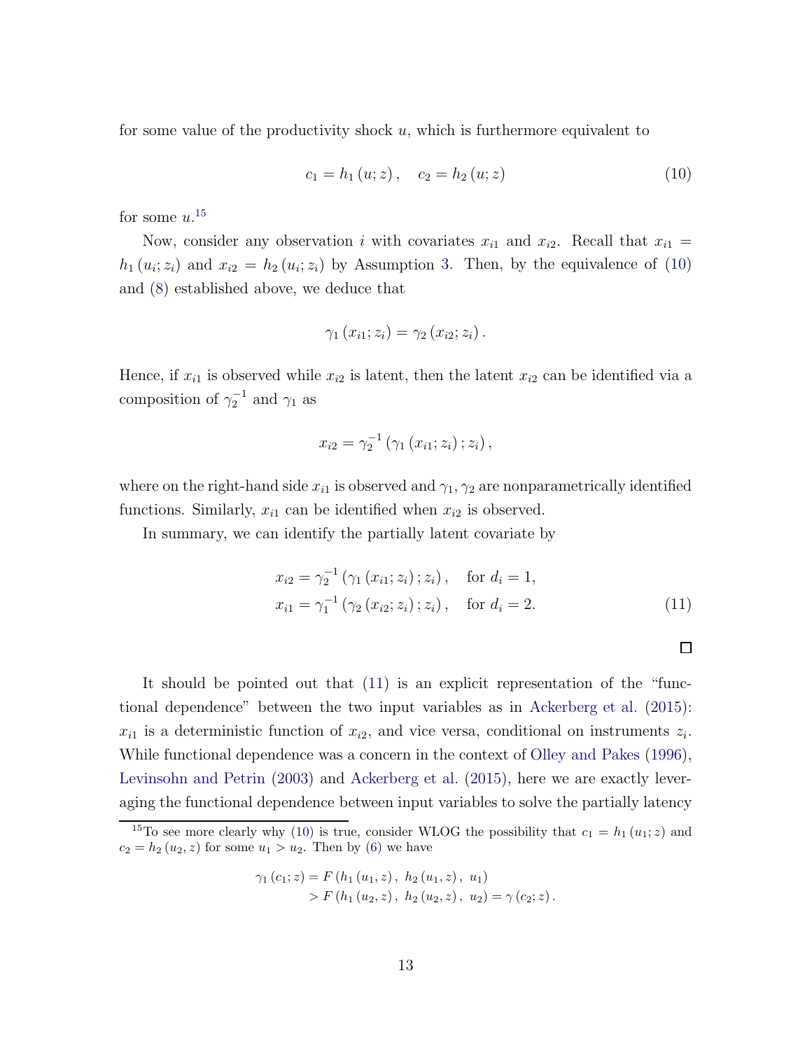for some value of the productivity shock $u$, which is furthermore equivalent to

$$c_1 = h_1(u; z), \quad c_2 = h_2(u; z) \tag{10}$$

for some $u$.[15]

Now, consider any observation $i$ with covariates $x_{i1}$ and $x_{i2}$. Recall that $x_{i1} = h_1(u_i; z_i)$ and $x_{i2} = h_2(u_i; z_i)$ by Assumption 3. Then, by the equivalence of (10) and (8) established above, we deduce that

$$\gamma_1(x_{i1}; z_i) = \gamma_2(x_{i2}; z_i).$$

Hence, if $x_{i1}$ is observed while $x_{i2}$ is latent, then the latent $x_{i2}$ can be identified via a composition of $\gamma_2^{-1}$ and $\gamma_1$ as

$$x_{i2} = \gamma_2^{-1}(\gamma_1(x_{i1}; z_i); z_i),$$

where on the right-hand side $x_{i1}$ is observed and $\gamma_1, \gamma_2$ are nonparametrically identified functions. Similarly, $x_{i1}$ can be identified when $x_{i2}$ is observed.

In summary, we can identify the partially latent covariate by

$$\begin{aligned} x_{i2} &= \gamma_2^{-1}(\gamma_1(x_{i1}; z_i); z_i), \quad \text{for } d_i = 1, \\ x_{i1} &= \gamma_1^{-1}(\gamma_2(x_{i2}; z_i); z_i), \quad \text{for } d_i = 2. \end{aligned} \tag{11}$$

□

It should be pointed out that (11) is an explicit representation of the "functional dependence" between the two input variables as in Ackerberg et al. (2015): $x_{i1}$ is a deterministic function of $x_{i2}$, and vice versa, conditional on instruments $z_i$. While functional dependence was a concern in the context of Olley and Pakes (1996), Levinsohn and Petrin (2003) and Ackerberg et al. (2015), here we are exactly leveraging the functional dependence between input variables to solve the partially latency

---

[15] To see more clearly why (10) is true, consider WLOG the possibility that $c_1 = h_1(u_1; z)$ and $c_2 = h_2(u_2, z)$ for some $u_1 > u_2$. Then by (6) we have

$$\begin{aligned} \gamma_1(c_1; z) &= F(h_1(u_1, z),\ h_2(u_1, z),\ u_1) \\ &> F(h_1(u_2, z),\ h_2(u_2, z),\ u_2) = \gamma(c_2; z). \end{aligned}$$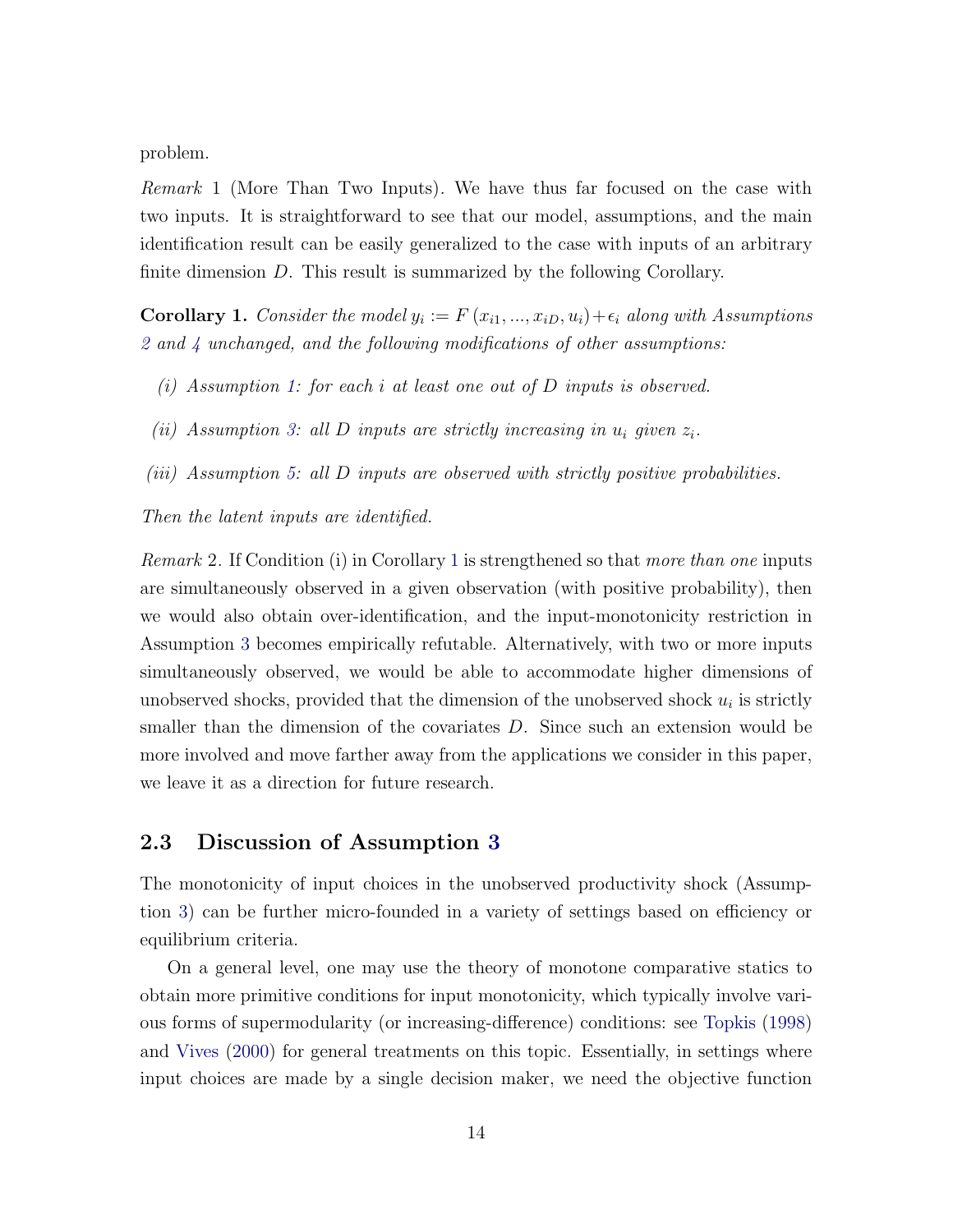problem.

*Remark* 1 (More Than Two Inputs). We have thus far focused on the case with two inputs. It is straightforward to see that our model, assumptions, and the main identification result can be easily generalized to the case with inputs of an arbitrary finite dimension $D$. This result is summarized by the following Corollary.

**Corollary 1.** *Consider the model* $y_i := F(x_{i1}, ..., x_{iD}, u_i) + \epsilon_i$ *along with Assumptions 2 and 4 unchanged, and the following modifications of other assumptions:*

*(i) Assumption 1: for each $i$ at least one out of $D$ inputs is observed.*

*(ii) Assumption 3: all $D$ inputs are strictly increasing in $u_i$ given $z_i$.*

*(iii) Assumption 5: all $D$ inputs are observed with strictly positive probabilities.*

*Then the latent inputs are identified.*

*Remark* 2. If Condition (i) in Corollary 1 is strengthened so that *more than one* inputs are simultaneously observed in a given observation (with positive probability), then we would also obtain over-identification, and the input-monotonicity restriction in Assumption 3 becomes empirically refutable. Alternatively, with two or more inputs simultaneously observed, we would be able to accommodate higher dimensions of unobserved shocks, provided that the dimension of the unobserved shock $u_i$ is strictly smaller than the dimension of the covariates $D$. Since such an extension would be more involved and move farther away from the applications we consider in this paper, we leave it as a direction for future research.

### 2.3 Discussion of Assumption 3

The monotonicity of input choices in the unobserved productivity shock (Assumption 3) can be further micro-founded in a variety of settings based on efficiency or equilibrium criteria.

On a general level, one may use the theory of monotone comparative statics to obtain more primitive conditions for input monotonicity, which typically involve various forms of supermodularity (or increasing-difference) conditions: see Topkis (1998) and Vives (2000) for general treatments on this topic. Essentially, in settings where input choices are made by a single decision maker, we need the objective function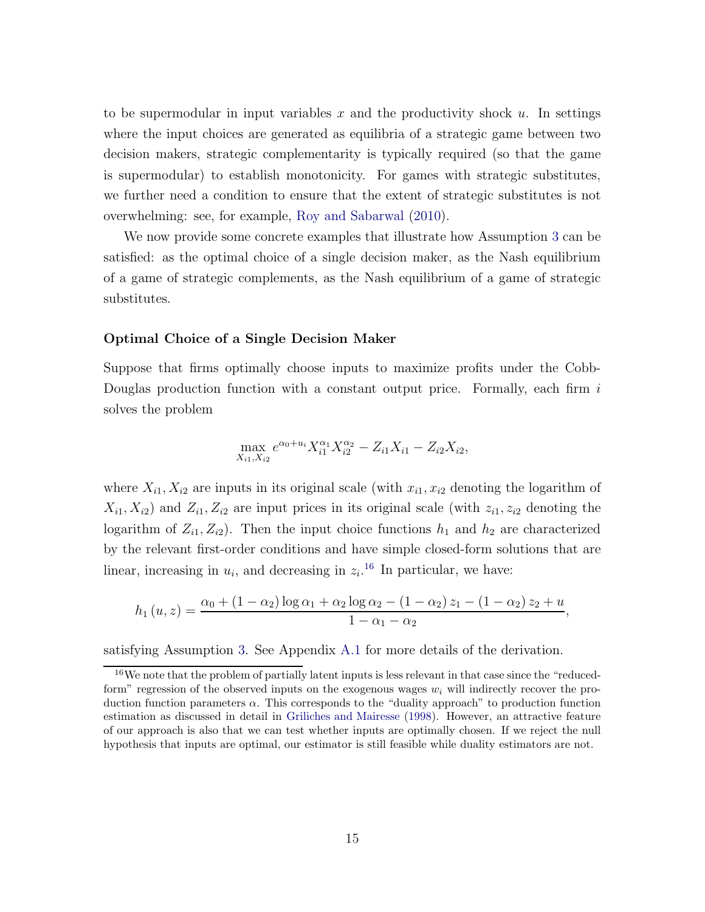to be supermodular in input variables $x$ and the productivity shock $u$. In settings where the input choices are generated as equilibria of a strategic game between two decision makers, strategic complementarity is typically required (so that the game is supermodular) to establish monotonicity. For games with strategic substitutes, we further need a condition to ensure that the extent of strategic substitutes is not overwhelming: see, for example, Roy and Sabarwal (2010).

We now provide some concrete examples that illustrate how Assumption 3 can be satisfied: as the optimal choice of a single decision maker, as the Nash equilibrium of a game of strategic complements, as the Nash equilibrium of a game of strategic substitutes.

#### Optimal Choice of a Single Decision Maker

Suppose that firms optimally choose inputs to maximize profits under the Cobb-Douglas production function with a constant output price. Formally, each firm $i$ solves the problem

$$\max_{X_{i1}, X_{i2}} e^{\alpha_0 + u_i} X_{i1}^{\alpha_1} X_{i2}^{\alpha_2} - Z_{i1} X_{i1} - Z_{i2} X_{i2},$$

where $X_{i1}, X_{i2}$ are inputs in its original scale (with $x_{i1}, x_{i2}$ denoting the logarithm of $X_{i1}, X_{i2}$) and $Z_{i1}, Z_{i2}$ are input prices in its original scale (with $z_{i1}, z_{i2}$ denoting the logarithm of $Z_{i1}, Z_{i2}$). Then the input choice functions $h_1$ and $h_2$ are characterized by the relevant first-order conditions and have simple closed-form solutions that are linear, increasing in $u_i$, and decreasing in $z_i$.[16] In particular, we have:

$$h_1 (u, z) = \frac{\alpha_0 + (1 - \alpha_2) \log \alpha_1 + \alpha_2 \log \alpha_2 - (1 - \alpha_2) z_1 - (1 - \alpha_2) z_2 + u}{1 - \alpha_1 - \alpha_2},$$

satisfying Assumption 3. See Appendix A.1 for more details of the derivation.

[16] We note that the problem of partially latent inputs is less relevant in that case since the "reduced-form" regression of the observed inputs on the exogenous wages $w_i$ will indirectly recover the production function parameters $\alpha$. This corresponds to the "duality approach" to production function estimation as discussed in detail in Griliches and Mairesse (1998). However, an attractive feature of our approach is also that we can test whether inputs are optimally chosen. If we reject the null hypothesis that inputs are optimal, our estimator is still feasible while duality estimators are not.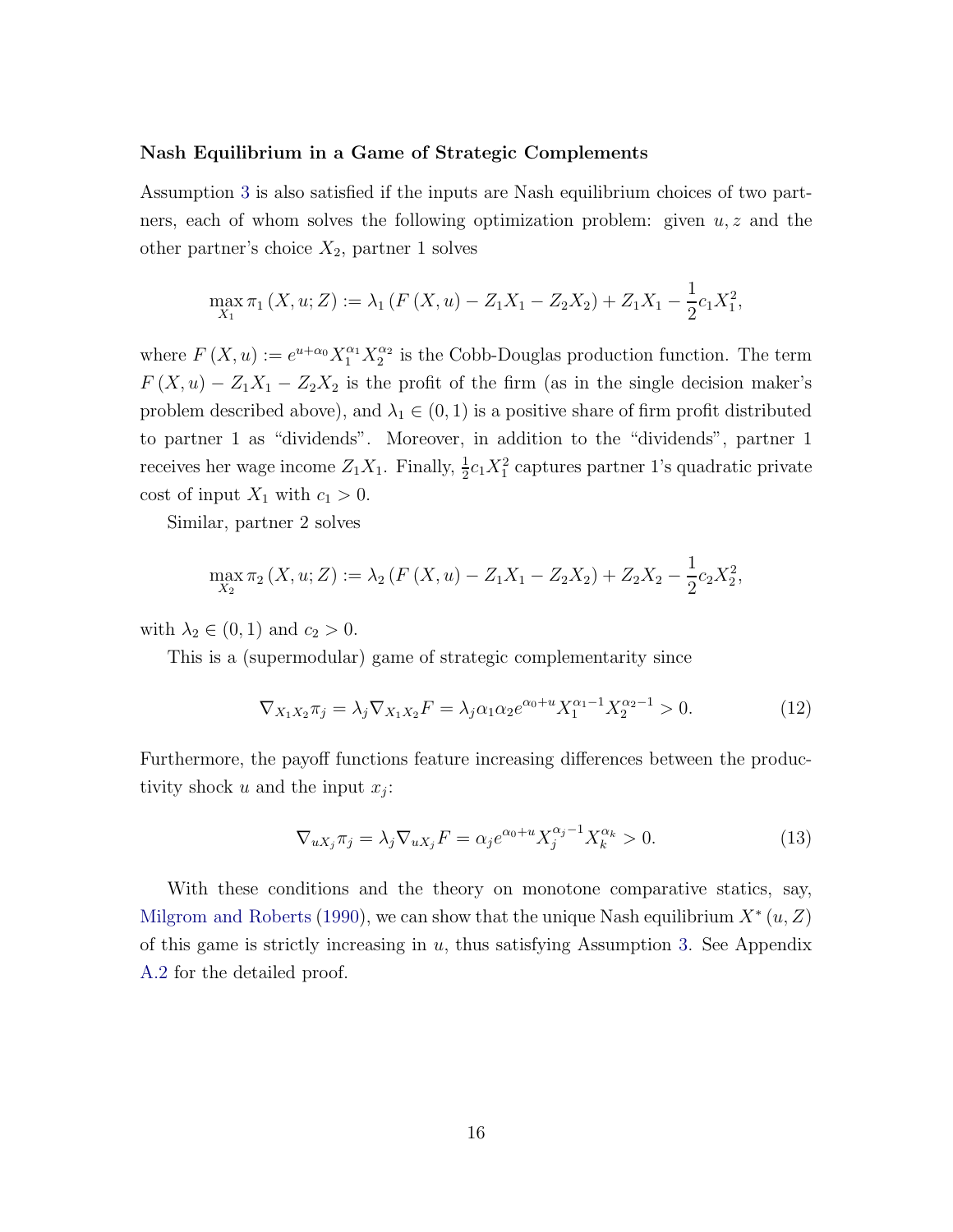**Nash Equilibrium in a Game of Strategic Complements**

Assumption 3 is also satisfied if the inputs are Nash equilibrium choices of two partners, each of whom solves the following optimization problem: given $u, z$ and the other partner's choice $X_2$, partner 1 solves

$$\max_{X_1} \pi_1 (X, u; Z) := \lambda_1 (F (X, u) - Z_1 X_1 - Z_2 X_2) + Z_1 X_1 - \frac{1}{2} c_1 X_1^2,$$

where $F(X, u) := e^{u+\alpha_0} X_1^{\alpha_1} X_2^{\alpha_2}$ is the Cobb-Douglas production function. The term $F(X, u) - Z_1 X_1 - Z_2 X_2$ is the profit of the firm (as in the single decision maker's problem described above), and $\lambda_1 \in (0, 1)$ is a positive share of firm profit distributed to partner 1 as "dividends". Moreover, in addition to the "dividends", partner 1 receives her wage income $Z_1 X_1$. Finally, $\frac{1}{2} c_1 X_1^2$ captures partner 1's quadratic private cost of input $X_1$ with $c_1 > 0$.

Similar, partner 2 solves

$$\max_{X_2} \pi_2 (X, u; Z) := \lambda_2 (F (X, u) - Z_1 X_1 - Z_2 X_2) + Z_2 X_2 - \frac{1}{2} c_2 X_2^2,$$

with $\lambda_2 \in (0, 1)$ and $c_2 > 0$.

This is a (supermodular) game of strategic complementarity since

$$\nabla_{X_1 X_2} \pi_j = \lambda_j \nabla_{X_1 X_2} F = \lambda_j \alpha_1 \alpha_2 e^{\alpha_0 + u} X_1^{\alpha_1 - 1} X_2^{\alpha_2 - 1} > 0. \tag{12}$$

Furthermore, the payoff functions feature increasing differences between the productivity shock $u$ and the input $x_j$:

$$\nabla_{u X_j} \pi_j = \lambda_j \nabla_{u X_j} F = \alpha_j e^{\alpha_0 + u} X_j^{\alpha_j - 1} X_k^{\alpha_k} > 0. \tag{13}$$

With these conditions and the theory on monotone comparative statics, say, Milgrom and Roberts (1990), we can show that the unique Nash equilibrium $X^* (u, Z)$ of this game is strictly increasing in $u$, thus satisfying Assumption 3. See Appendix A.2 for the detailed proof.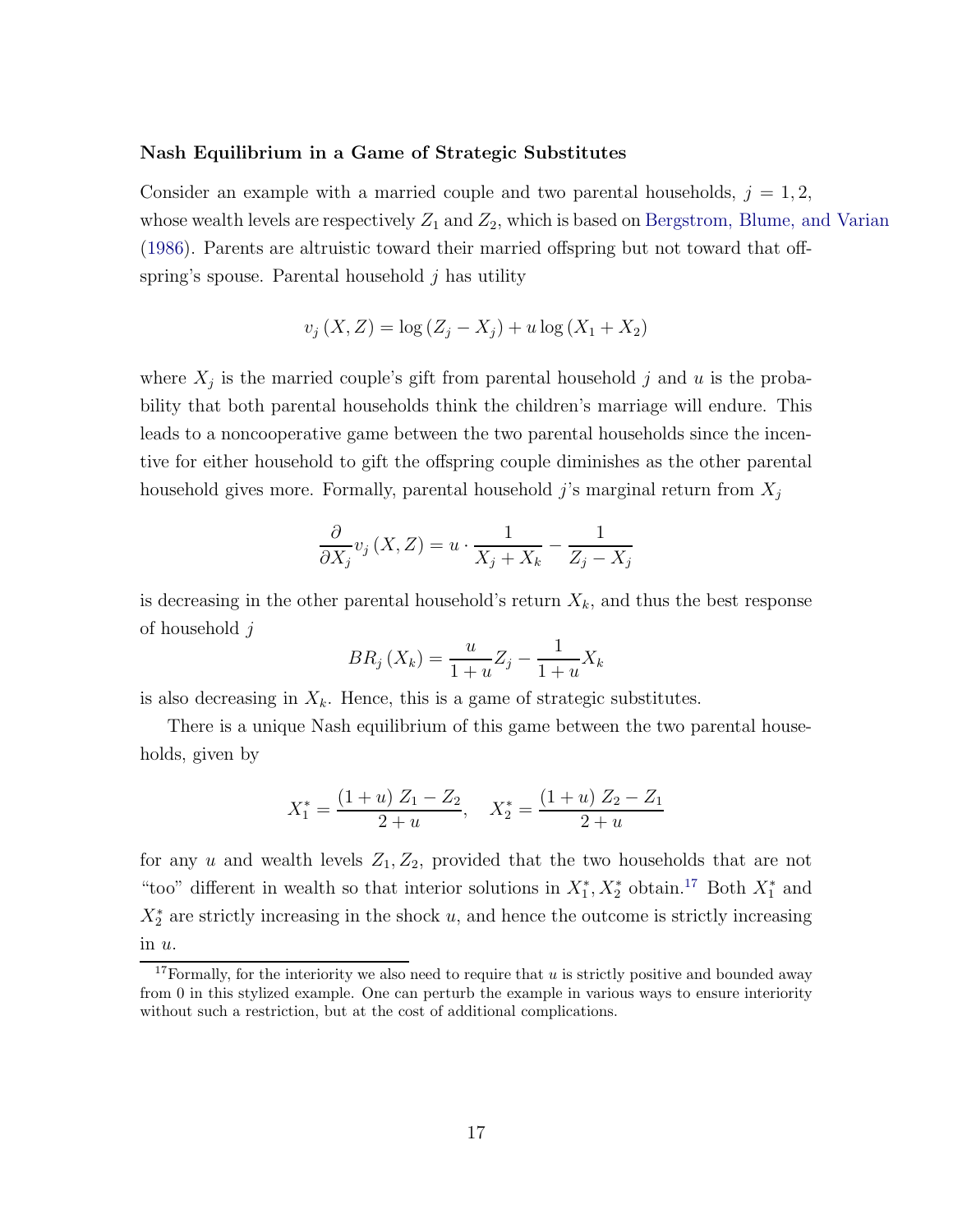**Nash Equilibrium in a Game of Strategic Substitutes**

Consider an example with a married couple and two parental households, $j = 1, 2$, whose wealth levels are respectively $Z_1$ and $Z_2$, which is based on Bergstrom, Blume, and Varian (1986). Parents are altruistic toward their married offspring but not toward that offspring's spouse. Parental household $j$ has utility

$$v_j(X, Z) = \log(Z_j - X_j) + u \log(X_1 + X_2)$$

where $X_j$ is the married couple's gift from parental household $j$ and $u$ is the probability that both parental households think the children's marriage will endure. This leads to a noncooperative game between the two parental households since the incentive for either household to gift the offspring couple diminishes as the other parental household gives more. Formally, parental household $j$'s marginal return from $X_j$

$$\frac{\partial}{\partial X_j} v_j(X, Z) = u \cdot \frac{1}{X_j + X_k} - \frac{1}{Z_j - X_j}$$

is decreasing in the other parental household's return $X_k$, and thus the best response of household $j$

$$BR_j(X_k) = \frac{u}{1+u} Z_j - \frac{1}{1+u} X_k$$

is also decreasing in $X_k$. Hence, this is a game of strategic substitutes.

There is a unique Nash equilibrium of this game between the two parental households, given by

$$X_1^* = \frac{(1+u)\, Z_1 - Z_2}{2+u}, \quad X_2^* = \frac{(1+u)\, Z_2 - Z_1}{2+u}$$

for any $u$ and wealth levels $Z_1, Z_2$, provided that the two households that are not "too" different in wealth so that interior solutions in $X_1^*, X_2^*$ obtain.[17] Both $X_1^*$ and $X_2^*$ are strictly increasing in the shock $u$, and hence the outcome is strictly increasing in $u$.

---

[17] Formally, for the interiority we also need to require that $u$ is strictly positive and bounded away from 0 in this stylized example. One can perturb the example in various ways to ensure interiority without such a restriction, but at the cost of additional complications.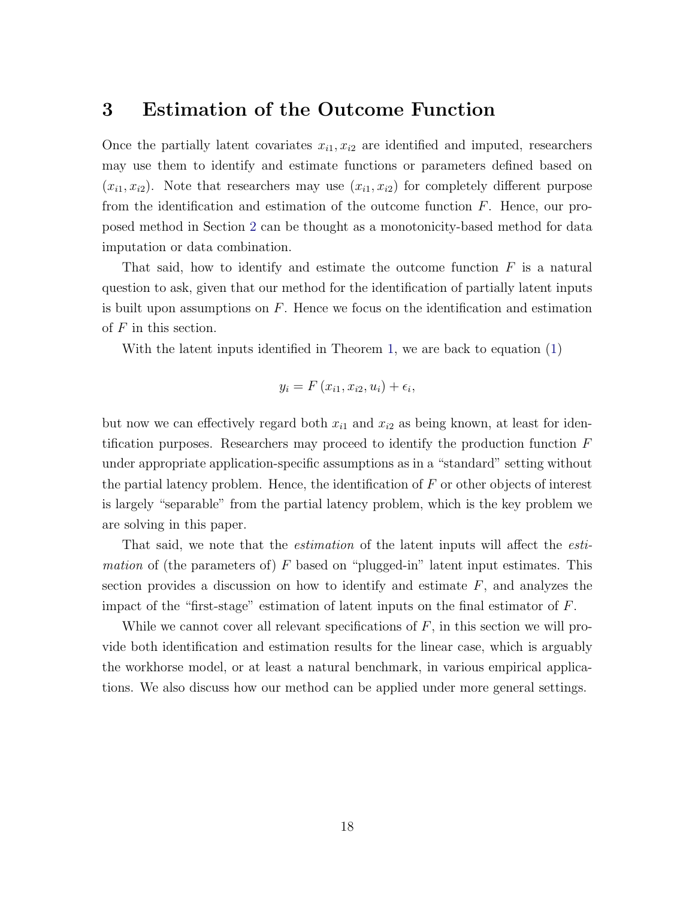# 3 Estimation of the Outcome Function

Once the partially latent covariates $x_{i1}, x_{i2}$ are identified and imputed, researchers may use them to identify and estimate functions or parameters defined based on $(x_{i1}, x_{i2})$. Note that researchers may use $(x_{i1}, x_{i2})$ for completely different purpose from the identification and estimation of the outcome function $F$. Hence, our proposed method in Section 2 can be thought as a monotonicity-based method for data imputation or data combination.

That said, how to identify and estimate the outcome function $F$ is a natural question to ask, given that our method for the identification of partially latent inputs is built upon assumptions on $F$. Hence we focus on the identification and estimation of $F$ in this section.

With the latent inputs identified in Theorem 1, we are back to equation (1)

$$y_i = F(x_{i1}, x_{i2}, u_i) + \epsilon_i,$$

but now we can effectively regard both $x_{i1}$ and $x_{i2}$ as being known, at least for identification purposes. Researchers may proceed to identify the production function $F$ under appropriate application-specific assumptions as in a "standard" setting without the partial latency problem. Hence, the identification of $F$ or other objects of interest is largely "separable" from the partial latency problem, which is the key problem we are solving in this paper.

That said, we note that the *estimation* of the latent inputs will affect the *estimation* of (the parameters of) $F$ based on "plugged-in" latent input estimates. This section provides a discussion on how to identify and estimate $F$, and analyzes the impact of the "first-stage" estimation of latent inputs on the final estimator of $F$.

While we cannot cover all relevant specifications of $F$, in this section we will provide both identification and estimation results for the linear case, which is arguably the workhorse model, or at least a natural benchmark, in various empirical applications. We also discuss how our method can be applied under more general settings.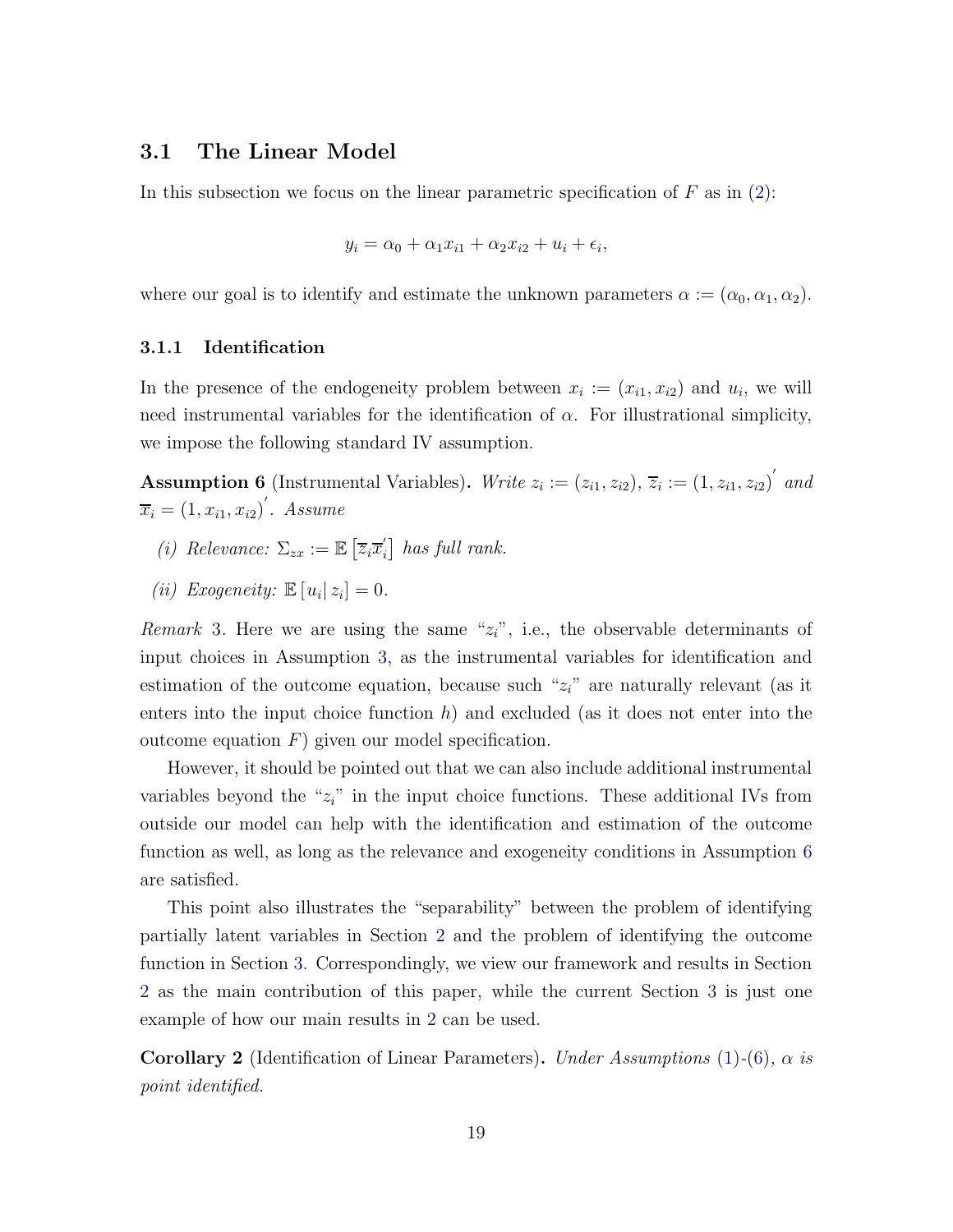### 3.1 The Linear Model

In this subsection we focus on the linear parametric specification of $F$ as in (2):

$$y_i = \alpha_0 + \alpha_1 x_{i1} + \alpha_2 x_{i2} + u_i + \epsilon_i,$$

where our goal is to identify and estimate the unknown parameters $\alpha := (\alpha_0, \alpha_1, \alpha_2)$.

#### 3.1.1 Identification

In the presence of the endogeneity problem between $x_i := (x_{i1}, x_{i2})$ and $u_i$, we will need instrumental variables for the identification of $\alpha$. For illustrational simplicity, we impose the following standard IV assumption.

**Assumption 6** (Instrumental Variables). *Write $z_i := (z_{i1}, z_{i2})$, $\overline{z}_i := (1, z_{i1}, z_{i2})'$ and $\overline{x}_i = (1, x_{i1}, x_{i2})'$. Assume*

*(i) Relevance: $\Sigma_{zx} := \mathbb{E}\left[\overline{z}_i \overline{x}_i'\right]$ has full rank.*

*(ii) Exogeneity: $\mathbb{E}\left[u_i | z_i\right] = 0$.*

*Remark* 3. Here we are using the same "$z_i$", i.e., the observable determinants of input choices in Assumption 3, as the instrumental variables for identification and estimation of the outcome equation, because such "$z_i$" are naturally relevant (as it enters into the input choice function $h$) and excluded (as it does not enter into the outcome equation $F$) given our model specification.

However, it should be pointed out that we can also include additional instrumental variables beyond the "$z_i$" in the input choice functions. These additional IVs from outside our model can help with the identification and estimation of the outcome function as well, as long as the relevance and exogeneity conditions in Assumption 6 are satisfied.

This point also illustrates the "separability" between the problem of identifying partially latent variables in Section 2 and the problem of identifying the outcome function in Section 3. Correspondingly, we view our framework and results in Section 2 as the main contribution of this paper, while the current Section 3 is just one example of how our main results in 2 can be used.

**Corollary 2** (Identification of Linear Parameters). *Under Assumptions (1)-(6), $\alpha$ is point identified.*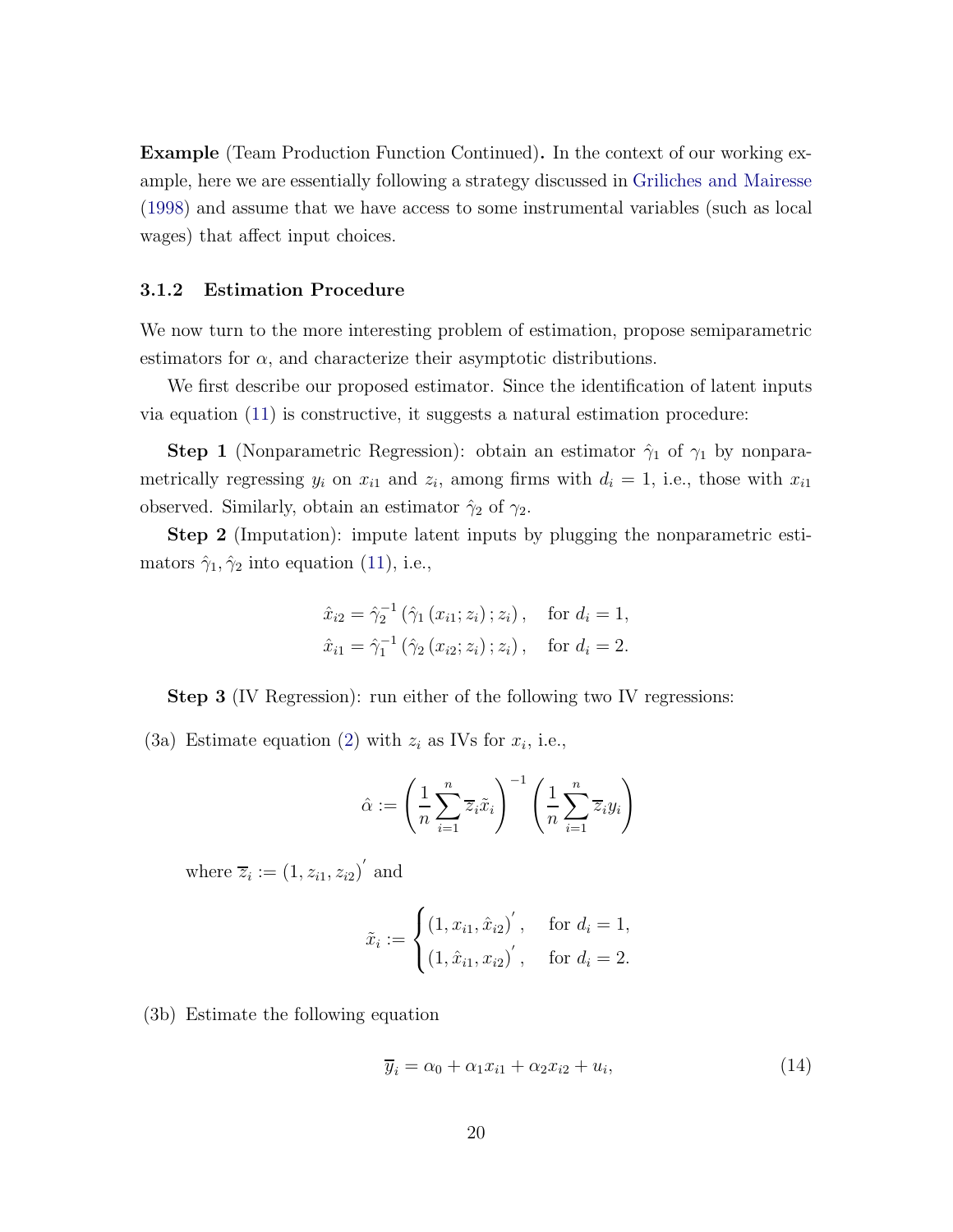**Example** (Team Production Function Continued)**.** In the context of our working example, here we are essentially following a strategy discussed in Griliches and Mairesse (1998) and assume that we have access to some instrumental variables (such as local wages) that affect input choices.

### 3.1.2 Estimation Procedure

We now turn to the more interesting problem of estimation, propose semiparametric estimators for $\alpha$, and characterize their asymptotic distributions.

We first describe our proposed estimator. Since the identification of latent inputs via equation (11) is constructive, it suggests a natural estimation procedure:

**Step 1** (Nonparametric Regression): obtain an estimator $\hat{\gamma}_1$ of $\gamma_1$ by nonparametrically regressing $y_i$ on $x_{i1}$ and $z_i$, among firms with $d_i = 1$, i.e., those with $x_{i1}$ observed. Similarly, obtain an estimator $\hat{\gamma}_2$ of $\gamma_2$.

**Step 2** (Imputation): impute latent inputs by plugging the nonparametric estimators $\hat{\gamma}_1, \hat{\gamma}_2$ into equation (11), i.e.,

$$
\begin{aligned}
\hat{x}_{i2} &= \hat{\gamma}_2^{-1}\left(\hat{\gamma}_1\left(x_{i1}; z_i\right); z_i\right), \quad \text{for } d_i = 1, \\
\hat{x}_{i1} &= \hat{\gamma}_1^{-1}\left(\hat{\gamma}_2\left(x_{i2}; z_i\right); z_i\right), \quad \text{for } d_i = 2.
\end{aligned}
$$

**Step 3** (IV Regression): run either of the following two IV regressions:

(3a) Estimate equation (2) with $z_i$ as IVs for $x_i$, i.e.,

$$
\hat{\alpha} := \left(\frac{1}{n}\sum_{i=1}^{n} \overline{z}_i \tilde{x}_i\right)^{-1} \left(\frac{1}{n}\sum_{i=1}^{n} \overline{z}_i y_i\right)
$$

where $\overline{z}_i := (1, z_{i1}, z_{i2})^{'}$ and

$$
\tilde{x}_i := \begin{cases} (1, x_{i1}, \hat{x}_{i2})^{'}, & \text{for } d_i = 1, \\ (1, \hat{x}_{i1}, x_{i2})^{'}, & \text{for } d_i = 2. \end{cases}
$$

(3b) Estimate the following equation

$$
\overline{y}_i = \alpha_0 + \alpha_1 x_{i1} + \alpha_2 x_{i2} + u_i, \tag{14}
$$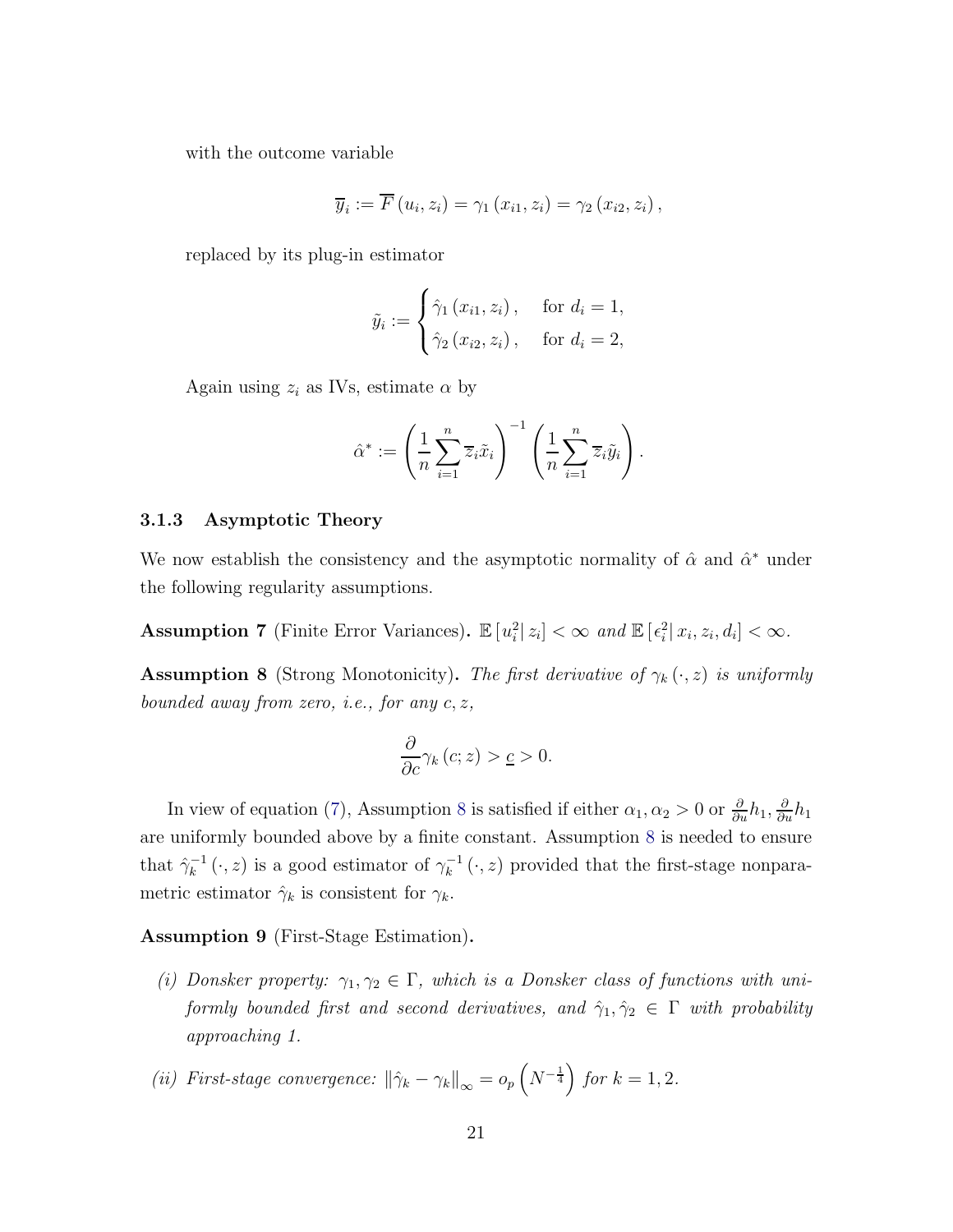with the outcome variable

$$\overline{y}_i := \overline{F}(u_i, z_i) = \gamma_1(x_{i1}, z_i) = \gamma_2(x_{i2}, z_i),$$

replaced by its plug-in estimator

$$\tilde{y}_i := \begin{cases} \hat{\gamma}_1(x_{i1}, z_i), & \text{for } d_i = 1, \\ \hat{\gamma}_2(x_{i2}, z_i), & \text{for } d_i = 2, \end{cases}$$

Again using $z_i$ as IVs, estimate $\alpha$ by

$$\hat{\alpha}^* := \left(\frac{1}{n}\sum_{i=1}^{n} \overline{z}_i \tilde{x}_i\right)^{-1} \left(\frac{1}{n}\sum_{i=1}^{n} \overline{z}_i \tilde{y}_i\right).$$

### 3.1.3 Asymptotic Theory

We now establish the consistency and the asymptotic normality of $\hat{\alpha}$ and $\hat{\alpha}^*$ under the following regularity assumptions.

**Assumption 7** (Finite Error Variances). *$\mathbb{E}\left[u_i^2 \middle| z_i\right] < \infty$ and $\mathbb{E}\left[\epsilon_i^2 \middle| x_i, z_i, d_i\right] < \infty$.*

**Assumption 8** (Strong Monotonicity). *The first derivative of $\gamma_k(\cdot, z)$ is uniformly bounded away from zero, i.e., for any $c, z$,*

$$\frac{\partial}{\partial c}\gamma_k(c; z) > \underline{c} > 0.$$

In view of equation (7), Assumption 8 is satisfied if either $\alpha_1, \alpha_2 > 0$ or $\frac{\partial}{\partial u}h_1, \frac{\partial}{\partial u}h_1$ are uniformly bounded above by a finite constant. Assumption 8 is needed to ensure that $\hat{\gamma}_k^{-1}(\cdot, z)$ is a good estimator of $\gamma_k^{-1}(\cdot, z)$ provided that the first-stage nonparametric estimator $\hat{\gamma}_k$ is consistent for $\gamma_k$.

**Assumption 9** (First-Stage Estimation).

*(i) Donsker property: $\gamma_1, \gamma_2 \in \Gamma$, which is a Donsker class of functions with uniformly bounded first and second derivatives, and $\hat{\gamma}_1, \hat{\gamma}_2 \in \Gamma$ with probability approaching 1.*

*(ii) First-stage convergence: $\left\|\hat{\gamma}_k - \gamma_k\right\|_\infty = o_p\left(N^{-\frac{1}{4}}\right)$ for $k = 1, 2$.*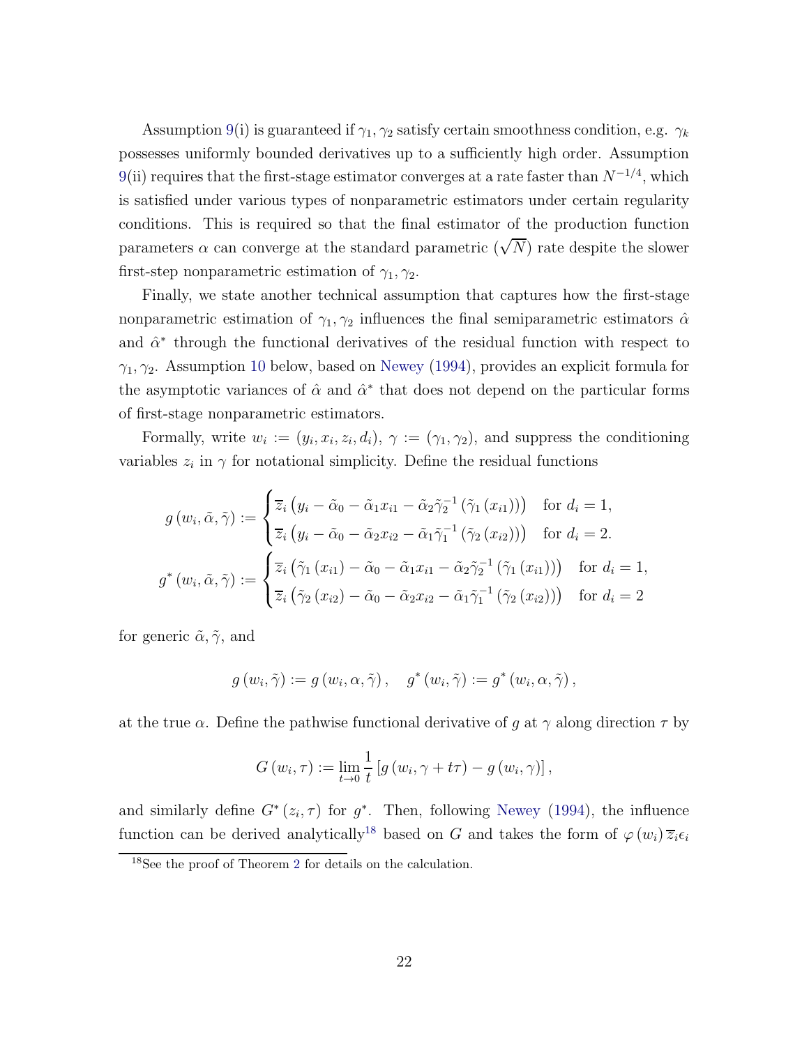Assumption 9(i) is guaranteed if $\gamma_1, \gamma_2$ satisfy certain smoothness condition, e.g. $\gamma_k$ possesses uniformly bounded derivatives up to a sufficiently high order. Assumption 9(ii) requires that the first-stage estimator converges at a rate faster than $N^{-1/4}$, which is satisfied under various types of nonparametric estimators under certain regularity conditions. This is required so that the final estimator of the production function parameters $\alpha$ can converge at the standard parametric ($\sqrt{N}$) rate despite the slower first-step nonparametric estimation of $\gamma_1, \gamma_2$.

Finally, we state another technical assumption that captures how the first-stage nonparametric estimation of $\gamma_1, \gamma_2$ influences the final semiparametric estimators $\hat{\alpha}$ and $\hat{\alpha}^*$ through the functional derivatives of the residual function with respect to $\gamma_1, \gamma_2$. Assumption 10 below, based on Newey (1994), provides an explicit formula for the asymptotic variances of $\hat{\alpha}$ and $\hat{\alpha}^*$ that does not depend on the particular forms of first-stage nonparametric estimators.

Formally, write $w_i := (y_i, x_i, z_i, d_i)$, $\gamma := (\gamma_1, \gamma_2)$, and suppress the conditioning variables $z_i$ in $\gamma$ for notational simplicity. Define the residual functions

$$g(w_i, \tilde{\alpha}, \tilde{\gamma}) := \begin{cases} \overline{z}_i \left( y_i - \tilde{\alpha}_0 - \tilde{\alpha}_1 x_{i1} - \tilde{\alpha}_2 \tilde{\gamma}_2^{-1}(\tilde{\gamma}_1(x_{i1})) \right) & \text{for } d_i = 1, \\ \overline{z}_i \left( y_i - \tilde{\alpha}_0 - \tilde{\alpha}_2 x_{i2} - \tilde{\alpha}_1 \tilde{\gamma}_1^{-1}(\tilde{\gamma}_2(x_{i2})) \right) & \text{for } d_i = 2. \end{cases}$$

$$g^*(w_i, \tilde{\alpha}, \tilde{\gamma}) := \begin{cases} \overline{z}_i \left( \tilde{\gamma}_1(x_{i1}) - \tilde{\alpha}_0 - \tilde{\alpha}_1 x_{i1} - \tilde{\alpha}_2 \tilde{\gamma}_2^{-1}(\tilde{\gamma}_1(x_{i1})) \right) & \text{for } d_i = 1, \\ \overline{z}_i \left( \tilde{\gamma}_2(x_{i2}) - \tilde{\alpha}_0 - \tilde{\alpha}_2 x_{i2} - \tilde{\alpha}_1 \tilde{\gamma}_1^{-1}(\tilde{\gamma}_2(x_{i2})) \right) & \text{for } d_i = 2 \end{cases}$$

for generic $\tilde{\alpha}, \tilde{\gamma}$, and

$$g(w_i, \tilde{\gamma}) := g(w_i, \alpha, \tilde{\gamma}), \quad g^*(w_i, \tilde{\gamma}) := g^*(w_i, \alpha, \tilde{\gamma}),$$

at the true $\alpha$. Define the pathwise functional derivative of $g$ at $\gamma$ along direction $\tau$ by

$$G(w_i, \tau) := \lim_{t \to 0} \frac{1}{t} \left[ g(w_i, \gamma + t\tau) - g(w_i, \gamma) \right],$$

and similarly define $G^*(z_i, \tau)$ for $g^*$. Then, following Newey (1994), the influence function can be derived analytically[18] based on $G$ and takes the form of $\varphi(w_i)\,\overline{z}_i \epsilon_i$

[18] See the proof of Theorem 2 for details on the calculation.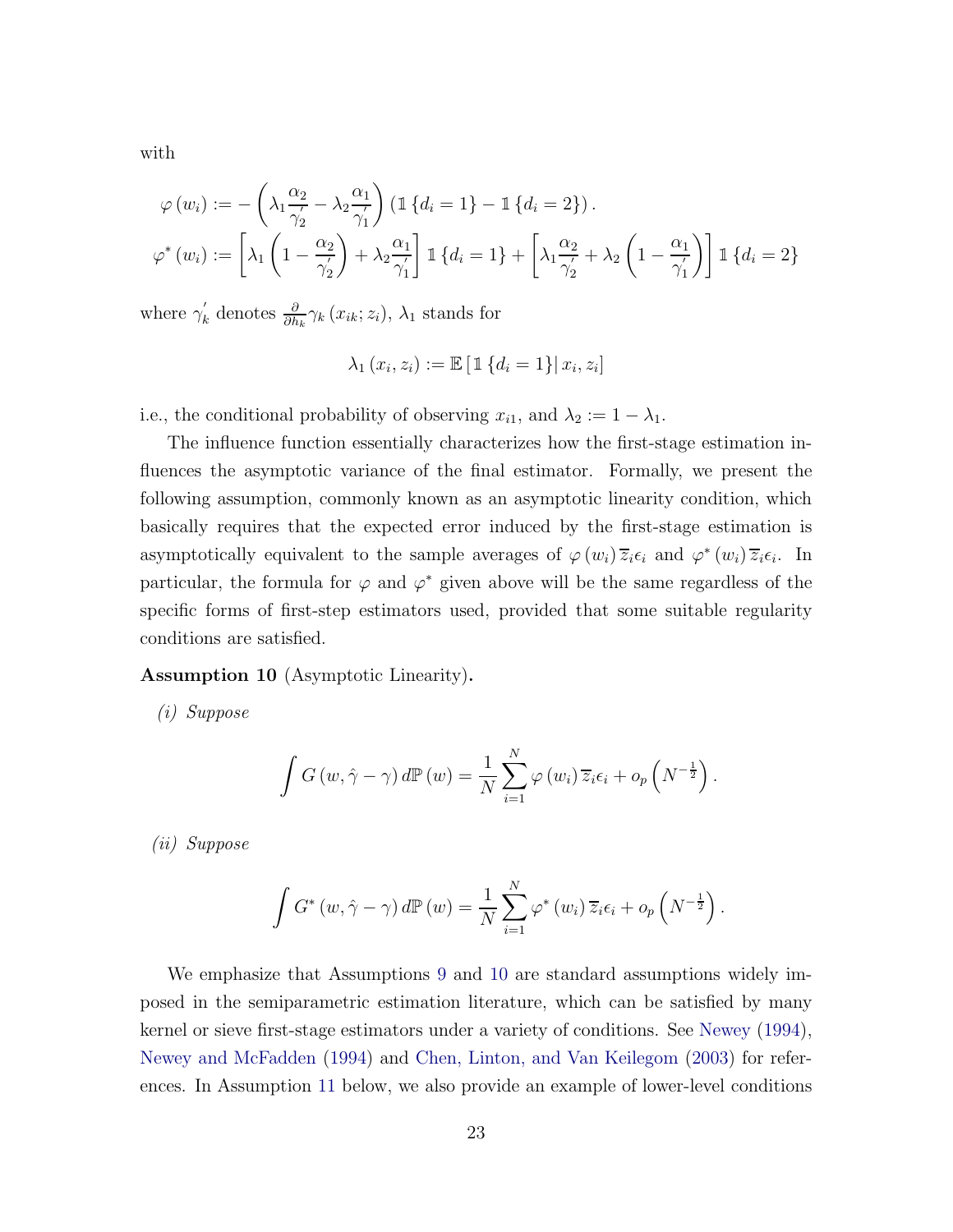with

$$
\begin{aligned}
\varphi\left(w_i\right) &:= -\left(\lambda_1 \frac{\alpha_2}{\gamma_2^{\prime}} - \lambda_2 \frac{\alpha_1}{\gamma_1^{\prime}}\right)\left(\mathbb{1}\left\{d_i = 1\right\} - \mathbb{1}\left\{d_i = 2\right\}\right). \\
\varphi^*\left(w_i\right) &:= \left[\lambda_1\left(1 - \frac{\alpha_2}{\gamma_2^{\prime}}\right) + \lambda_2 \frac{\alpha_1}{\gamma_1^{\prime}}\right] \mathbb{1}\left\{d_i = 1\right\} + \left[\lambda_1 \frac{\alpha_2}{\gamma_2^{\prime}} + \lambda_2\left(1 - \frac{\alpha_1}{\gamma_1^{\prime}}\right)\right] \mathbb{1}\left\{d_i = 2\right\}
\end{aligned}
$$

where $\gamma_k^{\prime}$ denotes $\frac{\partial}{\partial h_k} \gamma_k\left(x_{ik}; z_i\right)$, $\lambda_1$ stands for

$$
\lambda_1\left(x_i, z_i\right) := \mathbb{E}\left[\mathbb{1}\left\{d_i = 1\right\} \mid x_i, z_i\right]
$$

i.e., the conditional probability of observing $x_{i1}$, and $\lambda_2 := 1 - \lambda_1$.

The influence function essentially characterizes how the first-stage estimation influences the asymptotic variance of the final estimator. Formally, we present the following assumption, commonly known as an asymptotic linearity condition, which basically requires that the expected error induced by the first-stage estimation is asymptotically equivalent to the sample averages of $\varphi\left(w_i\right) \overline{z}_i \epsilon_i$ and $\varphi^*\left(w_i\right) \overline{z}_i \epsilon_i$. In particular, the formula for $\varphi$ and $\varphi^*$ given above will be the same regardless of the specific forms of first-step estimators used, provided that some suitable regularity conditions are satisfied.

**Assumption 10** (Asymptotic Linearity)**.**

*(i) Suppose*

$$
\int G\left(w, \hat{\gamma} - \gamma\right) d\mathbb{P}\left(w\right) = \frac{1}{N} \sum_{i=1}^{N} \varphi\left(w_i\right) \overline{z}_i \epsilon_i + o_p\left(N^{-\frac{1}{2}}\right).
$$

*(ii) Suppose*

$$
\int G^*\left(w, \hat{\gamma} - \gamma\right) d\mathbb{P}\left(w\right) = \frac{1}{N} \sum_{i=1}^{N} \varphi^*\left(w_i\right) \overline{z}_i \epsilon_i + o_p\left(N^{-\frac{1}{2}}\right).
$$

We emphasize that Assumptions 9 and 10 are standard assumptions widely imposed in the semiparametric estimation literature, which can be satisfied by many kernel or sieve first-stage estimators under a variety of conditions. See Newey (1994), Newey and McFadden (1994) and Chen, Linton, and Van Keilegom (2003) for references. In Assumption 11 below, we also provide an example of lower-level conditions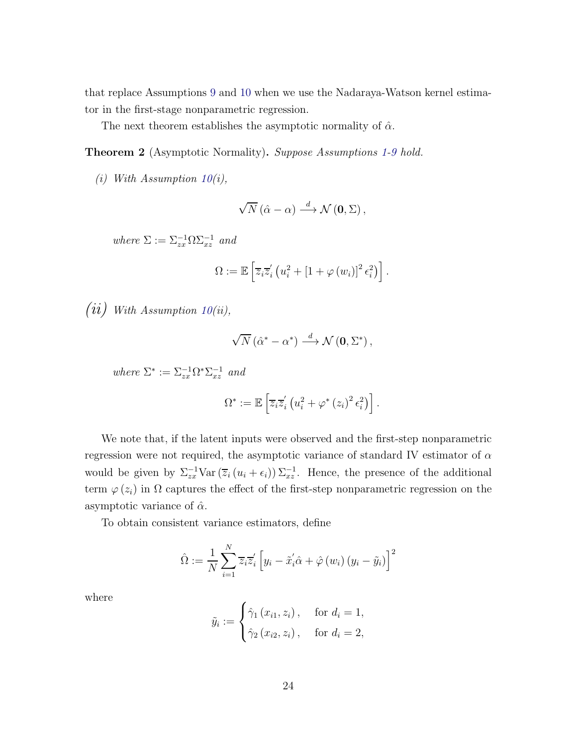that replace Assumptions 9 and 10 when we use the Nadaraya-Watson kernel estimator in the first-stage nonparametric regression.

The next theorem establishes the asymptotic normality of $\hat{\alpha}$.

**Theorem 2** (Asymptotic Normality)**.** *Suppose Assumptions 1-9 hold.*

*(i) With Assumption 10(i),*

$$\sqrt{N}\left(\hat{\alpha}-\alpha\right) \xrightarrow{d} \mathcal{N}\left(\mathbf{0},\Sigma\right),$$

*where* $\Sigma := \Sigma_{zx}^{-1}\Omega\Sigma_{xz}^{-1}$ *and*

$$\Omega := \mathbb{E}\left[\overline{z}_i\overline{z}_i'\left(u_i^2 + \left[1+\varphi\left(w_i\right)\right]^2\epsilon_i^2\right)\right].$$

*(ii) With Assumption 10(ii),*

$$\sqrt{N}\left(\hat{\alpha}^*-\alpha^*\right) \xrightarrow{d} \mathcal{N}\left(\mathbf{0},\Sigma^*\right),$$

*where* $\Sigma^* := \Sigma_{zx}^{-1}\Omega^*\Sigma_{xz}^{-1}$ *and*

$$\Omega^* := \mathbb{E}\left[\overline{z}_i\overline{z}_i'\left(u_i^2 + \varphi^*\left(z_i\right)^2\epsilon_i^2\right)\right].$$

We note that, if the latent inputs were observed and the first-step nonparametric regression were not required, the asymptotic variance of standard IV estimator of $\alpha$ would be given by $\Sigma_{zx}^{-1}\mathrm{Var}\left(\overline{z}_i\left(u_i+\epsilon_i\right)\right)\Sigma_{xz}^{-1}$. Hence, the presence of the additional term $\varphi\left(z_i\right)$ in $\Omega$ captures the effect of the first-step nonparametric regression on the asymptotic variance of $\hat{\alpha}$.

To obtain consistent variance estimators, define

$$\hat{\Omega} := \frac{1}{N}\sum_{i=1}^{N}\overline{z}_i\overline{z}_i'\left[y_i - \tilde{x}_i'\hat{\alpha} + \hat{\varphi}\left(w_i\right)\left(y_i-\tilde{y}_i\right)\right]^2$$

where

$$\tilde{y}_i := \begin{cases} \hat{\gamma}_1\left(x_{i1},z_i\right), & \text{for } d_i = 1, \\ \hat{\gamma}_2\left(x_{i2},z_i\right), & \text{for } d_i = 2, \end{cases}$$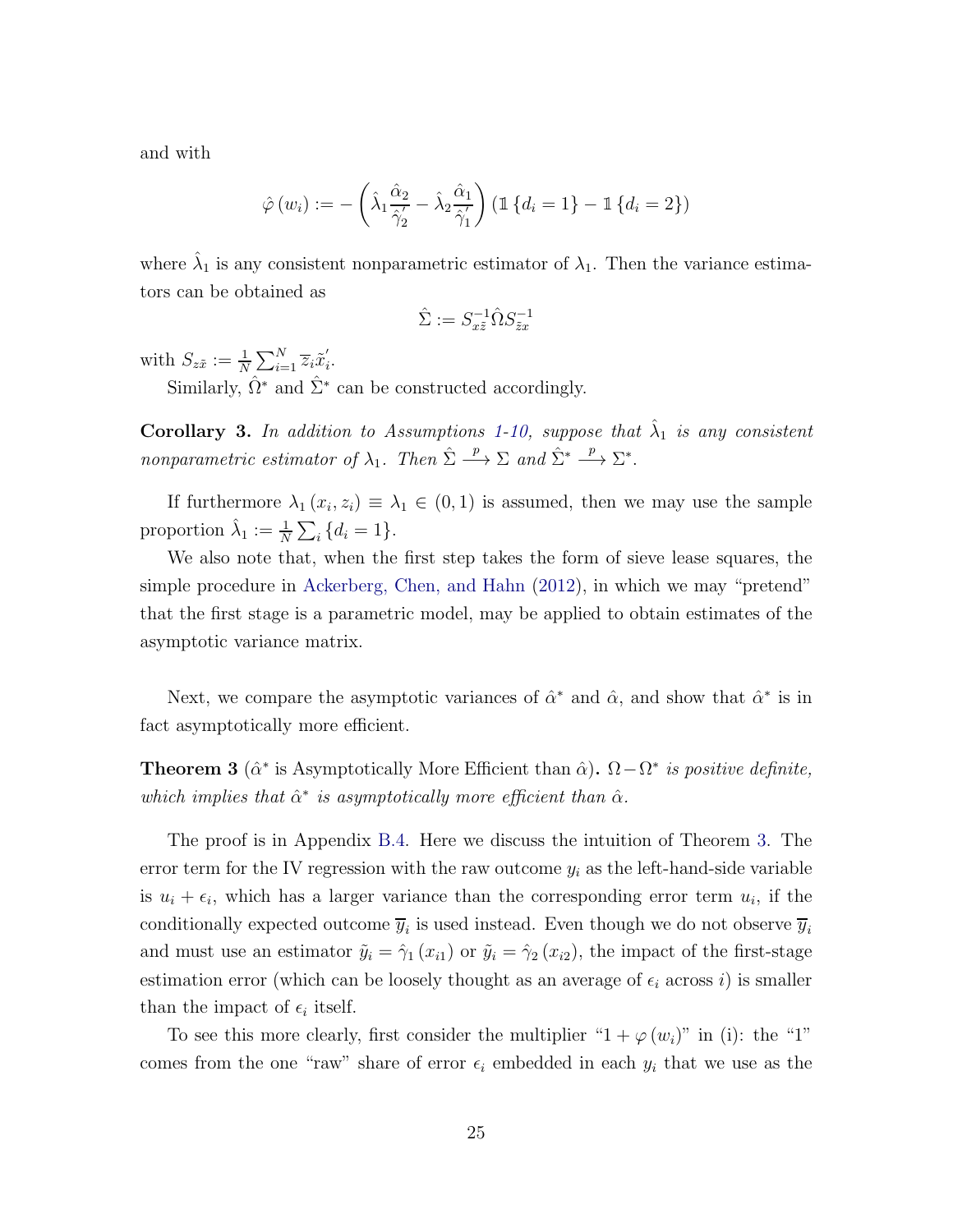and with

$$\hat{\varphi}(w_i) := -\left(\hat{\lambda}_1 \frac{\hat{\alpha}_2}{\hat{\gamma}_2'} - \hat{\lambda}_2 \frac{\hat{\alpha}_1}{\hat{\gamma}_1'}\right)(\mathbb{1}\{d_i = 1\} - \mathbb{1}\{d_i = 2\})$$

where $\hat{\lambda}_1$ is any consistent nonparametric estimator of $\lambda_1$. Then the variance estimators can be obtained as

$$\hat{\Sigma} := S_{x\tilde{z}}^{-1} \hat{\Omega} S_{\tilde{z}x}^{-1}$$

with $S_{z\tilde{x}} := \frac{1}{N}\sum_{i=1}^{N} \overline{z}_i \tilde{x}_i'$.

Similarly, $\hat{\Omega}^*$ and $\hat{\Sigma}^*$ can be constructed accordingly.

**Corollary 3.** *In addition to Assumptions 1-10, suppose that $\hat{\lambda}_1$ is any consistent nonparametric estimator of $\lambda_1$. Then $\hat{\Sigma} \overset{p}{\longrightarrow} \Sigma$ and $\hat{\Sigma}^* \overset{p}{\longrightarrow} \Sigma^*$.*

If furthermore $\lambda_1(x_i, z_i) \equiv \lambda_1 \in (0, 1)$ is assumed, then we may use the sample proportion $\hat{\lambda}_1 := \frac{1}{N}\sum_i \{d_i = 1\}$.

We also note that, when the first step takes the form of sieve lease squares, the simple procedure in Ackerberg, Chen, and Hahn (2012), in which we may "pretend" that the first stage is a parametric model, may be applied to obtain estimates of the asymptotic variance matrix.

Next, we compare the asymptotic variances of $\hat{\alpha}^*$ and $\hat{\alpha}$, and show that $\hat{\alpha}^*$ is in fact asymptotically more efficient.

**Theorem 3** **($\hat{\alpha}^*$ is Asymptotically More Efficient than $\hat{\alpha}$).** *$\Omega - \Omega^*$ is positive definite, which implies that $\hat{\alpha}^*$ is asymptotically more efficient than $\hat{\alpha}$.*

The proof is in Appendix B.4. Here we discuss the intuition of Theorem 3. The error term for the IV regression with the raw outcome $y_i$ as the left-hand-side variable is $u_i + \epsilon_i$, which has a larger variance than the corresponding error term $u_i$, if the conditionally expected outcome $\overline{y}_i$ is used instead. Even though we do not observe $\overline{y}_i$ and must use an estimator $\tilde{y}_i = \hat{\gamma}_1(x_{i1})$ or $\tilde{y}_i = \hat{\gamma}_2(x_{i2})$, the impact of the first-stage estimation error (which can be loosely thought as an average of $\epsilon_i$ across $i$) is smaller than the impact of $\epsilon_i$ itself.

To see this more clearly, first consider the multiplier "$1 + \varphi(w_i)$" in (i): the "1" comes from the one "raw" share of error $\epsilon_i$ embedded in each $y_i$ that we use as the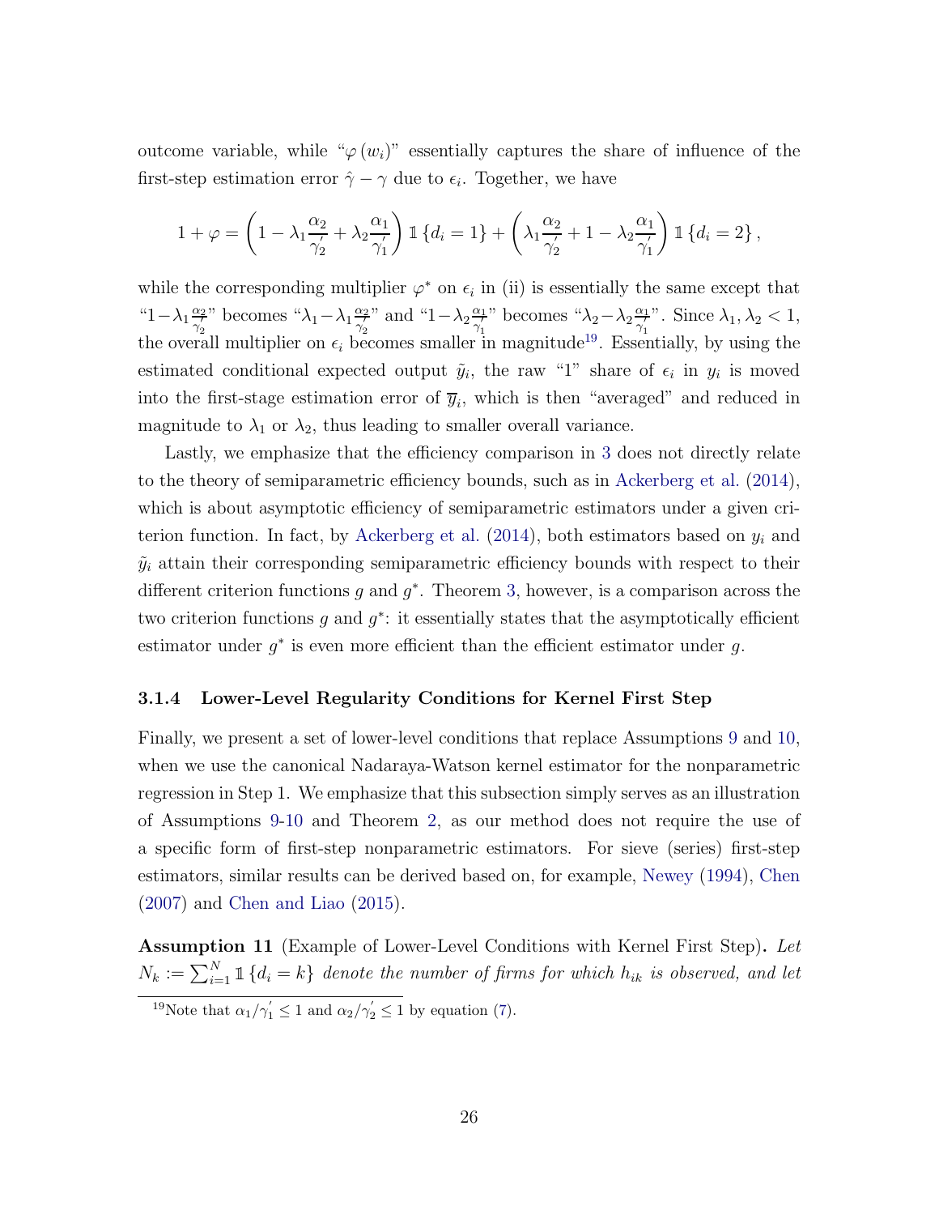outcome variable, while "$\varphi(w_i)$" essentially captures the share of influence of the first-step estimation error $\hat{\gamma} - \gamma$ due to $\epsilon_i$. Together, we have

$$1 + \varphi = \left(1 - \lambda_1 \frac{\alpha_2}{\gamma_2^{'}} + \lambda_2 \frac{\alpha_1}{\gamma_1^{'}}\right) \mathbb{1}\{d_i = 1\} + \left(\lambda_1 \frac{\alpha_2}{\gamma_2^{'}} + 1 - \lambda_2 \frac{\alpha_1}{\gamma_1^{'}}\right) \mathbb{1}\{d_i = 2\},$$

while the corresponding multiplier $\varphi^*$ on $\epsilon_i$ in (ii) is essentially the same except that "$1 - \lambda_1 \frac{\alpha_2}{\gamma_2^{'}}$" becomes "$\lambda_1 - \lambda_1 \frac{\alpha_2}{\gamma_2^{'}}$" and "$1 - \lambda_2 \frac{\alpha_1}{\gamma_1^{'}}$" becomes "$\lambda_2 - \lambda_2 \frac{\alpha_1}{\gamma_1^{'}}$". Since $\lambda_1, \lambda_2 < 1$, the overall multiplier on $\epsilon_i$ becomes smaller in magnitude[19]. Essentially, by using the estimated conditional expected output $\tilde{y}_i$, the raw "1" share of $\epsilon_i$ in $y_i$ is moved into the first-stage estimation error of $\overline{y}_i$, which is then "averaged" and reduced in magnitude to $\lambda_1$ or $\lambda_2$, thus leading to smaller overall variance.

Lastly, we emphasize that the efficiency comparison in 3 does not directly relate to the theory of semiparametric efficiency bounds, such as in Ackerberg et al. (2014), which is about asymptotic efficiency of semiparametric estimators under a given criterion function. In fact, by Ackerberg et al. (2014), both estimators based on $y_i$ and $\tilde{y}_i$ attain their corresponding semiparametric efficiency bounds with respect to their different criterion functions $g$ and $g^*$. Theorem 3, however, is a comparison across the two criterion functions $g$ and $g^*$: it essentially states that the asymptotically efficient estimator under $g^*$ is even more efficient than the efficient estimator under $g$.

### 3.1.4 Lower-Level Regularity Conditions for Kernel First Step

Finally, we present a set of lower-level conditions that replace Assumptions 9 and 10, when we use the canonical Nadaraya-Watson kernel estimator for the nonparametric regression in Step 1. We emphasize that this subsection simply serves as an illustration of Assumptions 9-10 and Theorem 2, as our method does not require the use of a specific form of first-step nonparametric estimators. For sieve (series) first-step estimators, similar results can be derived based on, for example, Newey (1994), Chen (2007) and Chen and Liao (2015).

**Assumption 11** (Example of Lower-Level Conditions with Kernel First Step)**.** *Let $N_k := \sum_{i=1}^{N} \mathbb{1}\{d_i = k\}$ denote the number of firms for which $h_{ik}$ is observed, and let*

[19] Note that $\alpha_1/\gamma_1^{'} \leq 1$ and $\alpha_2/\gamma_2^{'} \leq 1$ by equation (7).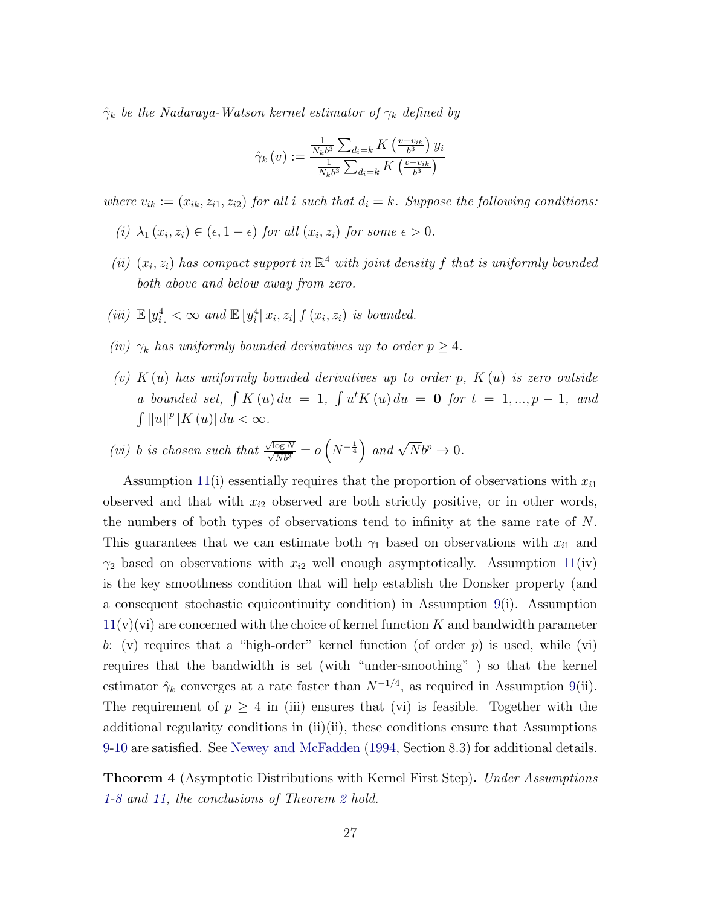*$\hat{\gamma}_k$ be the Nadaraya-Watson kernel estimator of $\gamma_k$ defined by*

$$\hat{\gamma}_k(v) := \frac{\frac{1}{N_k b^3} \sum_{d_i = k} K\left(\frac{v - v_{ik}}{b^3}\right) y_i}{\frac{1}{N_k b^3} \sum_{d_i = k} K\left(\frac{v - v_{ik}}{b^3}\right)}$$

*where $v_{ik} := (x_{ik}, z_{i1}, z_{i2})$ for all $i$ such that $d_i = k$. Suppose the following conditions:*

*(i) $\lambda_1(x_i, z_i) \in (\epsilon, 1 - \epsilon)$ for all $(x_i, z_i)$ for some $\epsilon > 0$.*

*(ii) $(x_i, z_i)$ has compact support in $\mathbb{R}^4$ with joint density $f$ that is uniformly bounded both above and below away from zero.*

*(iii) $\mathbb{E}[y_i^4] < \infty$ and $\mathbb{E}[y_i^4 | x_i, z_i] f(x_i, z_i)$ is bounded.*

*(iv) $\gamma_k$ has uniformly bounded derivatives up to order $p \geq 4$.*

*(v) $K(u)$ has uniformly bounded derivatives up to order $p$, $K(u)$ is zero outside a bounded set, $\int K(u)\, du = 1$, $\int u^t K(u)\, du = \mathbf{0}$ for $t = 1, ..., p-1$, and $\int \|u\|^p |K(u)|\, du < \infty$.*

*(vi) $b$ is chosen such that $\frac{\sqrt{\log N}}{\sqrt{N b^3}} = o\left(N^{-\frac{1}{4}}\right)$ and $\sqrt{N} b^p \to 0$.*

Assumption 11(i) essentially requires that the proportion of observations with $x_{i1}$ observed and that with $x_{i2}$ observed are both strictly positive, or in other words, the numbers of both types of observations tend to infinity at the same rate of $N$. This guarantees that we can estimate both $\gamma_1$ based on observations with $x_{i1}$ and $\gamma_2$ based on observations with $x_{i2}$ well enough asymptotically. Assumption 11(iv) is the key smoothness condition that will help establish the Donsker property (and a consequent stochastic equicontinuity condition) in Assumption 9(i). Assumption 11(v)(vi) are concerned with the choice of kernel function $K$ and bandwidth parameter $b$: (v) requires that a "high-order" kernel function (of order $p$) is used, while (vi) requires that the bandwidth is set (with "under-smoothing" ) so that the kernel estimator $\hat{\gamma}_k$ converges at a rate faster than $N^{-1/4}$, as required in Assumption 9(ii). The requirement of $p \geq 4$ in (iii) ensures that (vi) is feasible. Together with the additional regularity conditions in (ii)(ii), these conditions ensure that Assumptions 9-10 are satisfied. See Newey and McFadden (1994, Section 8.3) for additional details.

**Theorem 4** (Asymptotic Distributions with Kernel First Step)**.** *Under Assumptions 1-8 and 11, the conclusions of Theorem 2 hold.*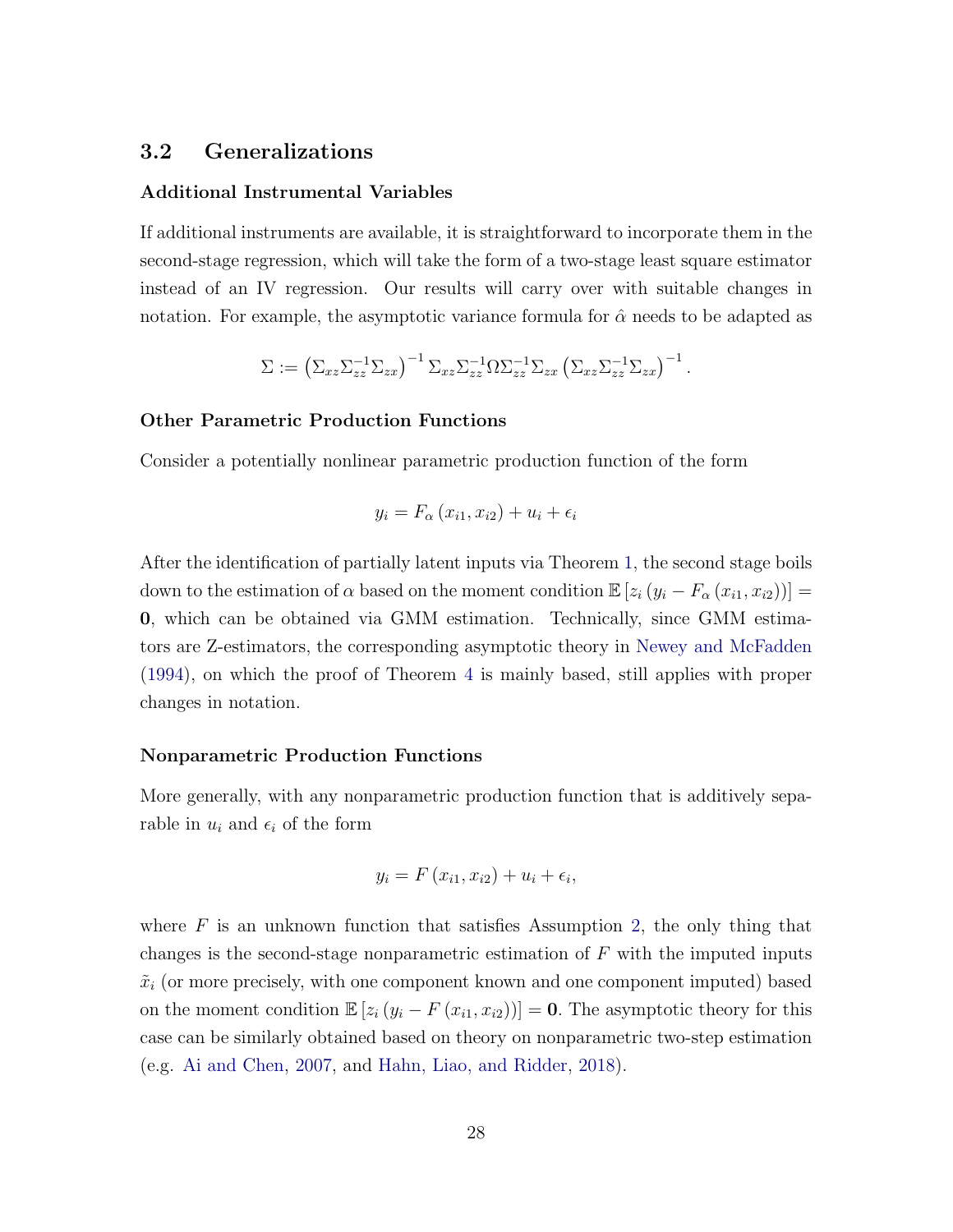## 3.2 Generalizations

### Additional Instrumental Variables

If additional instruments are available, it is straightforward to incorporate them in the second-stage regression, which will take the form of a two-stage least square estimator instead of an IV regression. Our results will carry over with suitable changes in notation. For example, the asymptotic variance formula for $\hat{\alpha}$ needs to be adapted as

$$\Sigma := \left(\Sigma_{xz}\Sigma_{zz}^{-1}\Sigma_{zx}\right)^{-1}\Sigma_{xz}\Sigma_{zz}^{-1}\Omega\Sigma_{zz}^{-1}\Sigma_{zx}\left(\Sigma_{xz}\Sigma_{zz}^{-1}\Sigma_{zx}\right)^{-1}.$$

### Other Parametric Production Functions

Consider a potentially nonlinear parametric production function of the form

$$y_i = F_\alpha\left(x_{i1}, x_{i2}\right) + u_i + \epsilon_i$$

After the identification of partially latent inputs via Theorem 1, the second stage boils down to the estimation of $\alpha$ based on the moment condition $\mathbb{E}\left[z_i\left(y_i - F_\alpha\left(x_{i1}, x_{i2}\right)\right)\right] = \mathbf{0}$, which can be obtained via GMM estimation. Technically, since GMM estimators are Z-estimators, the corresponding asymptotic theory in Newey and McFadden (1994), on which the proof of Theorem 4 is mainly based, still applies with proper changes in notation.

### Nonparametric Production Functions

More generally, with any nonparametric production function that is additively separable in $u_i$ and $\epsilon_i$ of the form

$$y_i = F\left(x_{i1}, x_{i2}\right) + u_i + \epsilon_i,$$

where $F$ is an unknown function that satisfies Assumption 2, the only thing that changes is the second-stage nonparametric estimation of $F$ with the imputed inputs $\tilde{x}_i$ (or more precisely, with one component known and one component imputed) based on the moment condition $\mathbb{E}\left[z_i\left(y_i - F\left(x_{i1}, x_{i2}\right)\right)\right] = \mathbf{0}$. The asymptotic theory for this case can be similarly obtained based on theory on nonparametric two-step estimation (e.g. Ai and Chen, 2007, and Hahn, Liao, and Ridder, 2018).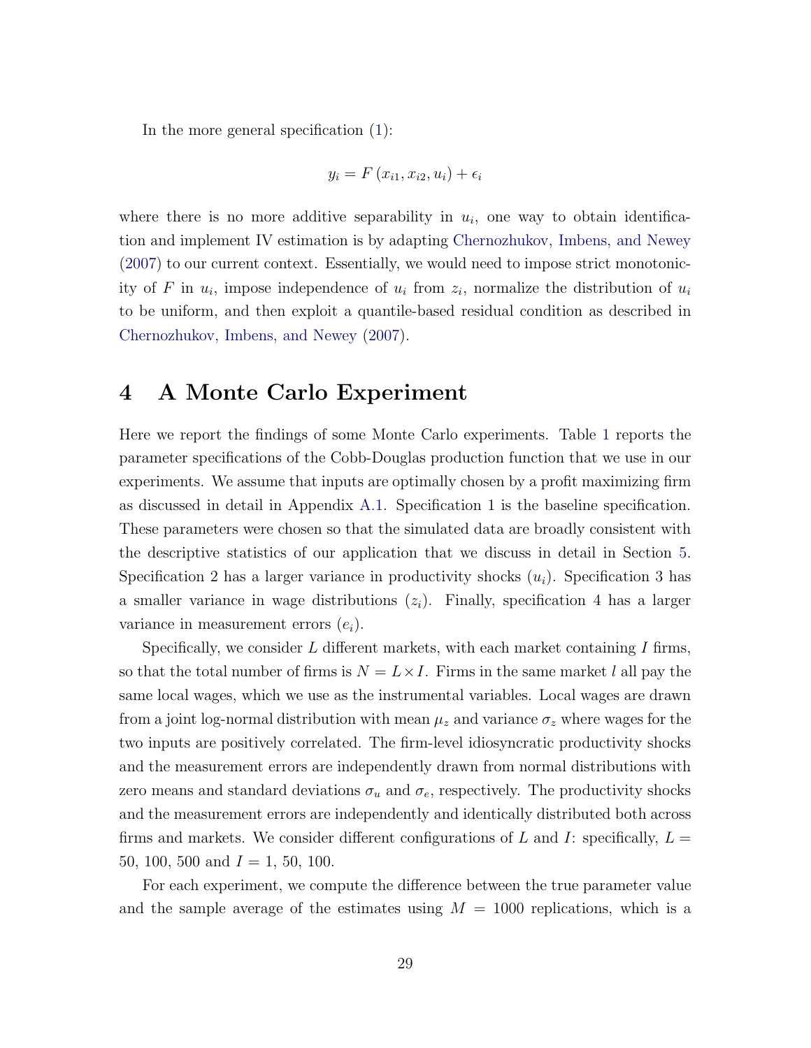In the more general specification (1):

$$y_i = F(x_{i1}, x_{i2}, u_i) + \epsilon_i$$

where there is no more additive separability in $u_i$, one way to obtain identification and implement IV estimation is by adapting Chernozhukov, Imbens, and Newey (2007) to our current context. Essentially, we would need to impose strict monotonicity of $F$ in $u_i$, impose independence of $u_i$ from $z_i$, normalize the distribution of $u_i$ to be uniform, and then exploit a quantile-based residual condition as described in Chernozhukov, Imbens, and Newey (2007).

# 4 A Monte Carlo Experiment

Here we report the findings of some Monte Carlo experiments. Table 1 reports the parameter specifications of the Cobb-Douglas production function that we use in our experiments. We assume that inputs are optimally chosen by a profit maximizing firm as discussed in detail in Appendix A.1. Specification 1 is the baseline specification. These parameters were chosen so that the simulated data are broadly consistent with the descriptive statistics of our application that we discuss in detail in Section 5. Specification 2 has a larger variance in productivity shocks ($u_i$). Specification 3 has a smaller variance in wage distributions ($z_i$). Finally, specification 4 has a larger variance in measurement errors ($e_i$).

Specifically, we consider $L$ different markets, with each market containing $I$ firms, so that the total number of firms is $N = L \times I$. Firms in the same market $l$ all pay the same local wages, which we use as the instrumental variables. Local wages are drawn from a joint log-normal distribution with mean $\mu_z$ and variance $\sigma_z$ where wages for the two inputs are positively correlated. The firm-level idiosyncratic productivity shocks and the measurement errors are independently drawn from normal distributions with zero means and standard deviations $\sigma_u$ and $\sigma_e$, respectively. The productivity shocks and the measurement errors are independently and identically distributed both across firms and markets. We consider different configurations of $L$ and $I$: specifically, $L =$ 50, 100, 500 and $I =$ 1, 50, 100.

For each experiment, we compute the difference between the true parameter value and the sample average of the estimates using $M = 1000$ replications, which is a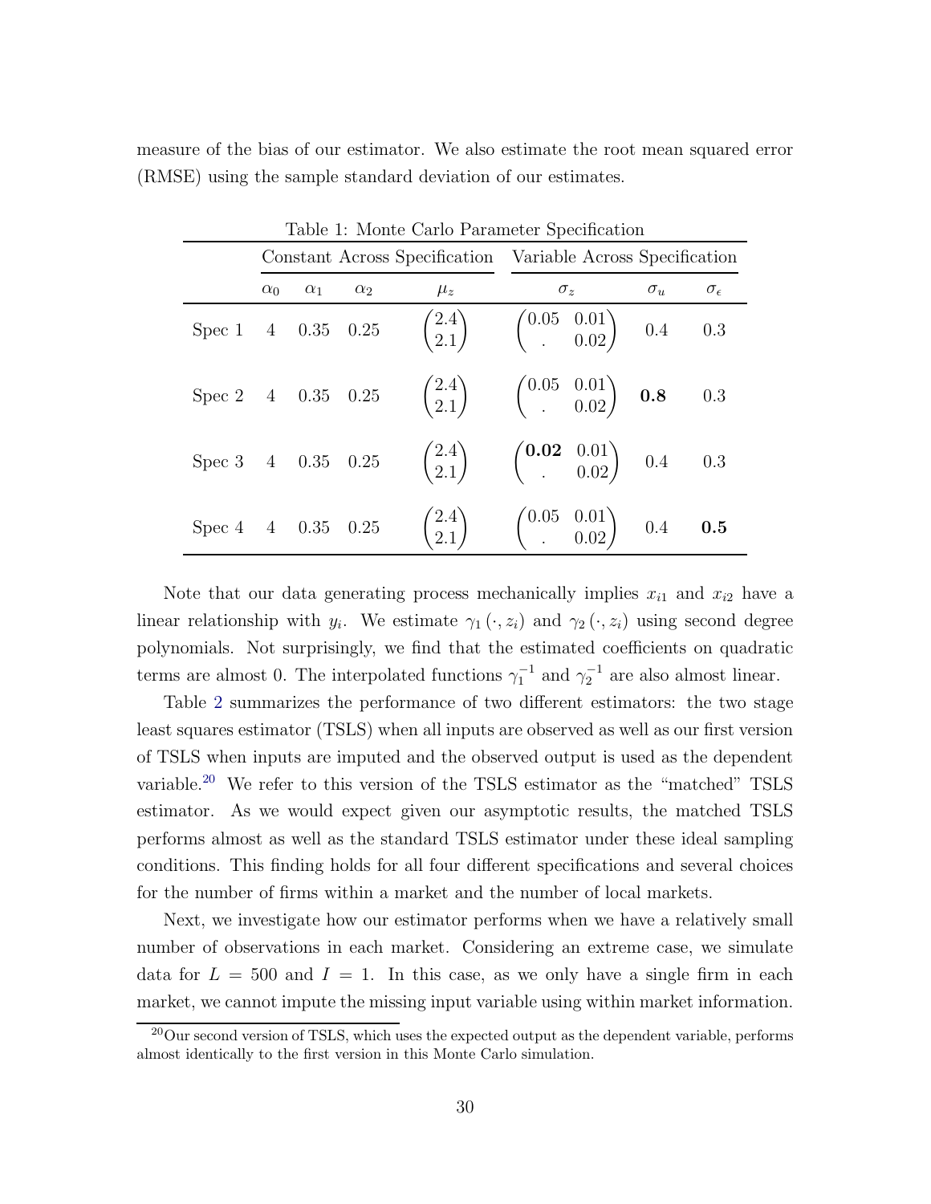measure of the bias of our estimator. We also estimate the root mean squared error (RMSE) using the sample standard deviation of our estimates.

Table 1: Monte Carlo Parameter Specification

| | Constant Across Specification | | | | Variable Across Specification | | |
|---|---|---|---|---|---|---|---|
| | $\alpha_0$ | $\alpha_1$ | $\alpha_2$ | $\mu_z$ | $\sigma_z$ | $\sigma_u$ | $\sigma_\epsilon$ |
| Spec 1 | 4 | 0.35 | 0.25 | $\begin{pmatrix} 2.4 \\ 2.1 \end{pmatrix}$ | $\begin{pmatrix} 0.05 & 0.01 \\ . & 0.02 \end{pmatrix}$ | 0.4 | 0.3 |
| Spec 2 | 4 | 0.35 | 0.25 | $\begin{pmatrix} 2.4 \\ 2.1 \end{pmatrix}$ | $\begin{pmatrix} 0.05 & 0.01 \\ . & 0.02 \end{pmatrix}$ | **0.8** | 0.3 |
| Spec 3 | 4 | 0.35 | 0.25 | $\begin{pmatrix} 2.4 \\ 2.1 \end{pmatrix}$ | $\begin{pmatrix} \mathbf{0.02} & 0.01 \\ . & 0.02 \end{pmatrix}$ | 0.4 | 0.3 |
| Spec 4 | 4 | 0.35 | 0.25 | $\begin{pmatrix} 2.4 \\ 2.1 \end{pmatrix}$ | $\begin{pmatrix} 0.05 & 0.01 \\ . & 0.02 \end{pmatrix}$ | 0.4 | **0.5** |

Note that our data generating process mechanically implies $x_{i1}$ and $x_{i2}$ have a linear relationship with $y_i$. We estimate $\gamma_1(\cdot, z_i)$ and $\gamma_2(\cdot, z_i)$ using second degree polynomials. Not surprisingly, we find that the estimated coefficients on quadratic terms are almost 0. The interpolated functions $\gamma_1^{-1}$ and $\gamma_2^{-1}$ are also almost linear.

Table 2 summarizes the performance of two different estimators: the two stage least squares estimator (TSLS) when all inputs are observed as well as our first version of TSLS when inputs are imputed and the observed output is used as the dependent variable.[20] We refer to this version of the TSLS estimator as the "matched" TSLS estimator. As we would expect given our asymptotic results, the matched TSLS performs almost as well as the standard TSLS estimator under these ideal sampling conditions. This finding holds for all four different specifications and several choices for the number of firms within a market and the number of local markets.

Next, we investigate how our estimator performs when we have a relatively small number of observations in each market. Considering an extreme case, we simulate data for $L = 500$ and $I = 1$. In this case, as we only have a single firm in each market, we cannot impute the missing input variable using within market information.

[20] Our second version of TSLS, which uses the expected output as the dependent variable, performs almost identically to the first version in this Monte Carlo simulation.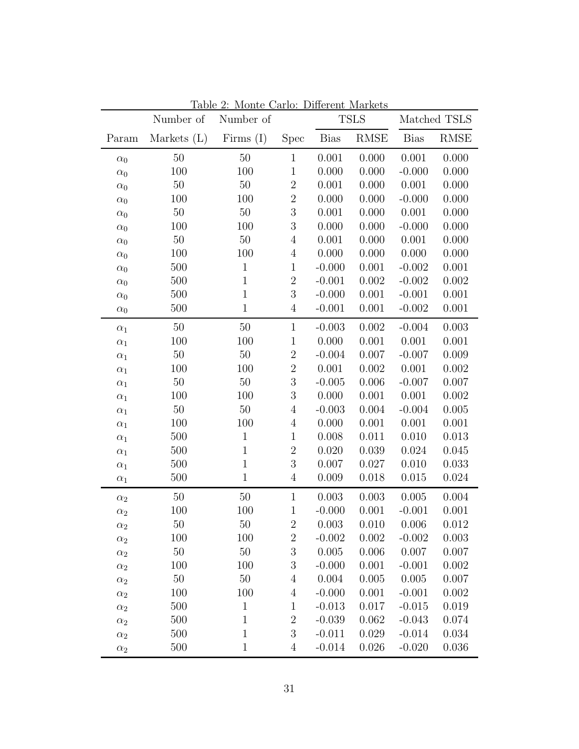Table 2: Monte Carlo: Different Markets

| | Number of | Number of | | TSLS | | Matched TSLS | |
|---|---|---|---|---|---|---|---|
| Param | Markets (L) | Firms (I) | Spec | Bias | RMSE | Bias | RMSE |
| $\alpha_0$ | 50 | 50 | 1 | 0.001 | 0.000 | 0.001 | 0.000 |
| $\alpha_0$ | 100 | 100 | 1 | 0.000 | 0.000 | -0.000 | 0.000 |
| $\alpha_0$ | 50 | 50 | 2 | 0.001 | 0.000 | 0.001 | 0.000 |
| $\alpha_0$ | 100 | 100 | 2 | 0.000 | 0.000 | -0.000 | 0.000 |
| $\alpha_0$ | 50 | 50 | 3 | 0.001 | 0.000 | 0.001 | 0.000 |
| $\alpha_0$ | 100 | 100 | 3 | 0.000 | 0.000 | -0.000 | 0.000 |
| $\alpha_0$ | 50 | 50 | 4 | 0.001 | 0.000 | 0.001 | 0.000 |
| $\alpha_0$ | 100 | 100 | 4 | 0.000 | 0.000 | 0.000 | 0.000 |
| $\alpha_0$ | 500 | 1 | 1 | -0.000 | 0.001 | -0.002 | 0.001 |
| $\alpha_0$ | 500 | 1 | 2 | -0.001 | 0.002 | -0.002 | 0.002 |
| $\alpha_0$ | 500 | 1 | 3 | -0.000 | 0.001 | -0.001 | 0.001 |
| $\alpha_0$ | 500 | 1 | 4 | -0.001 | 0.001 | -0.002 | 0.001 |
| $\alpha_1$ | 50 | 50 | 1 | -0.003 | 0.002 | -0.004 | 0.003 |
| $\alpha_1$ | 100 | 100 | 1 | 0.000 | 0.001 | 0.001 | 0.001 |
| $\alpha_1$ | 50 | 50 | 2 | -0.004 | 0.007 | -0.007 | 0.009 |
| $\alpha_1$ | 100 | 100 | 2 | 0.001 | 0.002 | 0.001 | 0.002 |
| $\alpha_1$ | 50 | 50 | 3 | -0.005 | 0.006 | -0.007 | 0.007 |
| $\alpha_1$ | 100 | 100 | 3 | 0.000 | 0.001 | 0.001 | 0.002 |
| $\alpha_1$ | 50 | 50 | 4 | -0.003 | 0.004 | -0.004 | 0.005 |
| $\alpha_1$ | 100 | 100 | 4 | 0.000 | 0.001 | 0.001 | 0.001 |
| $\alpha_1$ | 500 | 1 | 1 | 0.008 | 0.011 | 0.010 | 0.013 |
| $\alpha_1$ | 500 | 1 | 2 | 0.020 | 0.039 | 0.024 | 0.045 |
| $\alpha_1$ | 500 | 1 | 3 | 0.007 | 0.027 | 0.010 | 0.033 |
| $\alpha_1$ | 500 | 1 | 4 | 0.009 | 0.018 | 0.015 | 0.024 |
| $\alpha_2$ | 50 | 50 | 1 | 0.003 | 0.003 | 0.005 | 0.004 |
| $\alpha_2$ | 100 | 100 | 1 | -0.000 | 0.001 | -0.001 | 0.001 |
| $\alpha_2$ | 50 | 50 | 2 | 0.003 | 0.010 | 0.006 | 0.012 |
| $\alpha_2$ | 100 | 100 | 2 | -0.002 | 0.002 | -0.002 | 0.003 |
| $\alpha_2$ | 50 | 50 | 3 | 0.005 | 0.006 | 0.007 | 0.007 |
| $\alpha_2$ | 100 | 100 | 3 | -0.000 | 0.001 | -0.001 | 0.002 |
| $\alpha_2$ | 50 | 50 | 4 | 0.004 | 0.005 | 0.005 | 0.007 |
| $\alpha_2$ | 100 | 100 | 4 | -0.000 | 0.001 | -0.001 | 0.002 |
| $\alpha_2$ | 500 | 1 | 1 | -0.013 | 0.017 | -0.015 | 0.019 |
| $\alpha_2$ | 500 | 1 | 2 | -0.039 | 0.062 | -0.043 | 0.074 |
| $\alpha_2$ | 500 | 1 | 3 | -0.011 | 0.029 | -0.014 | 0.034 |
| $\alpha_2$ | 500 | 1 | 4 | -0.014 | 0.026 | -0.020 | 0.036 |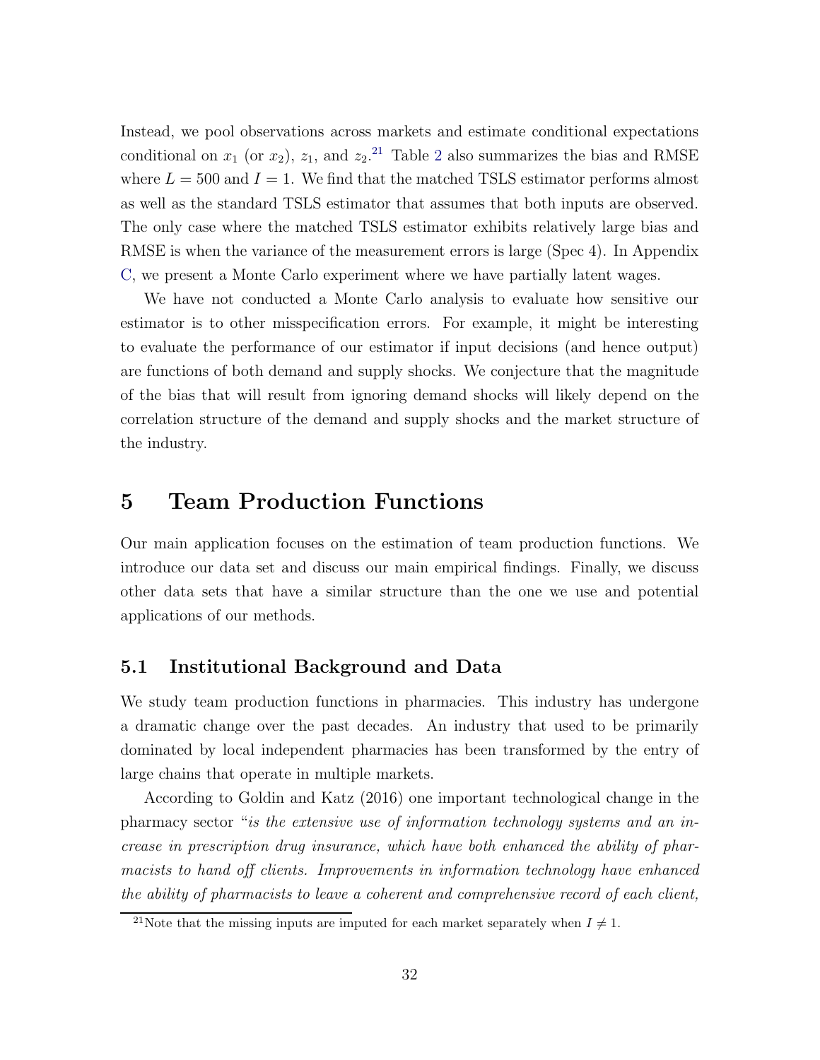Instead, we pool observations across markets and estimate conditional expectations conditional on $x_1$ (or $x_2$), $z_1$, and $z_2$.[21] Table 2 also summarizes the bias and RMSE where $L = 500$ and $I = 1$. We find that the matched TSLS estimator performs almost as well as the standard TSLS estimator that assumes that both inputs are observed. The only case where the matched TSLS estimator exhibits relatively large bias and RMSE is when the variance of the measurement errors is large (Spec 4). In Appendix C, we present a Monte Carlo experiment where we have partially latent wages.

We have not conducted a Monte Carlo analysis to evaluate how sensitive our estimator is to other misspecification errors. For example, it might be interesting to evaluate the performance of our estimator if input decisions (and hence output) are functions of both demand and supply shocks. We conjecture that the magnitude of the bias that will result from ignoring demand shocks will likely depend on the correlation structure of the demand and supply shocks and the market structure of the industry.

# 5 Team Production Functions

Our main application focuses on the estimation of team production functions. We introduce our data set and discuss our main empirical findings. Finally, we discuss other data sets that have a similar structure than the one we use and potential applications of our methods.

## 5.1 Institutional Background and Data

We study team production functions in pharmacies. This industry has undergone a dramatic change over the past decades. An industry that used to be primarily dominated by local independent pharmacies has been transformed by the entry of large chains that operate in multiple markets.

According to Goldin and Katz (2016) one important technological change in the pharmacy sector "*is the extensive use of information technology systems and an increase in prescription drug insurance, which have both enhanced the ability of pharmacists to hand off clients. Improvements in information technology have enhanced the ability of pharmacists to leave a coherent and comprehensive record of each client,*

[21] Note that the missing inputs are imputed for each market separately when $I \neq 1$.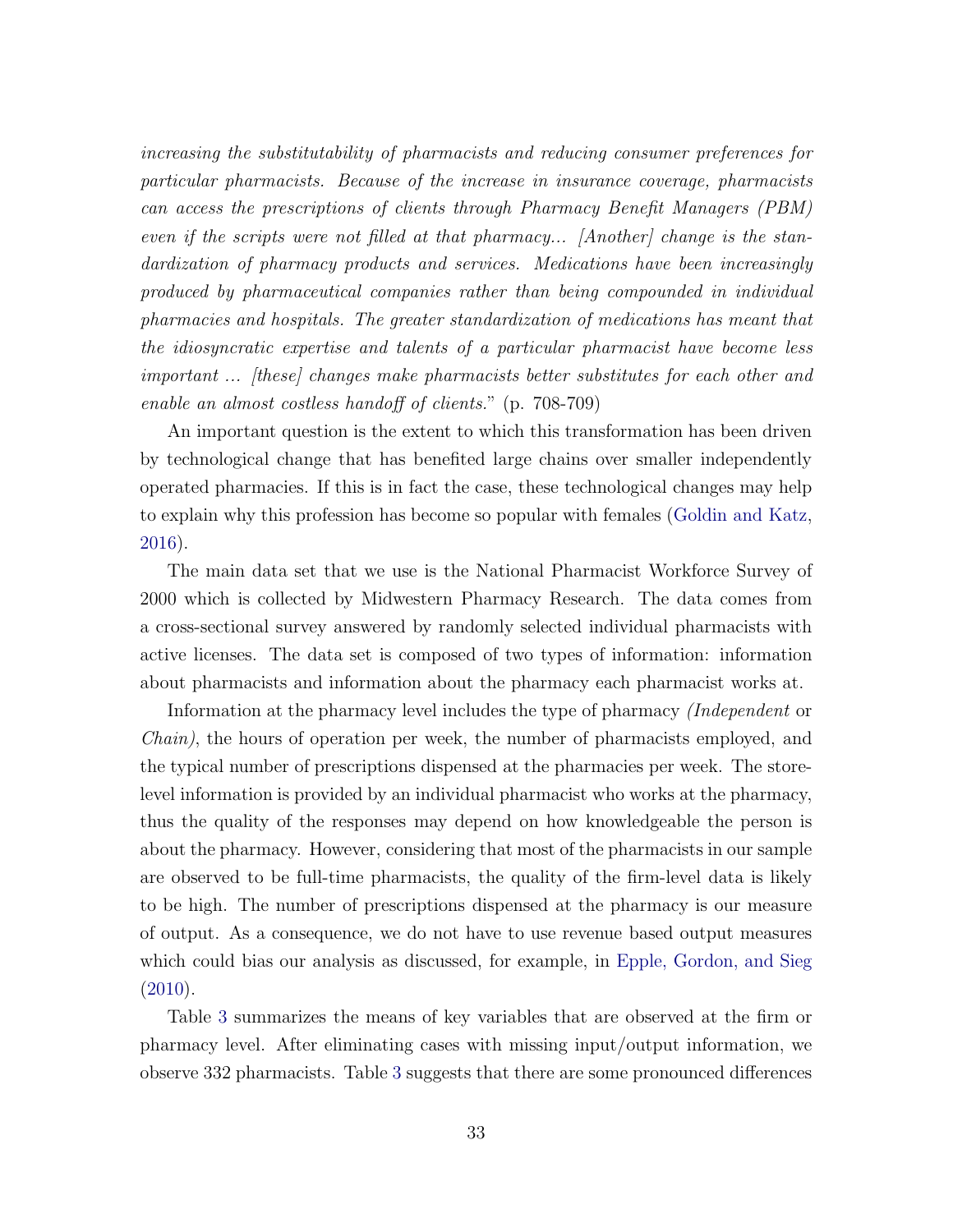*increasing the substitutability of pharmacists and reducing consumer preferences for particular pharmacists. Because of the increase in insurance coverage, pharmacists can access the prescriptions of clients through Pharmacy Benefit Managers (PBM) even if the scripts were not filled at that pharmacy... [Another] change is the standardization of pharmacy products and services. Medications have been increasingly produced by pharmaceutical companies rather than being compounded in individual pharmacies and hospitals. The greater standardization of medications has meant that the idiosyncratic expertise and talents of a particular pharmacist have become less important ... [these] changes make pharmacists better substitutes for each other and enable an almost costless handoff of clients.*" (p. 708-709)

An important question is the extent to which this transformation has been driven by technological change that has benefited large chains over smaller independently operated pharmacies. If this is in fact the case, these technological changes may help to explain why this profession has become so popular with females (Goldin and Katz, 2016).

The main data set that we use is the National Pharmacist Workforce Survey of 2000 which is collected by Midwestern Pharmacy Research. The data comes from a cross-sectional survey answered by randomly selected individual pharmacists with active licenses. The data set is composed of two types of information: information about pharmacists and information about the pharmacy each pharmacist works at.

Information at the pharmacy level includes the type of pharmacy *(Independent* or *Chain)*, the hours of operation per week, the number of pharmacists employed, and the typical number of prescriptions dispensed at the pharmacies per week. The store-level information is provided by an individual pharmacist who works at the pharmacy, thus the quality of the responses may depend on how knowledgeable the person is about the pharmacy. However, considering that most of the pharmacists in our sample are observed to be full-time pharmacists, the quality of the firm-level data is likely to be high. The number of prescriptions dispensed at the pharmacy is our measure of output. As a consequence, we do not have to use revenue based output measures which could bias our analysis as discussed, for example, in Epple, Gordon, and Sieg (2010).

Table 3 summarizes the means of key variables that are observed at the firm or pharmacy level. After eliminating cases with missing input/output information, we observe 332 pharmacists. Table 3 suggests that there are some pronounced differences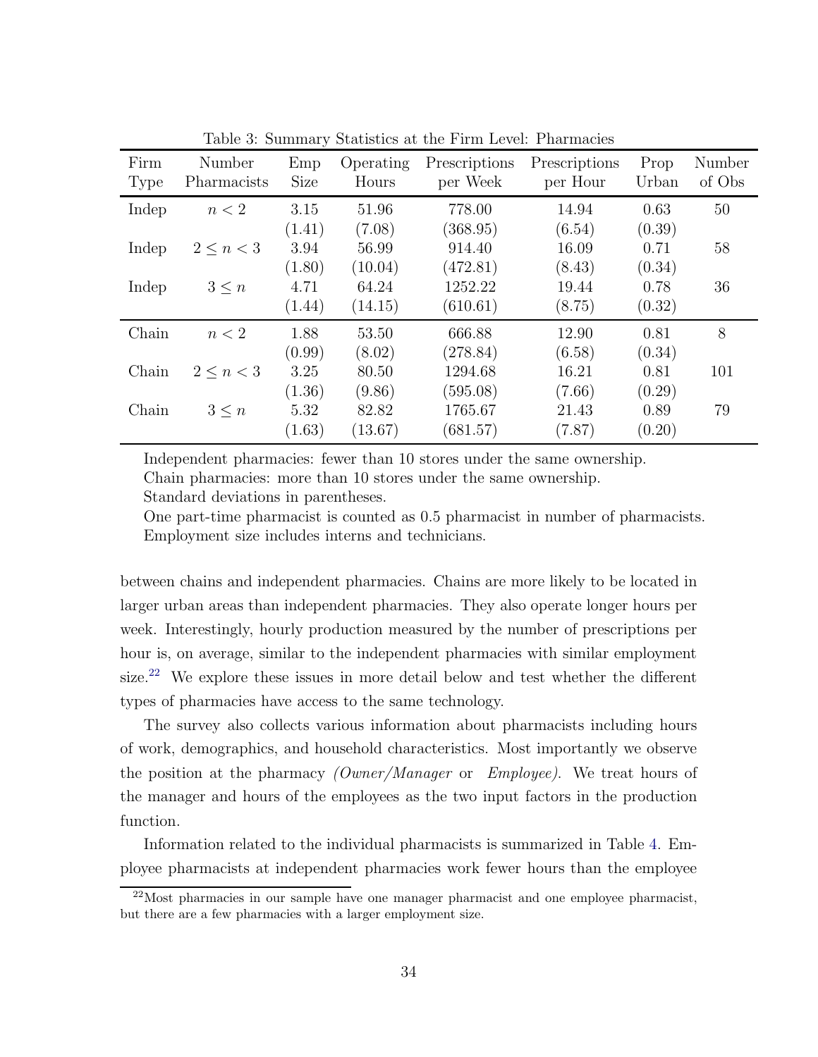Table 3: Summary Statistics at the Firm Level: Pharmacies

| Firm Type | Number Pharmacists | Emp Size | Operating Hours | Prescriptions per Week | Prescriptions per Hour | Prop Urban | Number of Obs |
|---|---|---|---|---|---|---|---|
| Indep | $n < 2$ | 3.15 | 51.96 | 778.00 | 14.94 | 0.63 | 50 |
| | | (1.41) | (7.08) | (368.95) | (6.54) | (0.39) | |
| Indep | $2 \leq n < 3$ | 3.94 | 56.99 | 914.40 | 16.09 | 0.71 | 58 |
| | | (1.80) | (10.04) | (472.81) | (8.43) | (0.34) | |
| Indep | $3 \leq n$ | 4.71 | 64.24 | 1252.22 | 19.44 | 0.78 | 36 |
| | | (1.44) | (14.15) | (610.61) | (8.75) | (0.32) | |
| Chain | $n < 2$ | 1.88 | 53.50 | 666.88 | 12.90 | 0.81 | 8 |
| | | (0.99) | (8.02) | (278.84) | (6.58) | (0.34) | |
| Chain | $2 \leq n < 3$ | 3.25 | 80.50 | 1294.68 | 16.21 | 0.81 | 101 |
| | | (1.36) | (9.86) | (595.08) | (7.66) | (0.29) | |
| Chain | $3 \leq n$ | 5.32 | 82.82 | 1765.67 | 21.43 | 0.89 | 79 |
| | | (1.63) | (13.67) | (681.57) | (7.87) | (0.20) | |

Independent pharmacies: fewer than 10 stores under the same ownership.
Chain pharmacies: more than 10 stores under the same ownership.
Standard deviations in parentheses.
One part-time pharmacist is counted as 0.5 pharmacist in number of pharmacists.
Employment size includes interns and technicians.

between chains and independent pharmacies. Chains are more likely to be located in larger urban areas than independent pharmacies. They also operate longer hours per week. Interestingly, hourly production measured by the number of prescriptions per hour is, on average, similar to the independent pharmacies with similar employment size.[22] We explore these issues in more detail below and test whether the different types of pharmacies have access to the same technology.

The survey also collects various information about pharmacists including hours of work, demographics, and household characteristics. Most importantly we observe the position at the pharmacy *(Owner/Manager* or *Employee)*. We treat hours of the manager and hours of the employees as the two input factors in the production function.

Information related to the individual pharmacists is summarized in Table 4. Employee pharmacists at independent pharmacies work fewer hours than the employee

[22] Most pharmacies in our sample have one manager pharmacist and one employee pharmacist, but there are a few pharmacies with a larger employment size.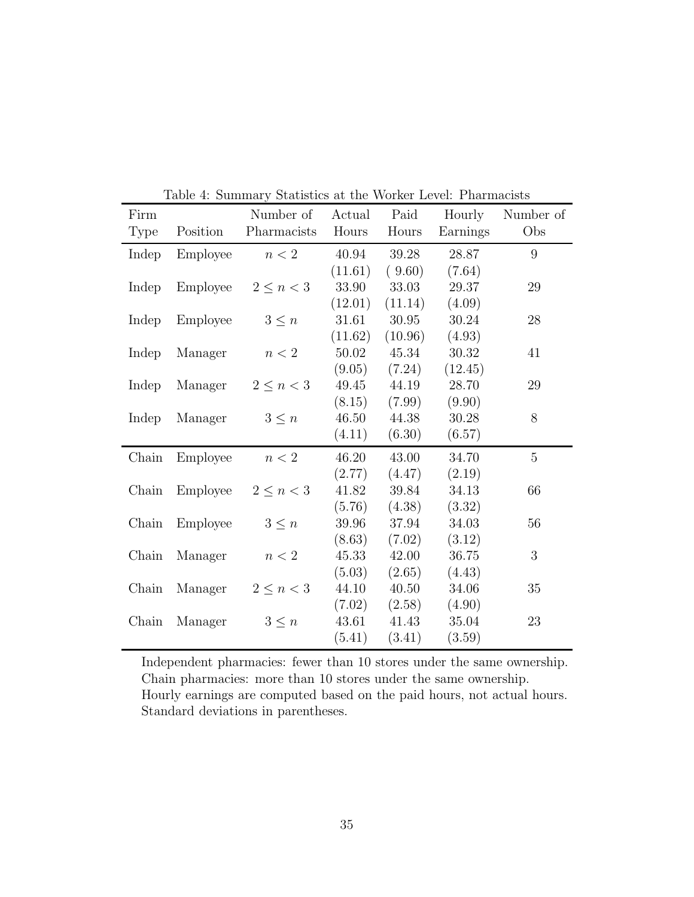Table 4: Summary Statistics at the Worker Level: Pharmacists

| Firm Type | Position | Number of Pharmacists | Actual Hours | Paid Hours | Hourly Earnings | Number of Obs |
|---|---|---|---|---|---|---|
| Indep | Employee | $n < 2$ | 40.94 | 39.28 | 28.87 | 9 |
| | | | (11.61) | ( 9.60) | (7.64) | |
| Indep | Employee | $2 \leq n < 3$ | 33.90 | 33.03 | 29.37 | 29 |
| | | | (12.01) | (11.14) | (4.09) | |
| Indep | Employee | $3 \leq n$ | 31.61 | 30.95 | 30.24 | 28 |
| | | | (11.62) | (10.96) | (4.93) | |
| Indep | Manager | $n < 2$ | 50.02 | 45.34 | 30.32 | 41 |
| | | | (9.05) | (7.24) | (12.45) | |
| Indep | Manager | $2 \leq n < 3$ | 49.45 | 44.19 | 28.70 | 29 |
| | | | (8.15) | (7.99) | (9.90) | |
| Indep | Manager | $3 \leq n$ | 46.50 | 44.38 | 30.28 | 8 |
| | | | (4.11) | (6.30) | (6.57) | |
| Chain | Employee | $n < 2$ | 46.20 | 43.00 | 34.70 | 5 |
| | | | (2.77) | (4.47) | (2.19) | |
| Chain | Employee | $2 \leq n < 3$ | 41.82 | 39.84 | 34.13 | 66 |
| | | | (5.76) | (4.38) | (3.32) | |
| Chain | Employee | $3 \leq n$ | 39.96 | 37.94 | 34.03 | 56 |
| | | | (8.63) | (7.02) | (3.12) | |
| Chain | Manager | $n < 2$ | 45.33 | 42.00 | 36.75 | 3 |
| | | | (5.03) | (2.65) | (4.43) | |
| Chain | Manager | $2 \leq n < 3$ | 44.10 | 40.50 | 34.06 | 35 |
| | | | (7.02) | (2.58) | (4.90) | |
| Chain | Manager | $3 \leq n$ | 43.61 | 41.43 | 35.04 | 23 |
| | | | (5.41) | (3.41) | (3.59) | |

Independent pharmacies: fewer than 10 stores under the same ownership.
Chain pharmacies: more than 10 stores under the same ownership.
Hourly earnings are computed based on the paid hours, not actual hours.
Standard deviations in parentheses.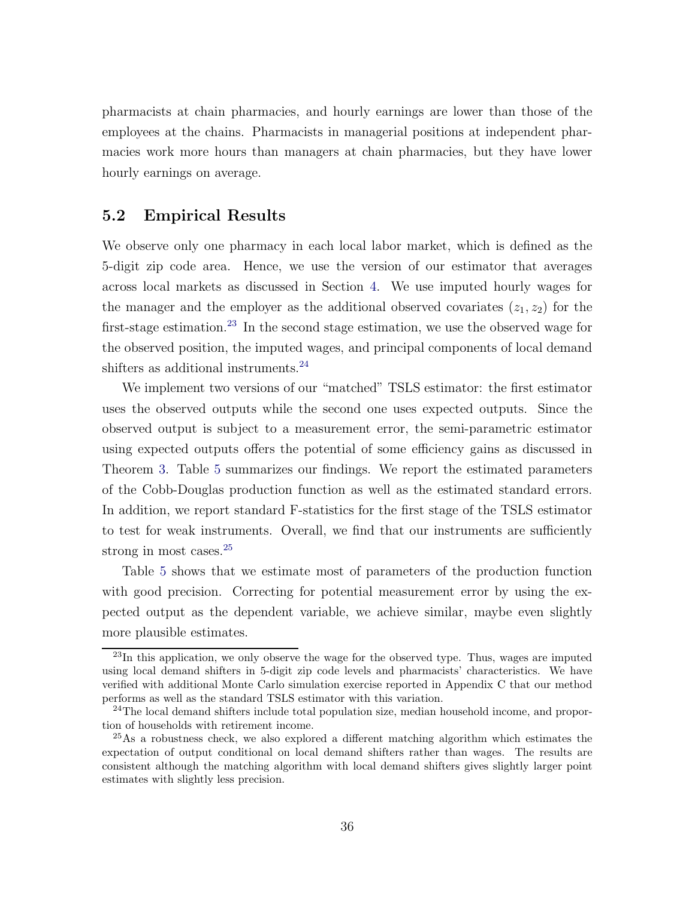pharmacists at chain pharmacies, and hourly earnings are lower than those of the employees at the chains. Pharmacists in managerial positions at independent pharmacies work more hours than managers at chain pharmacies, but they have lower hourly earnings on average.

## 5.2 Empirical Results

We observe only one pharmacy in each local labor market, which is defined as the 5-digit zip code area. Hence, we use the version of our estimator that averages across local markets as discussed in Section 4. We use imputed hourly wages for the manager and the employer as the additional observed covariates $(z_1, z_2)$ for the first-stage estimation.[23] In the second stage estimation, we use the observed wage for the observed position, the imputed wages, and principal components of local demand shifters as additional instruments.[24]

We implement two versions of our "matched" TSLS estimator: the first estimator uses the observed outputs while the second one uses expected outputs. Since the observed output is subject to a measurement error, the semi-parametric estimator using expected outputs offers the potential of some efficiency gains as discussed in Theorem 3. Table 5 summarizes our findings. We report the estimated parameters of the Cobb-Douglas production function as well as the estimated standard errors. In addition, we report standard F-statistics for the first stage of the TSLS estimator to test for weak instruments. Overall, we find that our instruments are sufficiently strong in most cases.[25]

Table 5 shows that we estimate most of parameters of the production function with good precision. Correcting for potential measurement error by using the expected output as the dependent variable, we achieve similar, maybe even slightly more plausible estimates.

---

[23] In this application, we only observe the wage for the observed type. Thus, wages are imputed using local demand shifters in 5-digit zip code levels and pharmacists' characteristics. We have verified with additional Monte Carlo simulation exercise reported in Appendix C that our method performs as well as the standard TSLS estimator with this variation.

[24] The local demand shifters include total population size, median household income, and proportion of households with retirement income.

[25] As a robustness check, we also explored a different matching algorithm which estimates the expectation of output conditional on local demand shifters rather than wages. The results are consistent although the matching algorithm with local demand shifters gives slightly larger point estimates with slightly less precision.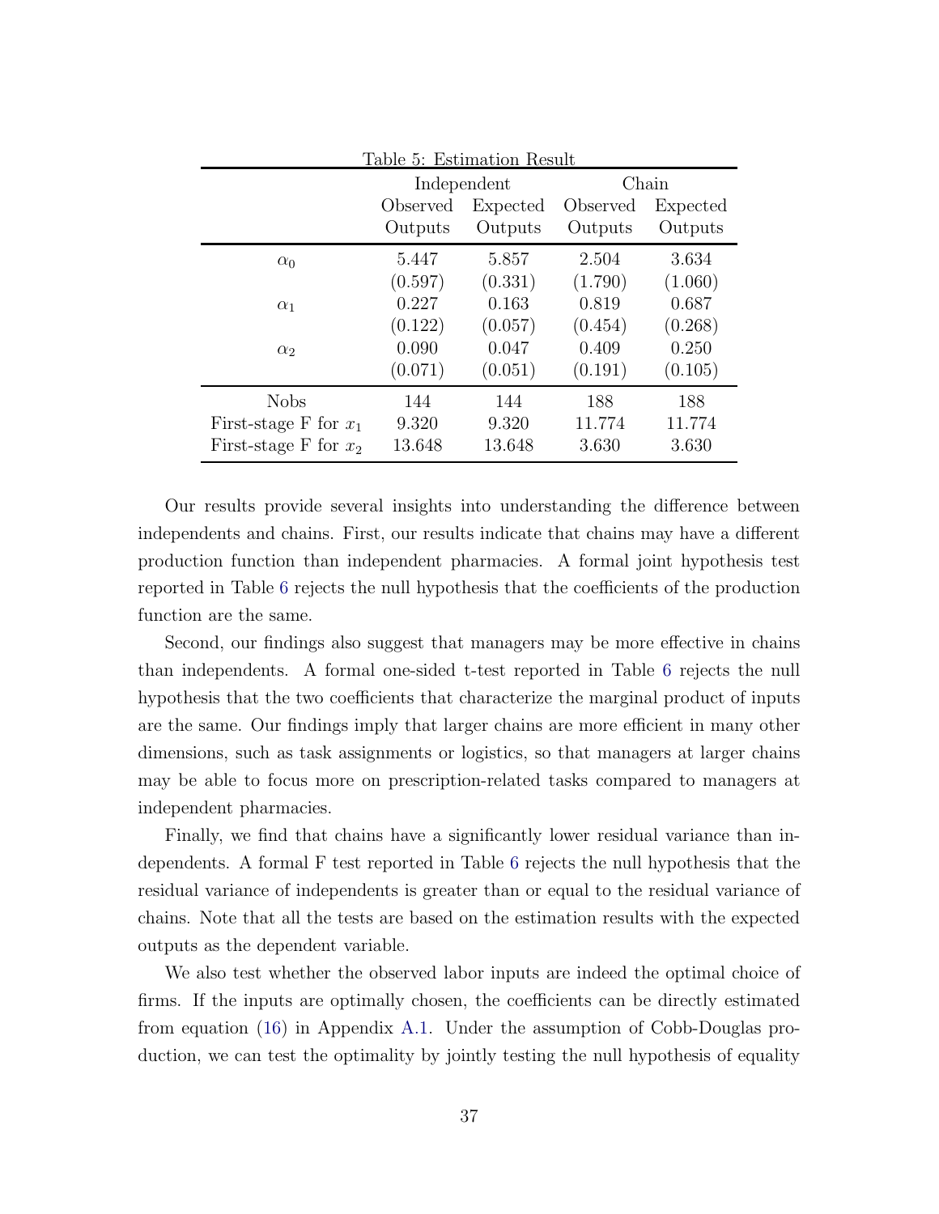Table 5: Estimation Result

| | Independent | | Chain | |
|---|---|---|---|---|
| | Observed Outputs | Expected Outputs | Observed Outputs | Expected Outputs |
| $\alpha_0$ | 5.447 | 5.857 | 2.504 | 3.634 |
| | (0.597) | (0.331) | (1.790) | (1.060) |
| $\alpha_1$ | 0.227 | 0.163 | 0.819 | 0.687 |
| | (0.122) | (0.057) | (0.454) | (0.268) |
| $\alpha_2$ | 0.090 | 0.047 | 0.409 | 0.250 |
| | (0.071) | (0.051) | (0.191) | (0.105) |
| Nobs | 144 | 144 | 188 | 188 |
| First-stage F for $x_1$ | 9.320 | 9.320 | 11.774 | 11.774 |
| First-stage F for $x_2$ | 13.648 | 13.648 | 3.630 | 3.630 |

Our results provide several insights into understanding the difference between independents and chains. First, our results indicate that chains may have a different production function than independent pharmacies. A formal joint hypothesis test reported in Table 6 rejects the null hypothesis that the coefficients of the production function are the same.

Second, our findings also suggest that managers may be more effective in chains than independents. A formal one-sided t-test reported in Table 6 rejects the null hypothesis that the two coefficients that characterize the marginal product of inputs are the same. Our findings imply that larger chains are more efficient in many other dimensions, such as task assignments or logistics, so that managers at larger chains may be able to focus more on prescription-related tasks compared to managers at independent pharmacies.

Finally, we find that chains have a significantly lower residual variance than independents. A formal F test reported in Table 6 rejects the null hypothesis that the residual variance of independents is greater than or equal to the residual variance of chains. Note that all the tests are based on the estimation results with the expected outputs as the dependent variable.

We also test whether the observed labor inputs are indeed the optimal choice of firms. If the inputs are optimally chosen, the coefficients can be directly estimated from equation (16) in Appendix A.1. Under the assumption of Cobb-Douglas production, we can test the optimality by jointly testing the null hypothesis of equality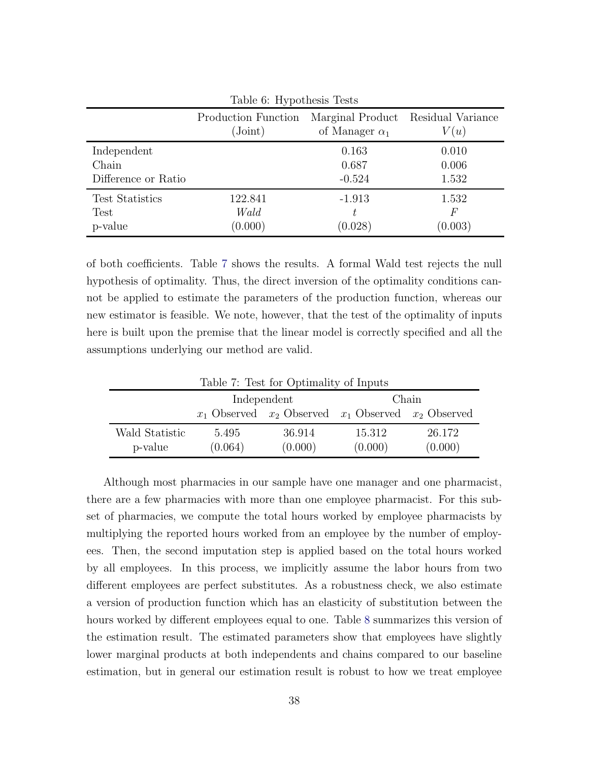Table 6: Hypothesis Tests

| | Production Function (Joint) | Marginal Product of Manager $\alpha_1$ | Residual Variance $V(u)$ |
|---|---|---|---|
| Independent | | 0.163 | 0.010 |
| Chain | | 0.687 | 0.006 |
| Difference or Ratio | | -0.524 | 1.532 |
| Test Statistics | 122.841 | -1.913 | 1.532 |
| Test | *Wald* | $t$ | $F$ |
| p-value | (0.000) | (0.028) | (0.003) |

of both coefficients. Table 7 shows the results. A formal Wald test rejects the null hypothesis of optimality. Thus, the direct inversion of the optimality conditions cannot be applied to estimate the parameters of the production function, whereas our new estimator is feasible. We note, however, that the test of the optimality of inputs here is built upon the premise that the linear model is correctly specified and all the assumptions underlying our method are valid.

Table 7: Test for Optimality of Inputs

| | Independent | | Chain | |
|---|---|---|---|---|
| | $x_1$ Observed | $x_2$ Observed | $x_1$ Observed | $x_2$ Observed |
| Wald Statistic | 5.495 | 36.914 | 15.312 | 26.172 |
| p-value | (0.064) | (0.000) | (0.000) | (0.000) |

Although most pharmacies in our sample have one manager and one pharmacist, there are a few pharmacies with more than one employee pharmacist. For this subset of pharmacies, we compute the total hours worked by employee pharmacists by multiplying the reported hours worked from an employee by the number of employees. Then, the second imputation step is applied based on the total hours worked by all employees. In this process, we implicitly assume the labor hours from two different employees are perfect substitutes. As a robustness check, we also estimate a version of production function which has an elasticity of substitution between the hours worked by different employees equal to one. Table 8 summarizes this version of the estimation result. The estimated parameters show that employees have slightly lower marginal products at both independents and chains compared to our baseline estimation, but in general our estimation result is robust to how we treat employee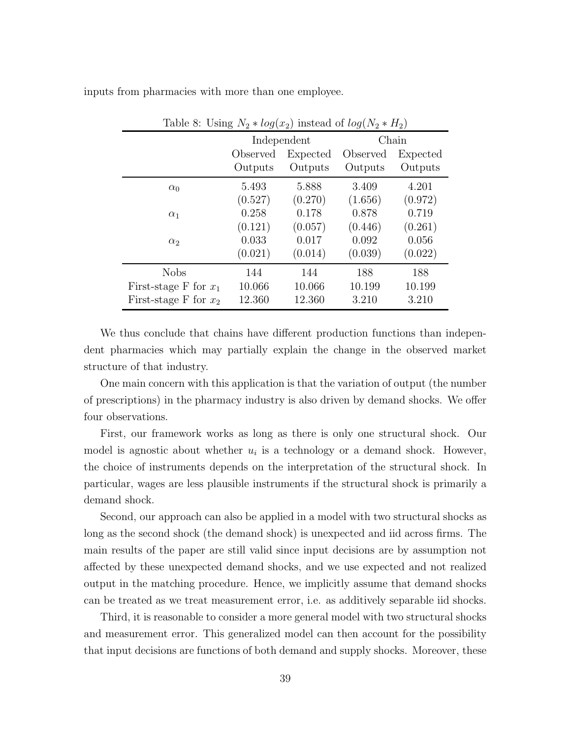inputs from pharmacies with more than one employee.

Table 8: Using $N_2 * log(x_2)$ instead of $log(N_2 * H_2)$

| | Independent | | Chain | |
|---|---|---|---|---|
| | Observed Outputs | Expected Outputs | Observed Outputs | Expected Outputs |
| $\alpha_0$ | 5.493 | 5.888 | 3.409 | 4.201 |
| | (0.527) | (0.270) | (1.656) | (0.972) |
| $\alpha_1$ | 0.258 | 0.178 | 0.878 | 0.719 |
| | (0.121) | (0.057) | (0.446) | (0.261) |
| $\alpha_2$ | 0.033 | 0.017 | 0.092 | 0.056 |
| | (0.021) | (0.014) | (0.039) | (0.022) |
| Nobs | 144 | 144 | 188 | 188 |
| First-stage F for $x_1$ | 10.066 | 10.066 | 10.199 | 10.199 |
| First-stage F for $x_2$ | 12.360 | 12.360 | 3.210 | 3.210 |

We thus conclude that chains have different production functions than independent pharmacies which may partially explain the change in the observed market structure of that industry.

One main concern with this application is that the variation of output (the number of prescriptions) in the pharmacy industry is also driven by demand shocks. We offer four observations.

First, our framework works as long as there is only one structural shock. Our model is agnostic about whether $u_i$ is a technology or a demand shock. However, the choice of instruments depends on the interpretation of the structural shock. In particular, wages are less plausible instruments if the structural shock is primarily a demand shock.

Second, our approach can also be applied in a model with two structural shocks as long as the second shock (the demand shock) is unexpected and iid across firms. The main results of the paper are still valid since input decisions are by assumption not affected by these unexpected demand shocks, and we use expected and not realized output in the matching procedure. Hence, we implicitly assume that demand shocks can be treated as we treat measurement error, i.e. as additively separable iid shocks.

Third, it is reasonable to consider a more general model with two structural shocks and measurement error. This generalized model can then account for the possibility that input decisions are functions of both demand and supply shocks. Moreover, these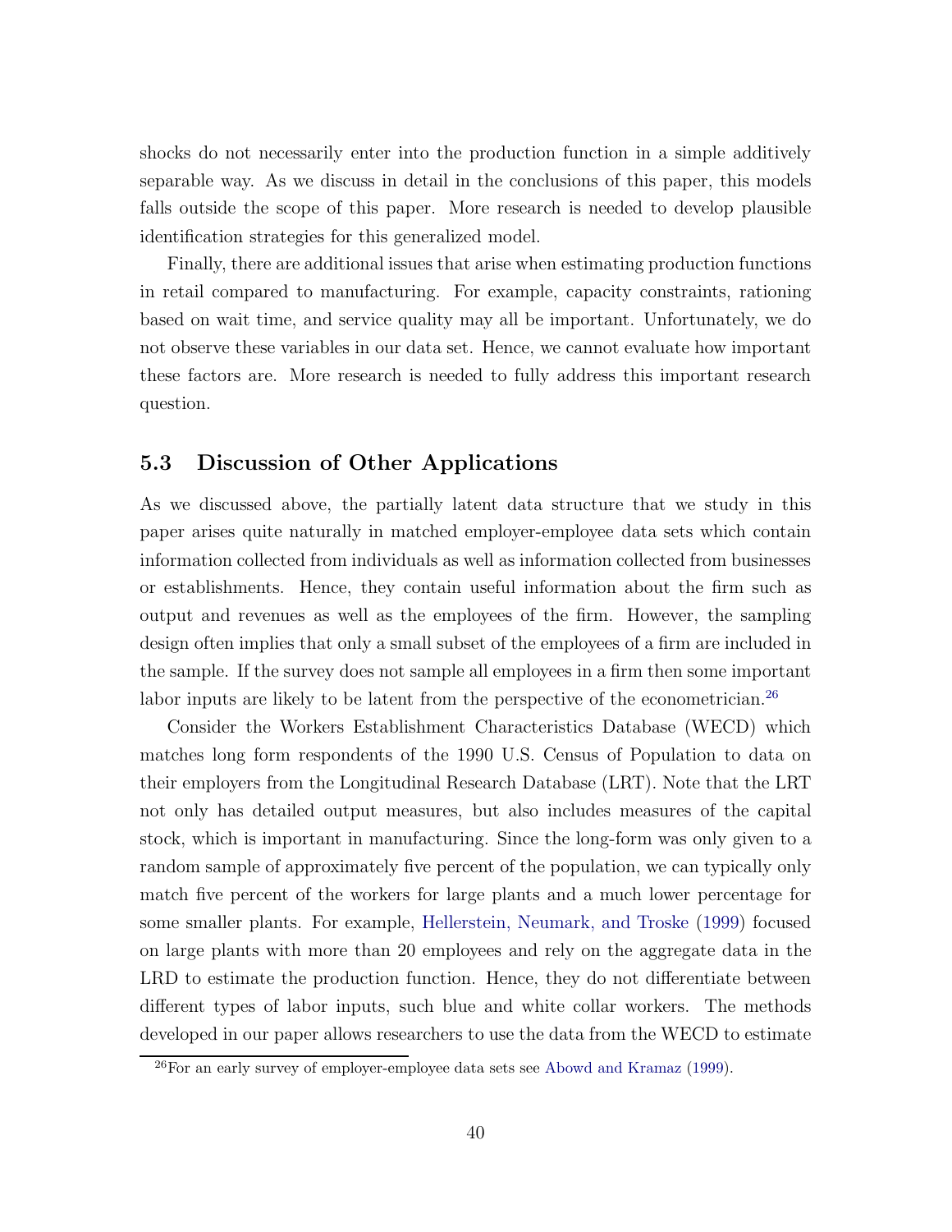shocks do not necessarily enter into the production function in a simple additively separable way. As we discuss in detail in the conclusions of this paper, this models falls outside the scope of this paper. More research is needed to develop plausible identification strategies for this generalized model.

Finally, there are additional issues that arise when estimating production functions in retail compared to manufacturing. For example, capacity constraints, rationing based on wait time, and service quality may all be important. Unfortunately, we do not observe these variables in our data set. Hence, we cannot evaluate how important these factors are. More research is needed to fully address this important research question.

### 5.3 Discussion of Other Applications

As we discussed above, the partially latent data structure that we study in this paper arises quite naturally in matched employer-employee data sets which contain information collected from individuals as well as information collected from businesses or establishments. Hence, they contain useful information about the firm such as output and revenues as well as the employees of the firm. However, the sampling design often implies that only a small subset of the employees of a firm are included in the sample. If the survey does not sample all employees in a firm then some important labor inputs are likely to be latent from the perspective of the econometrician.[26]

Consider the Workers Establishment Characteristics Database (WECD) which matches long form respondents of the 1990 U.S. Census of Population to data on their employers from the Longitudinal Research Database (LRT). Note that the LRT not only has detailed output measures, but also includes measures of the capital stock, which is important in manufacturing. Since the long-form was only given to a random sample of approximately five percent of the population, we can typically only match five percent of the workers for large plants and a much lower percentage for some smaller plants. For example, Hellerstein, Neumark, and Troske (1999) focused on large plants with more than 20 employees and rely on the aggregate data in the LRD to estimate the production function. Hence, they do not differentiate between different types of labor inputs, such blue and white collar workers. The methods developed in our paper allows researchers to use the data from the WECD to estimate

[26] For an early survey of employer-employee data sets see Abowd and Kramaz (1999).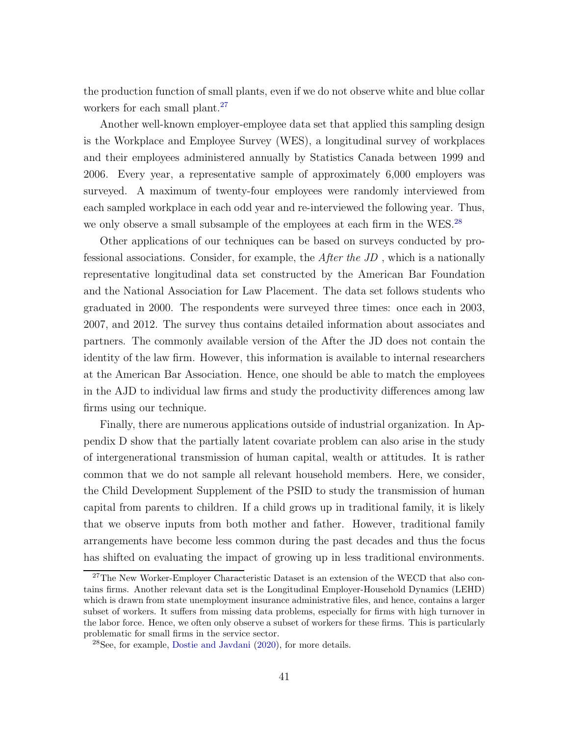the production function of small plants, even if we do not observe white and blue collar workers for each small plant.[27]

Another well-known employer-employee data set that applied this sampling design is the Workplace and Employee Survey (WES), a longitudinal survey of workplaces and their employees administered annually by Statistics Canada between 1999 and 2006. Every year, a representative sample of approximately 6,000 employers was surveyed. A maximum of twenty-four employees were randomly interviewed from each sampled workplace in each odd year and re-interviewed the following year. Thus, we only observe a small subsample of the employees at each firm in the WES.[28]

Other applications of our techniques can be based on surveys conducted by professional associations. Consider, for example, the *After the JD* , which is a nationally representative longitudinal data set constructed by the American Bar Foundation and the National Association for Law Placement. The data set follows students who graduated in 2000. The respondents were surveyed three times: once each in 2003, 2007, and 2012. The survey thus contains detailed information about associates and partners. The commonly available version of the After the JD does not contain the identity of the law firm. However, this information is available to internal researchers at the American Bar Association. Hence, one should be able to match the employees in the AJD to individual law firms and study the productivity differences among law firms using our technique.

Finally, there are numerous applications outside of industrial organization. In Appendix D show that the partially latent covariate problem can also arise in the study of intergenerational transmission of human capital, wealth or attitudes. It is rather common that we do not sample all relevant household members. Here, we consider, the Child Development Supplement of the PSID to study the transmission of human capital from parents to children. If a child grows up in traditional family, it is likely that we observe inputs from both mother and father. However, traditional family arrangements have become less common during the past decades and thus the focus has shifted on evaluating the impact of growing up in less traditional environments.

---

[27] The New Worker-Employer Characteristic Dataset is an extension of the WECD that also contains firms. Another relevant data set is the Longitudinal Employer-Household Dynamics (LEHD) which is drawn from state unemployment insurance administrative files, and hence, contains a larger subset of workers. It suffers from missing data problems, especially for firms with high turnover in the labor force. Hence, we often only observe a subset of workers for these firms. This is particularly problematic for small firms in the service sector.

[28] See, for example, Dostie and Javdani (2020), for more details.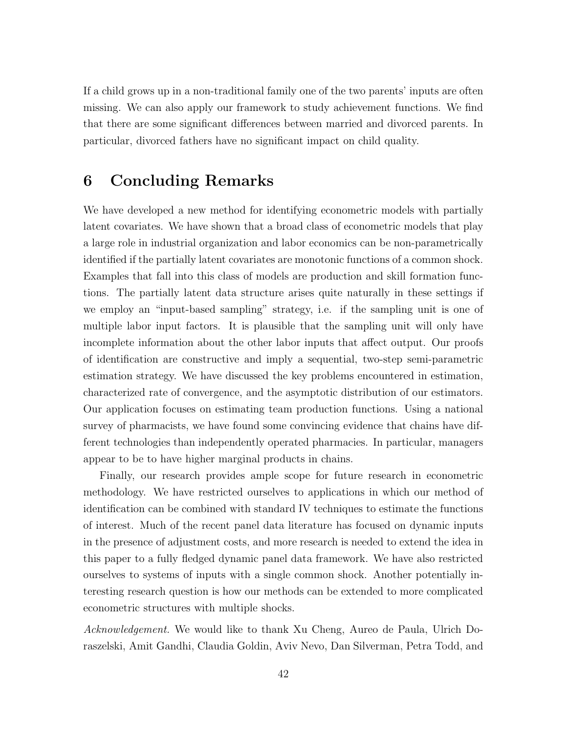If a child grows up in a non-traditional family one of the two parents' inputs are often missing. We can also apply our framework to study achievement functions. We find that there are some significant differences between married and divorced parents. In particular, divorced fathers have no significant impact on child quality.

## 6 Concluding Remarks

We have developed a new method for identifying econometric models with partially latent covariates. We have shown that a broad class of econometric models that play a large role in industrial organization and labor economics can be non-parametrically identified if the partially latent covariates are monotonic functions of a common shock. Examples that fall into this class of models are production and skill formation functions. The partially latent data structure arises quite naturally in these settings if we employ an "input-based sampling" strategy, i.e. if the sampling unit is one of multiple labor input factors. It is plausible that the sampling unit will only have incomplete information about the other labor inputs that affect output. Our proofs of identification are constructive and imply a sequential, two-step semi-parametric estimation strategy. We have discussed the key problems encountered in estimation, characterized rate of convergence, and the asymptotic distribution of our estimators. Our application focuses on estimating team production functions. Using a national survey of pharmacists, we have found some convincing evidence that chains have different technologies than independently operated pharmacies. In particular, managers appear to be to have higher marginal products in chains.

Finally, our research provides ample scope for future research in econometric methodology. We have restricted ourselves to applications in which our method of identification can be combined with standard IV techniques to estimate the functions of interest. Much of the recent panel data literature has focused on dynamic inputs in the presence of adjustment costs, and more research is needed to extend the idea in this paper to a fully fledged dynamic panel data framework. We have also restricted ourselves to systems of inputs with a single common shock. Another potentially interesting research question is how our methods can be extended to more complicated econometric structures with multiple shocks.

*Acknowledgement.* We would like to thank Xu Cheng, Aureo de Paula, Ulrich Doraszelski, Amit Gandhi, Claudia Goldin, Aviv Nevo, Dan Silverman, Petra Todd, and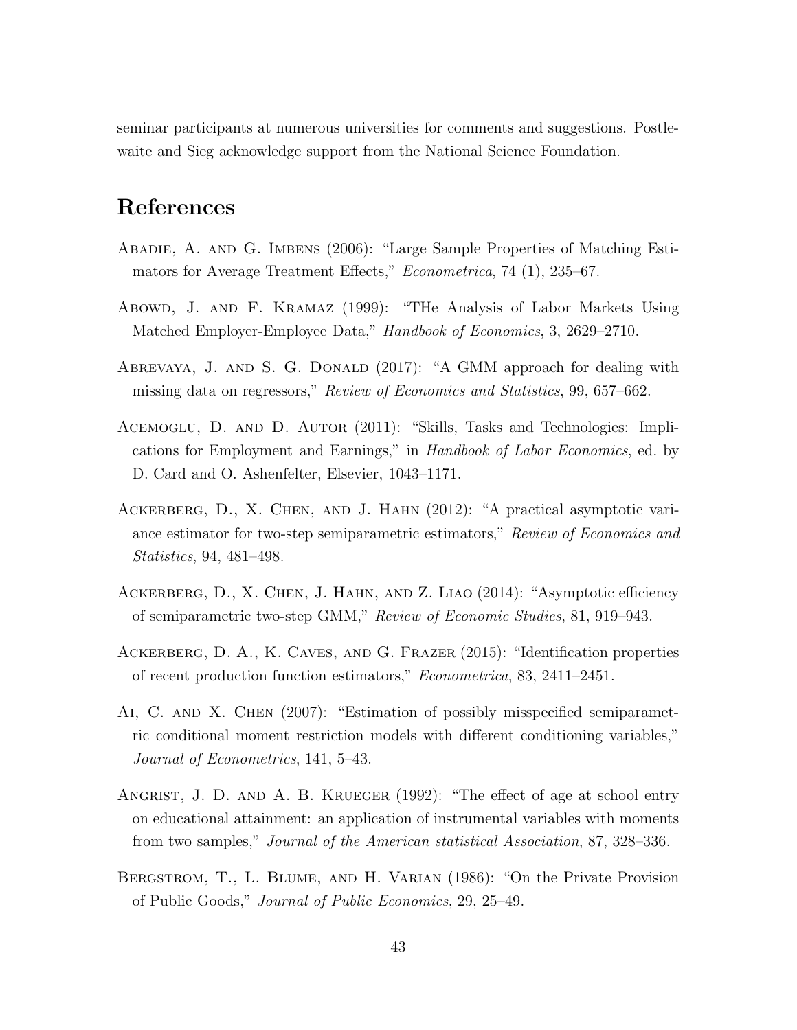seminar participants at numerous universities for comments and suggestions. Postlewaite and Sieg acknowledge support from the National Science Foundation.

# References

Abadie, A. and G. Imbens (2006): "Large Sample Properties of Matching Estimators for Average Treatment Effects," *Econometrica*, 74 (1), 235–67.

Abowd, J. and F. Kramaz (1999): "THe Analysis of Labor Markets Using Matched Employer-Employee Data," *Handbook of Economics*, 3, 2629–2710.

Abrevaya, J. and S. G. Donald (2017): "A GMM approach for dealing with missing data on regressors," *Review of Economics and Statistics*, 99, 657–662.

Acemoglu, D. and D. Autor (2011): "Skills, Tasks and Technologies: Implications for Employment and Earnings," in *Handbook of Labor Economics*, ed. by D. Card and O. Ashenfelter, Elsevier, 1043–1171.

Ackerberg, D., X. Chen, and J. Hahn (2012): "A practical asymptotic variance estimator for two-step semiparametric estimators," *Review of Economics and Statistics*, 94, 481–498.

Ackerberg, D., X. Chen, J. Hahn, and Z. Liao (2014): "Asymptotic efficiency of semiparametric two-step GMM," *Review of Economic Studies*, 81, 919–943.

Ackerberg, D. A., K. Caves, and G. Frazer (2015): "Identification properties of recent production function estimators," *Econometrica*, 83, 2411–2451.

Ai, C. and X. Chen (2007): "Estimation of possibly misspecified semiparametric conditional moment restriction models with different conditioning variables," *Journal of Econometrics*, 141, 5–43.

Angrist, J. D. and A. B. Krueger (1992): "The effect of age at school entry on educational attainment: an application of instrumental variables with moments from two samples," *Journal of the American statistical Association*, 87, 328–336.

Bergstrom, T., L. Blume, and H. Varian (1986): "On the Private Provision of Public Goods," *Journal of Public Economics*, 29, 25–49.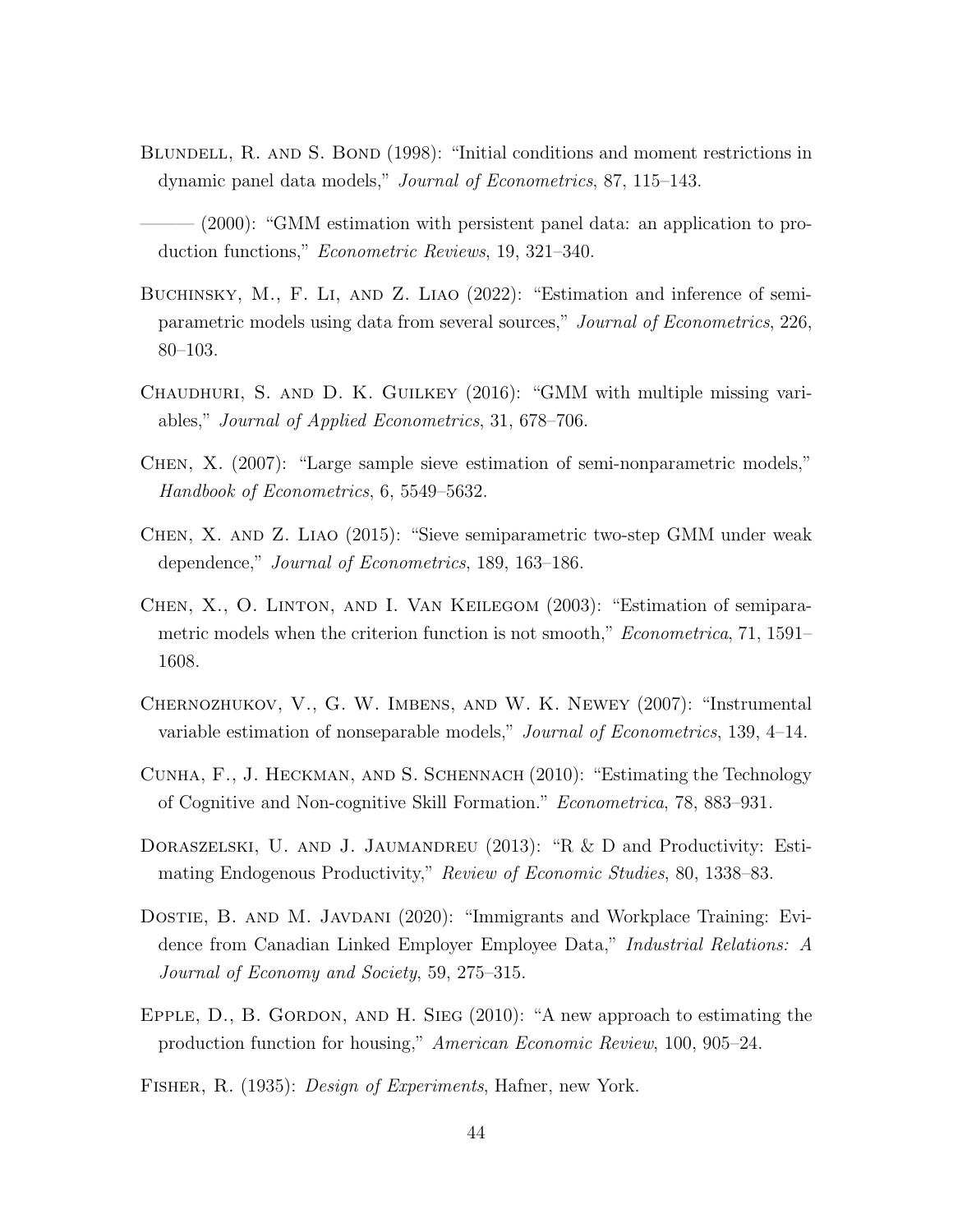Blundell, R. and S. Bond (1998): "Initial conditions and moment restrictions in dynamic panel data models," *Journal of Econometrics*, 87, 115–143.

——— (2000): "GMM estimation with persistent panel data: an application to production functions," *Econometric Reviews*, 19, 321–340.

Buchinsky, M., F. Li, and Z. Liao (2022): "Estimation and inference of semiparametric models using data from several sources," *Journal of Econometrics*, 226, 80–103.

Chaudhuri, S. and D. K. Guilkey (2016): "GMM with multiple missing variables," *Journal of Applied Econometrics*, 31, 678–706.

Chen, X. (2007): "Large sample sieve estimation of semi-nonparametric models," *Handbook of Econometrics*, 6, 5549–5632.

Chen, X. and Z. Liao (2015): "Sieve semiparametric two-step GMM under weak dependence," *Journal of Econometrics*, 189, 163–186.

Chen, X., O. Linton, and I. Van Keilegom (2003): "Estimation of semiparametric models when the criterion function is not smooth," *Econometrica*, 71, 1591–1608.

Chernozhukov, V., G. W. Imbens, and W. K. Newey (2007): "Instrumental variable estimation of nonseparable models," *Journal of Econometrics*, 139, 4–14.

Cunha, F., J. Heckman, and S. Schennach (2010): "Estimating the Technology of Cognitive and Non-cognitive Skill Formation." *Econometrica*, 78, 883–931.

Doraszelski, U. and J. Jaumandreu (2013): "R & D and Productivity: Estimating Endogenous Productivity," *Review of Economic Studies*, 80, 1338–83.

Dostie, B. and M. Javdani (2020): "Immigrants and Workplace Training: Evidence from Canadian Linked Employer Employee Data," *Industrial Relations: A Journal of Economy and Society*, 59, 275–315.

Epple, D., B. Gordon, and H. Sieg (2010): "A new approach to estimating the production function for housing," *American Economic Review*, 100, 905–24.

Fisher, R. (1935): *Design of Experiments*, Hafner, new York.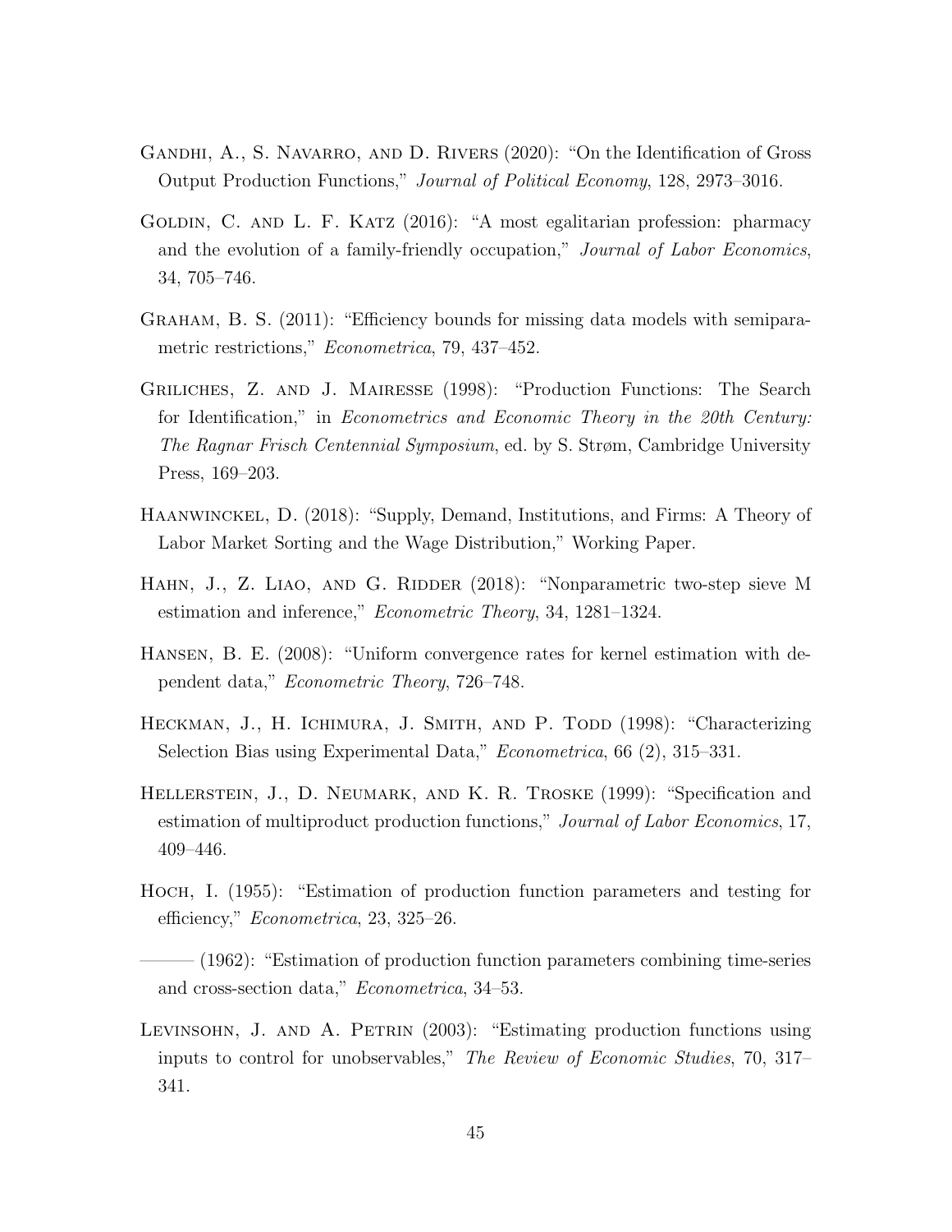Gandhi, A., S. Navarro, and D. Rivers (2020): "On the Identification of Gross Output Production Functions," *Journal of Political Economy*, 128, 2973–3016.

Goldin, C. and L. F. Katz (2016): "A most egalitarian profession: pharmacy and the evolution of a family-friendly occupation," *Journal of Labor Economics*, 34, 705–746.

Graham, B. S. (2011): "Efficiency bounds for missing data models with semiparametric restrictions," *Econometrica*, 79, 437–452.

Griliches, Z. and J. Mairesse (1998): "Production Functions: The Search for Identification," in *Econometrics and Economic Theory in the 20th Century: The Ragnar Frisch Centennial Symposium*, ed. by S. Strøm, Cambridge University Press, 169–203.

Haanwinckel, D. (2018): "Supply, Demand, Institutions, and Firms: A Theory of Labor Market Sorting and the Wage Distribution," Working Paper.

Hahn, J., Z. Liao, and G. Ridder (2018): "Nonparametric two-step sieve M estimation and inference," *Econometric Theory*, 34, 1281–1324.

Hansen, B. E. (2008): "Uniform convergence rates for kernel estimation with dependent data," *Econometric Theory*, 726–748.

Heckman, J., H. Ichimura, J. Smith, and P. Todd (1998): "Characterizing Selection Bias using Experimental Data," *Econometrica*, 66 (2), 315–331.

Hellerstein, J., D. Neumark, and K. R. Troske (1999): "Specification and estimation of multiproduct production functions," *Journal of Labor Economics*, 17, 409–446.

Hoch, I. (1955): "Estimation of production function parameters and testing for efficiency," *Econometrica*, 23, 325–26.

——— (1962): "Estimation of production function parameters combining time-series and cross-section data," *Econometrica*, 34–53.

Levinsohn, J. and A. Petrin (2003): "Estimating production functions using inputs to control for unobservables," *The Review of Economic Studies*, 70, 317–341.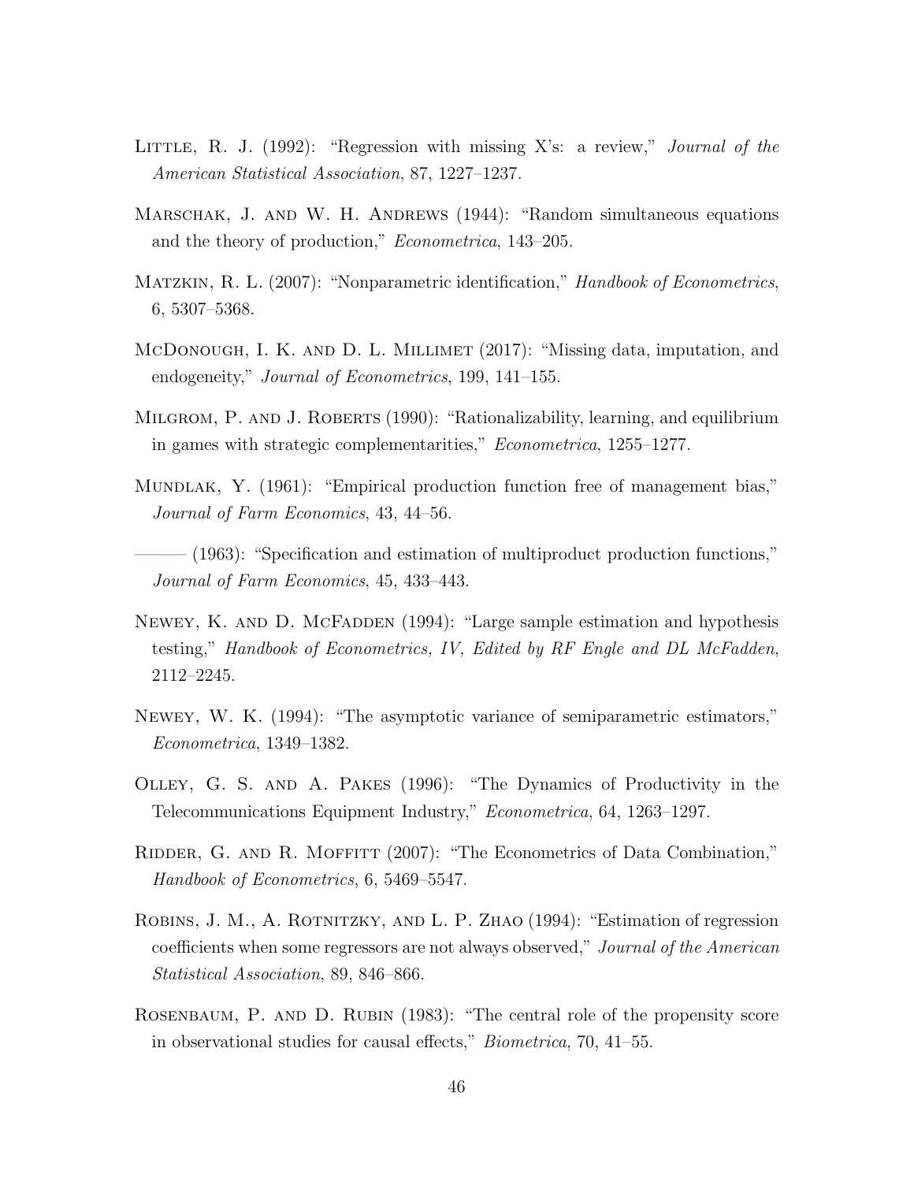Little, R. J. (1992): "Regression with missing X's: a review," *Journal of the American Statistical Association*, 87, 1227–1237.

Marschak, J. and W. H. Andrews (1944): "Random simultaneous equations and the theory of production," *Econometrica*, 143–205.

Matzkin, R. L. (2007): "Nonparametric identification," *Handbook of Econometrics*, 6, 5307–5368.

McDonough, I. K. and D. L. Millimet (2017): "Missing data, imputation, and endogeneity," *Journal of Econometrics*, 199, 141–155.

Milgrom, P. and J. Roberts (1990): "Rationalizability, learning, and equilibrium in games with strategic complementarities," *Econometrica*, 1255–1277.

Mundlak, Y. (1961): "Empirical production function free of management bias," *Journal of Farm Economics*, 43, 44–56.

——— (1963): "Specification and estimation of multiproduct production functions," *Journal of Farm Economics*, 45, 433–443.

Newey, K. and D. McFadden (1994): "Large sample estimation and hypothesis testing," *Handbook of Econometrics, IV, Edited by RF Engle and DL McFadden*, 2112–2245.

Newey, W. K. (1994): "The asymptotic variance of semiparametric estimators," *Econometrica*, 1349–1382.

Olley, G. S. and A. Pakes (1996): "The Dynamics of Productivity in the Telecommunications Equipment Industry," *Econometrica*, 64, 1263–1297.

Ridder, G. and R. Moffitt (2007): "The Econometrics of Data Combination," *Handbook of Econometrics*, 6, 5469–5547.

Robins, J. M., A. Rotnitzky, and L. P. Zhao (1994): "Estimation of regression coefficients when some regressors are not always observed," *Journal of the American Statistical Association*, 89, 846–866.

Rosenbaum, P. and D. Rubin (1983): "The central role of the propensity score in observational studies for causal effects," *Biometrica*, 70, 41–55.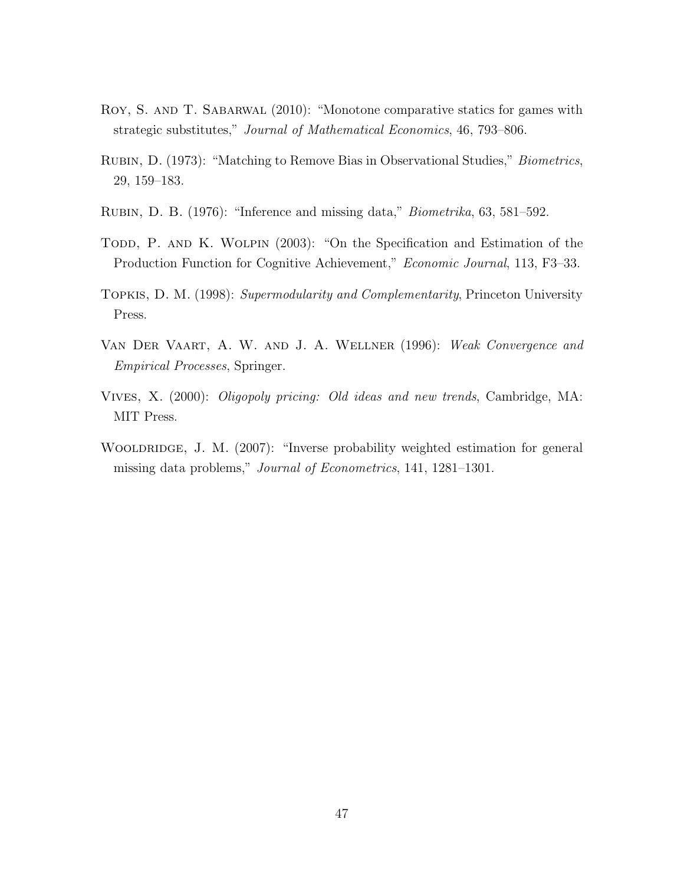Roy, S. and T. Sabarwal (2010): "Monotone comparative statics for games with strategic substitutes," *Journal of Mathematical Economics*, 46, 793–806.

Rubin, D. (1973): "Matching to Remove Bias in Observational Studies," *Biometrics*, 29, 159–183.

Rubin, D. B. (1976): "Inference and missing data," *Biometrika*, 63, 581–592.

Todd, P. and K. Wolpin (2003): "On the Specification and Estimation of the Production Function for Cognitive Achievement," *Economic Journal*, 113, F3–33.

Topkis, D. M. (1998): *Supermodularity and Complementarity*, Princeton University Press.

Van Der Vaart, A. W. and J. A. Wellner (1996): *Weak Convergence and Empirical Processes*, Springer.

Vives, X. (2000): *Oligopoly pricing: Old ideas and new trends*, Cambridge, MA: MIT Press.

Wooldridge, J. M. (2007): "Inverse probability weighted estimation for general missing data problems," *Journal of Econometrics*, 141, 1281–1301.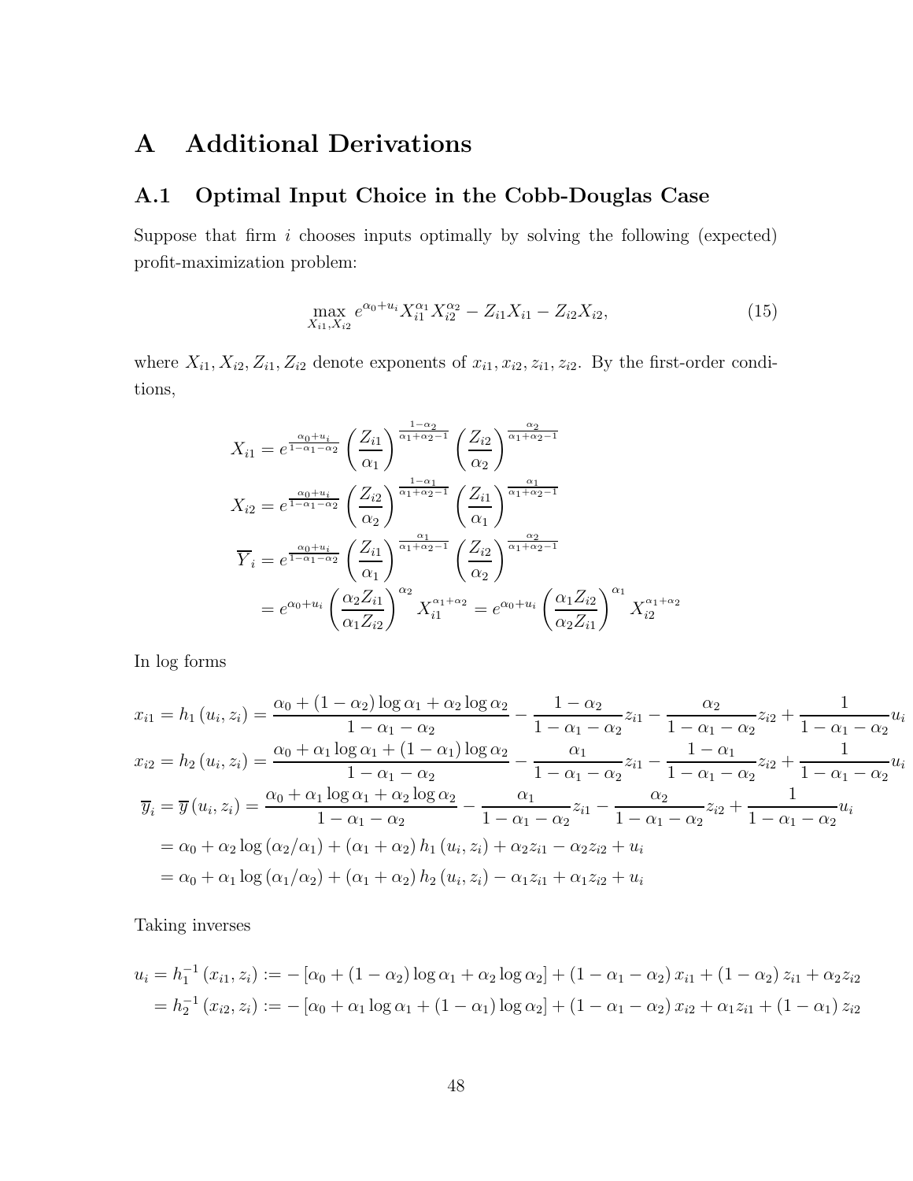# A Additional Derivations

## A.1 Optimal Input Choice in the Cobb-Douglas Case

Suppose that firm $i$ chooses inputs optimally by solving the following (expected) profit-maximization problem:

$$\max_{X_{i1},X_{i2}} e^{\alpha_0+u_i} X_{i1}^{\alpha_1} X_{i2}^{\alpha_2} - Z_{i1}X_{i1} - Z_{i2}X_{i2}, \tag{15}$$

where $X_{i1}, X_{i2}, Z_{i1}, Z_{i2}$ denote exponents of $x_{i1}, x_{i2}, z_{i1}, z_{i2}$. By the first-order conditions,

$$
\begin{aligned}
X_{i1} &= e^{\frac{\alpha_0+u_i}{1-\alpha_1-\alpha_2}} \left(\frac{Z_{i1}}{\alpha_1}\right)^{\frac{1-\alpha_2}{\alpha_1+\alpha_2-1}} \left(\frac{Z_{i2}}{\alpha_2}\right)^{\frac{\alpha_2}{\alpha_1+\alpha_2-1}} \\
X_{i2} &= e^{\frac{\alpha_0+u_i}{1-\alpha_1-\alpha_2}} \left(\frac{Z_{i2}}{\alpha_2}\right)^{\frac{1-\alpha_1}{\alpha_1+\alpha_2-1}} \left(\frac{Z_{i1}}{\alpha_1}\right)^{\frac{\alpha_1}{\alpha_1+\alpha_2-1}} \\
\overline{Y}_i &= e^{\frac{\alpha_0+u_i}{1-\alpha_1-\alpha_2}} \left(\frac{Z_{i1}}{\alpha_1}\right)^{\frac{\alpha_1}{\alpha_1+\alpha_2-1}} \left(\frac{Z_{i2}}{\alpha_2}\right)^{\frac{\alpha_2}{\alpha_1+\alpha_2-1}} \\
&= e^{\alpha_0+u_i} \left(\frac{\alpha_2 Z_{i1}}{\alpha_1 Z_{i2}}\right)^{\alpha_2} X_{i1}^{\alpha_1+\alpha_2} = e^{\alpha_0+u_i} \left(\frac{\alpha_1 Z_{i2}}{\alpha_2 Z_{i1}}\right)^{\alpha_1} X_{i2}^{\alpha_1+\alpha_2}
\end{aligned}
$$

In log forms

$$
\begin{aligned}
x_{i1} = h_1(u_i, z_i) &= \frac{\alpha_0 + (1-\alpha_2)\log\alpha_1 + \alpha_2\log\alpha_2}{1-\alpha_1-\alpha_2} - \frac{1-\alpha_2}{1-\alpha_1-\alpha_2} z_{i1} - \frac{\alpha_2}{1-\alpha_1-\alpha_2} z_{i2} + \frac{1}{1-\alpha_1-\alpha_2} u_i \\
x_{i2} = h_2(u_i, z_i) &= \frac{\alpha_0 + \alpha_1\log\alpha_1 + (1-\alpha_1)\log\alpha_2}{1-\alpha_1-\alpha_2} - \frac{\alpha_1}{1-\alpha_1-\alpha_2} z_{i1} - \frac{1-\alpha_1}{1-\alpha_1-\alpha_2} z_{i2} + \frac{1}{1-\alpha_1-\alpha_2} u_i \\
\overline{y}_i = \overline{y}(u_i, z_i) &= \frac{\alpha_0 + \alpha_1\log\alpha_1 + \alpha_2\log\alpha_2}{1-\alpha_1-\alpha_2} - \frac{\alpha_1}{1-\alpha_1-\alpha_2} z_{i1} - \frac{\alpha_2}{1-\alpha_1-\alpha_2} z_{i2} + \frac{1}{1-\alpha_1-\alpha_2} u_i \\
&= \alpha_0 + \alpha_2 \log(\alpha_2/\alpha_1) + (\alpha_1+\alpha_2) h_1(u_i, z_i) + \alpha_2 z_{i1} - \alpha_2 z_{i2} + u_i \\
&= \alpha_0 + \alpha_1 \log(\alpha_1/\alpha_2) + (\alpha_1+\alpha_2) h_2(u_i, z_i) - \alpha_1 z_{i1} + \alpha_1 z_{i2} + u_i
\end{aligned}
$$

Taking inverses

$$
\begin{aligned}
u_i = h_1^{-1}(x_{i1}, z_i) &:= -\left[\alpha_0 + (1-\alpha_2)\log\alpha_1 + \alpha_2\log\alpha_2\right] + (1-\alpha_1-\alpha_2) x_{i1} + (1-\alpha_2) z_{i1} + \alpha_2 z_{i2} \\
= h_2^{-1}(x_{i2}, z_i) &:= -\left[\alpha_0 + \alpha_1\log\alpha_1 + (1-\alpha_1)\log\alpha_2\right] + (1-\alpha_1-\alpha_2) x_{i2} + \alpha_1 z_{i1} + (1-\alpha_1) z_{i2}
\end{aligned}
$$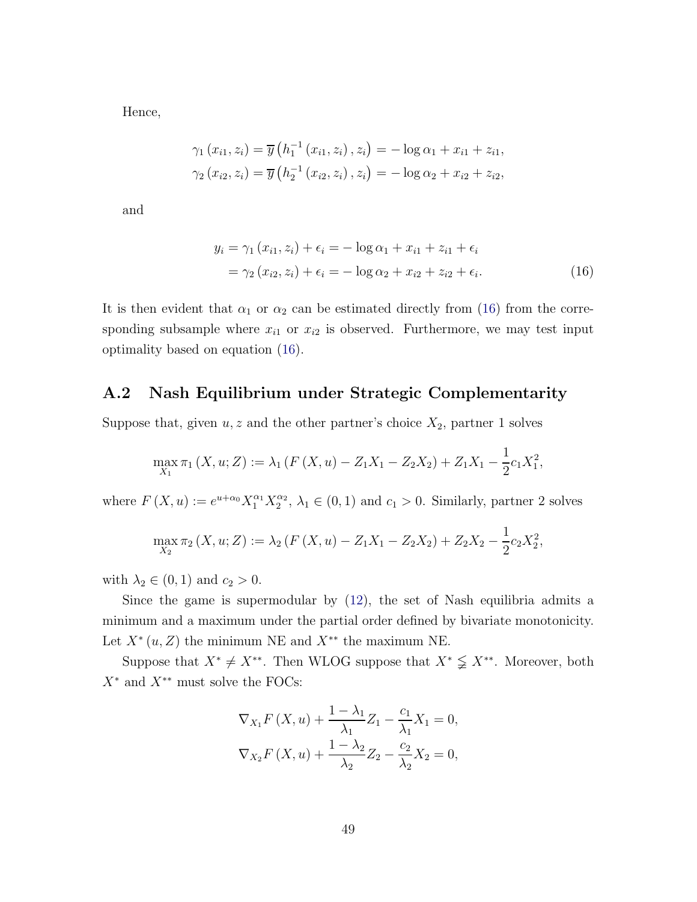Hence,

$$
\begin{aligned}
\gamma_1(x_{i1}, z_i) &= \overline{y}\left(h_1^{-1}(x_{i1}, z_i), z_i\right) = -\log \alpha_1 + x_{i1} + z_{i1}, \\
\gamma_2(x_{i2}, z_i) &= \overline{y}\left(h_2^{-1}(x_{i2}, z_i), z_i\right) = -\log \alpha_2 + x_{i2} + z_{i2},
\end{aligned}
$$

and

$$
\begin{aligned}
y_i = \gamma_1(x_{i1}, z_i) + \epsilon_i &= -\log \alpha_1 + x_{i1} + z_{i1} + \epsilon_i \\
= \gamma_2(x_{i2}, z_i) + \epsilon_i &= -\log \alpha_2 + x_{i2} + z_{i2} + \epsilon_i. \qquad (16)
\end{aligned}
$$

It is then evident that $\alpha_1$ or $\alpha_2$ can be estimated directly from (16) from the corresponding subsample where $x_{i1}$ or $x_{i2}$ is observed. Furthermore, we may test input optimality based on equation (16).

## A.2 Nash Equilibrium under Strategic Complementarity

Suppose that, given $u, z$ and the other partner's choice $X_2$, partner 1 solves

$$
\max_{X_1} \pi_1(X, u; Z) := \lambda_1 \left(F(X, u) - Z_1 X_1 - Z_2 X_2\right) + Z_1 X_1 - \frac{1}{2} c_1 X_1^2,
$$

where $F(X, u) := e^{u+\alpha_0} X_1^{\alpha_1} X_2^{\alpha_2}$, $\lambda_1 \in (0, 1)$ and $c_1 > 0$. Similarly, partner 2 solves

$$
\max_{X_2} \pi_2(X, u; Z) := \lambda_2 \left(F(X, u) - Z_1 X_1 - Z_2 X_2\right) + Z_2 X_2 - \frac{1}{2} c_2 X_2^2,
$$

with $\lambda_2 \in (0, 1)$ and $c_2 > 0$.

Since the game is supermodular by (12), the set of Nash equilibria admits a minimum and a maximum under the partial order defined by bivariate monotonicity. Let $X^*(u, Z)$ the minimum NE and $X^{**}$ the maximum NE.

Suppose that $X^* \neq X^{**}$. Then WLOG suppose that $X^* \lneqq X^{**}$. Moreover, both $X^*$ and $X^{**}$ must solve the FOCs:

$$
\begin{aligned}
\nabla_{X_1} F(X, u) + \frac{1 - \lambda_1}{\lambda_1} Z_1 - \frac{c_1}{\lambda_1} X_1 &= 0, \\
\nabla_{X_2} F(X, u) + \frac{1 - \lambda_2}{\lambda_2} Z_2 - \frac{c_2}{\lambda_2} X_2 &= 0,
\end{aligned}
$$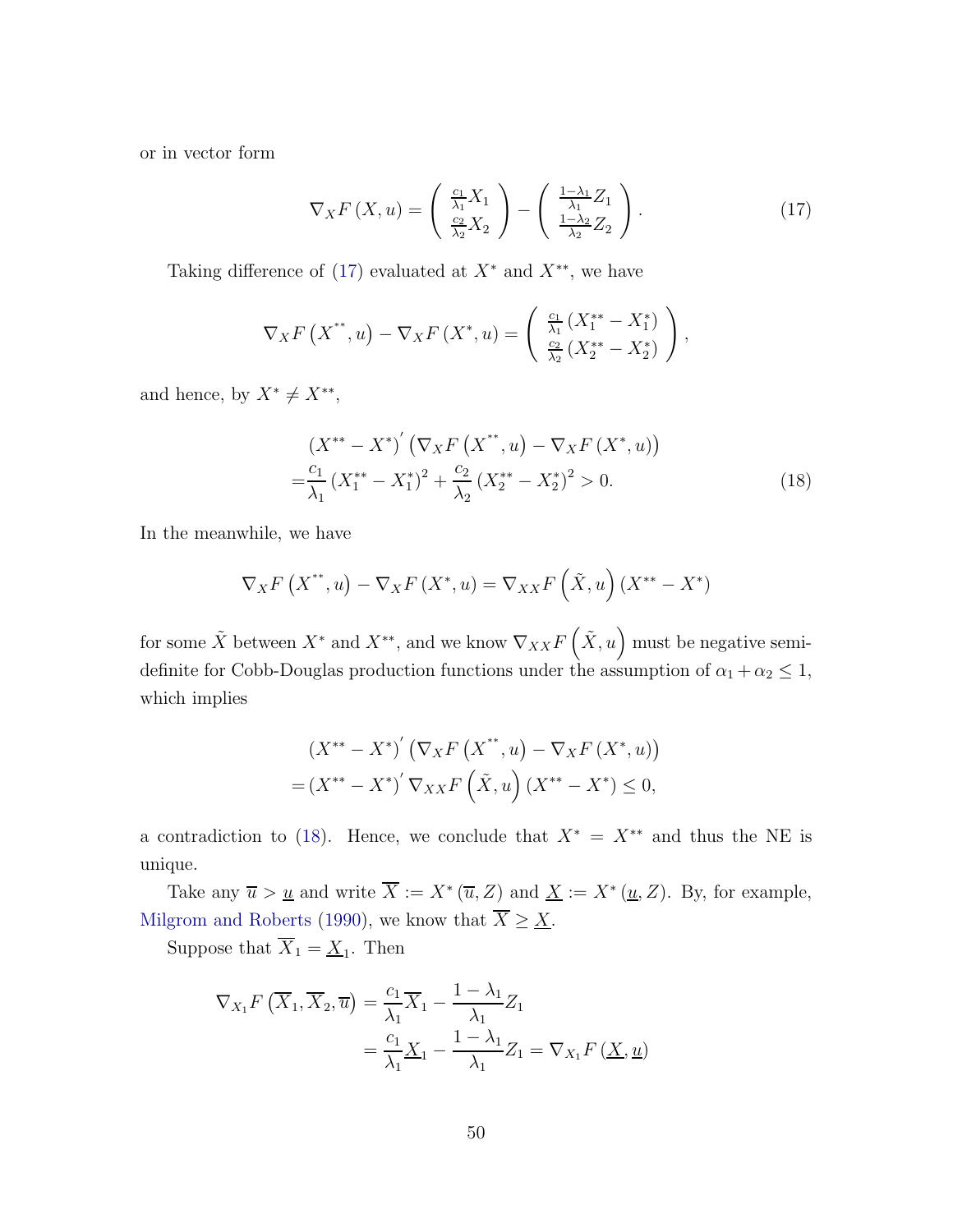or in vector form

$$\nabla_X F(X,u) = \begin{pmatrix} \frac{c_1}{\lambda_1} X_1 \\ \frac{c_2}{\lambda_2} X_2 \end{pmatrix} - \begin{pmatrix} \frac{1-\lambda_1}{\lambda_1} Z_1 \\ \frac{1-\lambda_2}{\lambda_2} Z_2 \end{pmatrix}. \tag{17}$$

Taking difference of (17) evaluated at $X^*$ and $X^{**}$, we have

$$\nabla_X F\left(X^{**}, u\right) - \nabla_X F\left(X^*, u\right) = \begin{pmatrix} \frac{c_1}{\lambda_1}\left(X_1^{**} - X_1^*\right) \\ \frac{c_2}{\lambda_2}\left(X_2^{**} - X_2^*\right) \end{pmatrix},$$

and hence, by $X^* \neq X^{**}$,

$$\begin{aligned} & \left(X^{**} - X^*\right)' \left(\nabla_X F\left(X^{**}, u\right) - \nabla_X F\left(X^*, u\right)\right) \\ =& \frac{c_1}{\lambda_1}\left(X_1^{**} - X_1^*\right)^2 + \frac{c_2}{\lambda_2}\left(X_2^{**} - X_2^*\right)^2 > 0. \end{aligned} \tag{18}$$

In the meanwhile, we have

$$\nabla_X F\left(X^{**}, u\right) - \nabla_X F\left(X^*, u\right) = \nabla_{XX} F\left(\tilde{X}, u\right)\left(X^{**} - X^*\right)$$

for some $\tilde{X}$ between $X^*$ and $X^{**}$, and we know $\nabla_{XX} F\left(\tilde{X}, u\right)$ must be negative semi-definite for Cobb-Douglas production functions under the assumption of $\alpha_1 + \alpha_2 \leq 1$, which implies

$$\begin{aligned} & \left(X^{**} - X^*\right)' \left(\nabla_X F\left(X^{**}, u\right) - \nabla_X F\left(X^*, u\right)\right) \\ =& \left(X^{**} - X^*\right)' \nabla_{XX} F\left(\tilde{X}, u\right)\left(X^{**} - X^*\right) \leq 0, \end{aligned}$$

a contradiction to (18). Hence, we conclude that $X^* = X^{**}$ and thus the NE is unique.

Take any $\overline{u} > \underline{u}$ and write $\overline{X} := X^*\left(\overline{u}, Z\right)$ and $\underline{X} := X^*\left(\underline{u}, Z\right)$. By, for example, Milgrom and Roberts (1990), we know that $\overline{X} \geq \underline{X}$.

Suppose that $\overline{X}_1 = \underline{X}_1$. Then

$$\begin{aligned} \nabla_{X_1} F\left(\overline{X}_1, \overline{X}_2, \overline{u}\right) &= \frac{c_1}{\lambda_1}\overline{X}_1 - \frac{1-\lambda_1}{\lambda_1} Z_1 \\ &= \frac{c_1}{\lambda_1}\underline{X}_1 - \frac{1-\lambda_1}{\lambda_1} Z_1 = \nabla_{X_1} F\left(\underline{X}, \underline{u}\right) \end{aligned}$$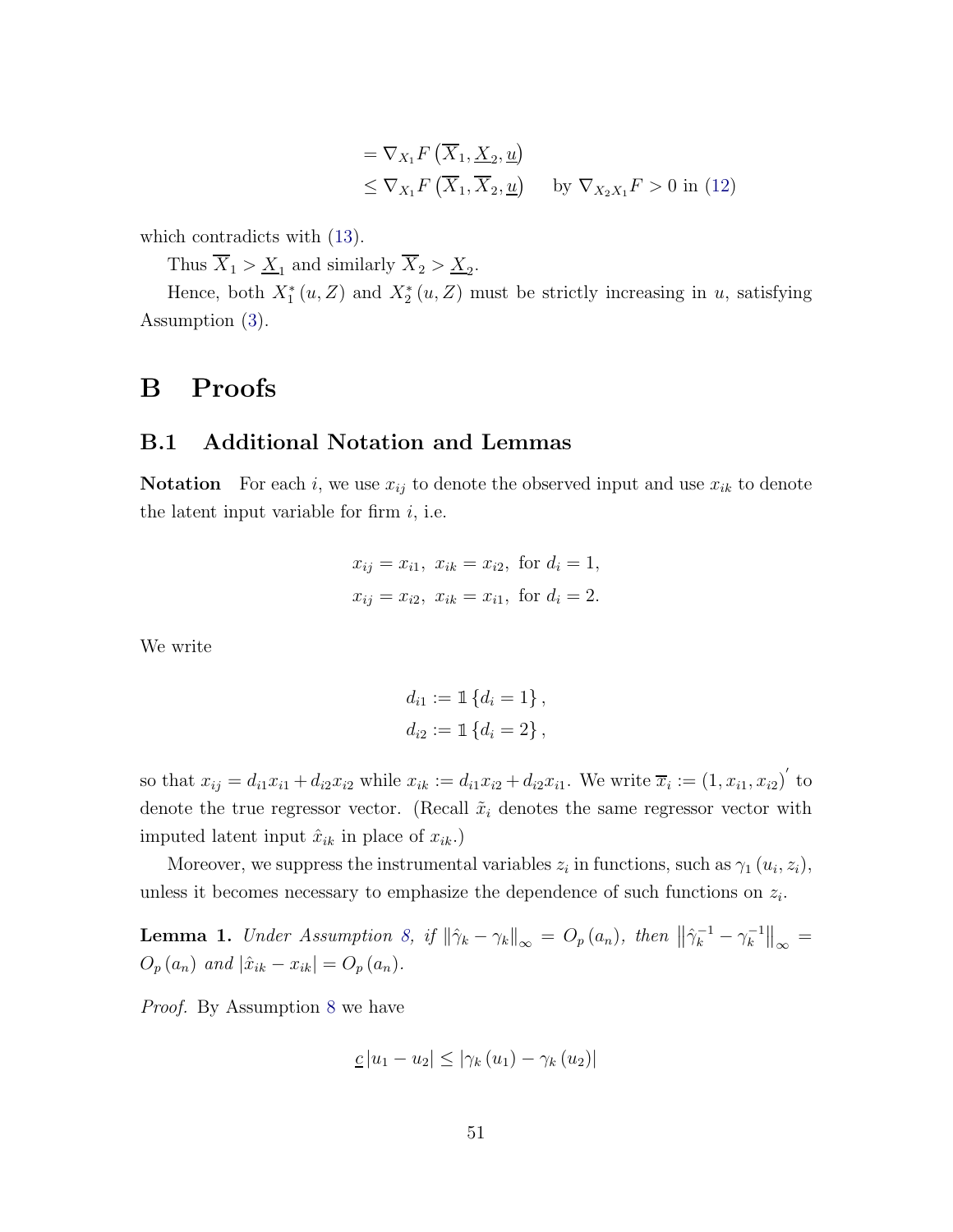$$
\begin{aligned}
&= \nabla_{X_1} F\left(\overline{X}_1, \underline{X}_2, \underline{u}\right) \\
&\leq \nabla_{X_1} F\left(\overline{X}_1, \overline{X}_2, \underline{u}\right) \quad \text{ by } \nabla_{X_2 X_1} F > 0 \text{ in (12)}
\end{aligned}
$$

which contradicts with (13).

Thus $\overline{X}_1 > \underline{X}_1$ and similarly $\overline{X}_2 > \underline{X}_2$.

Hence, both $X_1^*(u, Z)$ and $X_2^*(u, Z)$ must be strictly increasing in $u$, satisfying Assumption (3).

# B Proofs

## B.1 Additional Notation and Lemmas

**Notation** For each $i$, we use $x_{ij}$ to denote the observed input and use $x_{ik}$ to denote the latent input variable for firm $i$, i.e.

$$
\begin{aligned}
x_{ij} &= x_{i1},\ x_{ik} = x_{i2},\ \text{for } d_i = 1, \\
x_{ij} &= x_{i2},\ x_{ik} = x_{i1},\ \text{for } d_i = 2.
\end{aligned}
$$

We write

$$
\begin{aligned}
d_{i1} &:= \mathbb{1}\{d_i = 1\}, \\
d_{i2} &:= \mathbb{1}\{d_i = 2\},
\end{aligned}
$$

so that $x_{ij} = d_{i1}x_{i1} + d_{i2}x_{i2}$ while $x_{ik} := d_{i1}x_{i2} + d_{i2}x_{i1}$. We write $\overline{x}_i := (1, x_{i1}, x_{i2})'$ to denote the true regressor vector. (Recall $\tilde{x}_i$ denotes the same regressor vector with imputed latent input $\hat{x}_{ik}$ in place of $x_{ik}$.)

Moreover, we suppress the instrumental variables $z_i$ in functions, such as $\gamma_1(u_i, z_i)$, unless it becomes necessary to emphasize the dependence of such functions on $z_i$.

**Lemma 1.** *Under Assumption 8, if* $\left\|\hat{\gamma}_k - \gamma_k\right\|_\infty = O_p(a_n)$*, then* $\left\|\hat{\gamma}_k^{-1} - \gamma_k^{-1}\right\|_\infty = O_p(a_n)$ *and* $\left|\hat{x}_{ik} - x_{ik}\right| = O_p(a_n)$*.*

*Proof.* By Assumption 8 we have

$$
\underline{c}\left|u_1 - u_2\right| \leq \left|\gamma_k(u_1) - \gamma_k(u_2)\right|
$$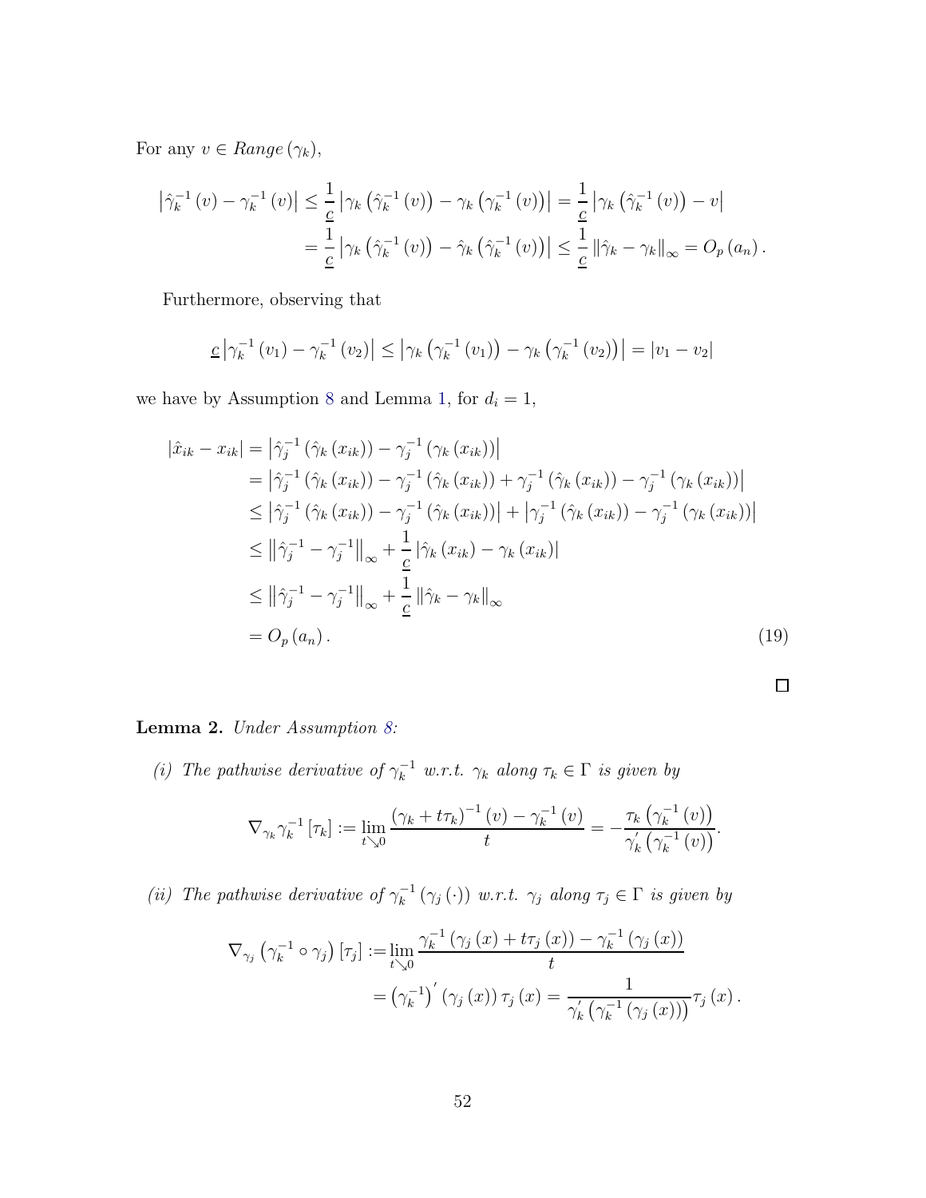For any $v \in Range\left(\gamma_k\right)$,

$$
\begin{aligned}
\left|\hat{\gamma}_k^{-1}(v)-\gamma_k^{-1}(v)\right| &\leq \frac{1}{\underline{c}}\left|\gamma_k\left(\hat{\gamma}_k^{-1}(v)\right)-\gamma_k\left(\gamma_k^{-1}(v)\right)\right|=\frac{1}{\underline{c}}\left|\gamma_k\left(\hat{\gamma}_k^{-1}(v)\right)-v\right| \\
&=\frac{1}{\underline{c}}\left|\gamma_k\left(\hat{\gamma}_k^{-1}(v)\right)-\hat{\gamma}_k\left(\hat{\gamma}_k^{-1}(v)\right)\right| \leq \frac{1}{\underline{c}}\left\|\hat{\gamma}_k-\gamma_k\right\|_{\infty}=O_p\left(a_n\right).
\end{aligned}
$$

Furthermore, observing that

$$
\underline{c}\left|\gamma_k^{-1}\left(v_1\right)-\gamma_k^{-1}\left(v_2\right)\right| \leq\left|\gamma_k\left(\gamma_k^{-1}\left(v_1\right)\right)-\gamma_k\left(\gamma_k^{-1}\left(v_2\right)\right)\right|=\left|v_1-v_2\right|
$$

we have by Assumption 8 and Lemma 1, for $d_i=1$,

$$
\begin{aligned}
\left|\hat{x}_{ik}-x_{ik}\right| &=\left|\hat{\gamma}_j^{-1}\left(\hat{\gamma}_k\left(x_{ik}\right)\right)-\gamma_j^{-1}\left(\gamma_k\left(x_{ik}\right)\right)\right| \\
&=\left|\hat{\gamma}_j^{-1}\left(\hat{\gamma}_k\left(x_{ik}\right)\right)-\gamma_j^{-1}\left(\hat{\gamma}_k\left(x_{ik}\right)\right)+\gamma_j^{-1}\left(\hat{\gamma}_k\left(x_{ik}\right)\right)-\gamma_j^{-1}\left(\gamma_k\left(x_{ik}\right)\right)\right| \\
&\leq\left|\hat{\gamma}_j^{-1}\left(\hat{\gamma}_k\left(x_{ik}\right)\right)-\gamma_j^{-1}\left(\hat{\gamma}_k\left(x_{ik}\right)\right)\right|+\left|\gamma_j^{-1}\left(\hat{\gamma}_k\left(x_{ik}\right)\right)-\gamma_j^{-1}\left(\gamma_k\left(x_{ik}\right)\right)\right| \\
&\leq\left\|\hat{\gamma}_j^{-1}-\gamma_j^{-1}\right\|_{\infty}+\frac{1}{\underline{c}}\left|\hat{\gamma}_k\left(x_{ik}\right)-\gamma_k\left(x_{ik}\right)\right| \\
&\leq\left\|\hat{\gamma}_j^{-1}-\gamma_j^{-1}\right\|_{\infty}+\frac{1}{\underline{c}}\left\|\hat{\gamma}_k-\gamma_k\right\|_{\infty} \\
&=O_p\left(a_n\right).
\end{aligned} \tag{19}
$$

□

**Lemma 2.** *Under Assumption 8:*

*(i) The pathwise derivative of $\gamma_k^{-1}$ w.r.t. $\gamma_k$ along $\tau_k \in \Gamma$ is given by*

$$
\nabla_{\gamma_k} \gamma_k^{-1}\left[\tau_k\right]:=\lim_{t \searrow 0} \frac{\left(\gamma_k+t \tau_k\right)^{-1}(v)-\gamma_k^{-1}(v)}{t}=-\frac{\tau_k\left(\gamma_k^{-1}(v)\right)}{\gamma_k^{\prime}\left(\gamma_k^{-1}(v)\right)}.
$$

*(ii) The pathwise derivative of $\gamma_k^{-1}\left(\gamma_j(\cdot)\right)$ w.r.t. $\gamma_j$ along $\tau_j \in \Gamma$ is given by*

$$
\begin{aligned}
\nabla_{\gamma_j}\left(\gamma_k^{-1} \circ \gamma_j\right)\left[\tau_j\right] &:=\lim_{t \searrow 0} \frac{\gamma_k^{-1}\left(\gamma_j(x)+t \tau_j(x)\right)-\gamma_k^{-1}\left(\gamma_j(x)\right)}{t} \\
&=\left(\gamma_k^{-1}\right)^{\prime}\left(\gamma_j(x)\right) \tau_j(x)=\frac{1}{\gamma_k^{\prime}\left(\gamma_k^{-1}\left(\gamma_j(x)\right)\right)} \tau_j(x).
\end{aligned}
$$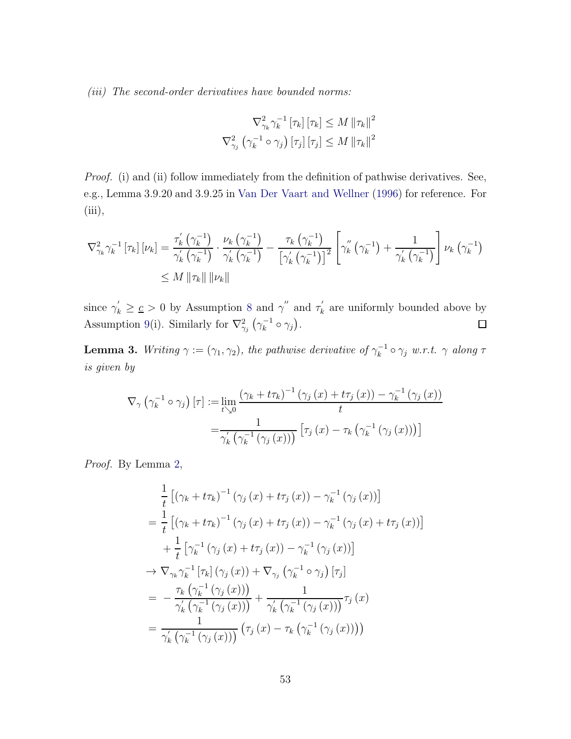*(iii) The second-order derivatives have bounded norms:*

$$
\nabla^2_{\gamma_k}\gamma_k^{-1}[\tau_k][\tau_k] \le M\|\tau_k\|^2
$$
$$
\nabla^2_{\gamma_j}\left(\gamma_k^{-1}\circ\gamma_j\right)[\tau_j][\tau_j] \le M\|\tau_k\|^2
$$

*Proof.* (i) and (ii) follow immediately from the definition of pathwise derivatives. See, e.g., Lemma 3.9.20 and 3.9.25 in Van Der Vaart and Wellner (1996) for reference. For (iii),

$$
\begin{aligned}
\nabla^2_{\gamma_k}\gamma_k^{-1}[\tau_k][\nu_k] &= \frac{\tau_k'\left(\gamma_k^{-1}\right)}{\gamma_k'\left(\gamma_k^{-1}\right)}\cdot\frac{\nu_k\left(\gamma_k^{-1}\right)}{\gamma_k'\left(\gamma_k^{-1}\right)} - \frac{\tau_k\left(\gamma_k^{-1}\right)}{\left[\gamma_k'\left(\gamma_k^{-1}\right)\right]^2}\left[\gamma_k''\left(\gamma_k^{-1}\right)+\frac{1}{\gamma_k'\left(\gamma_k^{-1}\right)}\right]\nu_k\left(\gamma_k^{-1}\right)\\
&\le M\|\tau_k\|\|\nu_k\|
\end{aligned}
$$

since $\gamma_k' \ge \underline{c} > 0$ by Assumption 8 and $\gamma''$ and $\tau_k'$ are uniformly bounded above by Assumption 9(i). Similarly for $\nabla^2_{\gamma_j}\left(\gamma_k^{-1}\circ\gamma_j\right)$. ∎

**Lemma 3.** *Writing $\gamma := (\gamma_1, \gamma_2)$, the pathwise derivative of $\gamma_k^{-1}\circ\gamma_j$ w.r.t. $\gamma$ along $\tau$ is given by*

$$
\begin{aligned}
\nabla_\gamma\left(\gamma_k^{-1}\circ\gamma_j\right)[\tau] :=& \lim_{t\searrow 0}\frac{\left(\gamma_k+t\tau_k\right)^{-1}\left(\gamma_j(x)+t\tau_j(x)\right)-\gamma_k^{-1}\left(\gamma_j(x)\right)}{t}\\
=&\frac{1}{\gamma_k'\left(\gamma_k^{-1}\left(\gamma_j(x)\right)\right)}\left[\tau_j(x)-\tau_k\left(\gamma_k^{-1}\left(\gamma_j(x)\right)\right)\right]
\end{aligned}
$$

*Proof.* By Lemma 2,

$$
\begin{aligned}
&\frac{1}{t}\left[\left(\gamma_k+t\tau_k\right)^{-1}\left(\gamma_j(x)+t\tau_j(x)\right)-\gamma_k^{-1}\left(\gamma_j(x)\right)\right]\\
=&\ \frac{1}{t}\left[\left(\gamma_k+t\tau_k\right)^{-1}\left(\gamma_j(x)+t\tau_j(x)\right)-\gamma_k^{-1}\left(\gamma_j(x)+t\tau_j(x)\right)\right]\\
&+\frac{1}{t}\left[\gamma_k^{-1}\left(\gamma_j(x)+t\tau_j(x)\right)-\gamma_k^{-1}\left(\gamma_j(x)\right)\right]\\
\to&\ \nabla_{\gamma_k}\gamma_k^{-1}[\tau_k]\left(\gamma_j(x)\right)+\nabla_{\gamma_j}\left(\gamma_k^{-1}\circ\gamma_j\right)[\tau_j]\\
=&\ -\frac{\tau_k\left(\gamma_k^{-1}\left(\gamma_j(x)\right)\right)}{\gamma_k'\left(\gamma_k^{-1}\left(\gamma_j(x)\right)\right)}+\frac{1}{\gamma_k'\left(\gamma_k^{-1}\left(\gamma_j(x)\right)\right)}\tau_j(x)\\
=&\ \frac{1}{\gamma_k'\left(\gamma_k^{-1}\left(\gamma_j(x)\right)\right)}\left(\tau_j(x)-\tau_k\left(\gamma_k^{-1}\left(\gamma_j(x)\right)\right)\right)
\end{aligned}
$$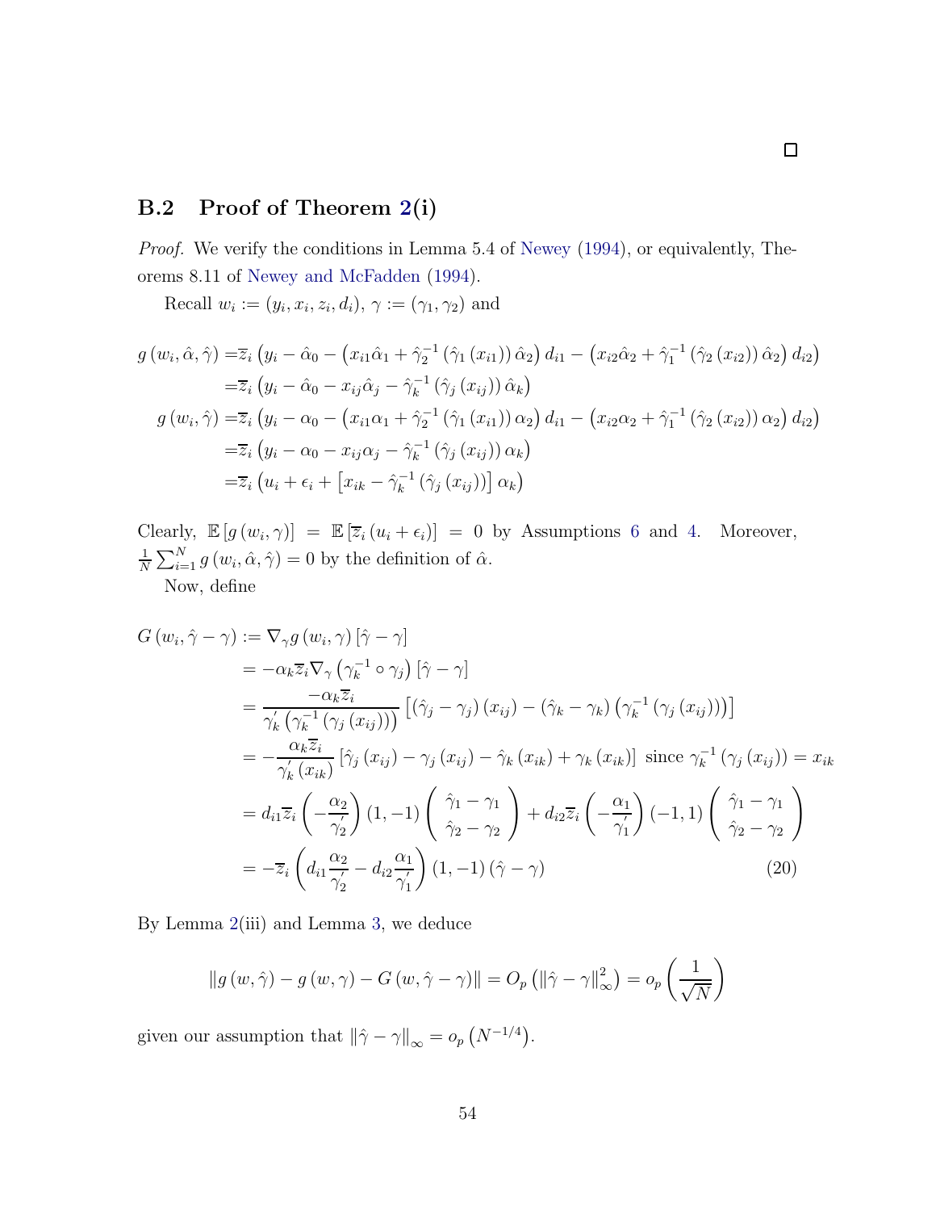□

## B.2 Proof of Theorem 2(i)

*Proof.* We verify the conditions in Lemma 5.4 of Newey (1994), or equivalently, Theorems 8.11 of Newey and McFadden (1994).

Recall $w_i := (y_i, x_i, z_i, d_i)$, $\gamma := (\gamma_1, \gamma_2)$ and

$$
\begin{aligned}
g\left(w_i, \hat{\alpha}, \hat{\gamma}\right) =& \overline{z}_i \left(y_i - \hat{\alpha}_0 - \left(x_{i1}\hat{\alpha}_1 + \hat{\gamma}_2^{-1}\left(\hat{\gamma}_1\left(x_{i1}\right)\right)\hat{\alpha}_2\right) d_{i1} - \left(x_{i2}\hat{\alpha}_2 + \hat{\gamma}_1^{-1}\left(\hat{\gamma}_2\left(x_{i2}\right)\right)\hat{\alpha}_2\right) d_{i2}\right) \\
=& \overline{z}_i \left(y_i - \hat{\alpha}_0 - x_{ij}\hat{\alpha}_j - \hat{\gamma}_k^{-1}\left(\hat{\gamma}_j\left(x_{ij}\right)\right)\hat{\alpha}_k\right) \\
g\left(w_i, \hat{\gamma}\right) =& \overline{z}_i \left(y_i - \alpha_0 - \left(x_{i1}\alpha_1 + \hat{\gamma}_2^{-1}\left(\hat{\gamma}_1\left(x_{i1}\right)\right)\alpha_2\right) d_{i1} - \left(x_{i2}\alpha_2 + \hat{\gamma}_1^{-1}\left(\hat{\gamma}_2\left(x_{i2}\right)\right)\alpha_2\right) d_{i2}\right) \\
=& \overline{z}_i \left(y_i - \alpha_0 - x_{ij}\alpha_j - \hat{\gamma}_k^{-1}\left(\hat{\gamma}_j\left(x_{ij}\right)\right)\alpha_k\right) \\
=& \overline{z}_i \left(u_i + \epsilon_i + \left[x_{ik} - \hat{\gamma}_k^{-1}\left(\hat{\gamma}_j\left(x_{ij}\right)\right)\right]\alpha_k\right)
\end{aligned}
$$

Clearly, $\mathbb{E}\left[g\left(w_i, \gamma\right)\right] = \mathbb{E}\left[\overline{z}_i\left(u_i + \epsilon_i\right)\right] = 0$ by Assumptions 6 and 4. Moreover, $\frac{1}{N}\sum_{i=1}^N g\left(w_i, \hat{\alpha}, \hat{\gamma}\right) = 0$ by the definition of $\hat{\alpha}$.

Now, define

$$
\begin{aligned}
G\left(w_i, \hat{\gamma} - \gamma\right) :=& \nabla_\gamma g\left(w_i, \gamma\right)\left[\hat{\gamma} - \gamma\right] \\
=& -\alpha_k \overline{z}_i \nabla_\gamma \left(\gamma_k^{-1} \circ \gamma_j\right)\left[\hat{\gamma} - \gamma\right] \\
=& \frac{-\alpha_k \overline{z}_i}{\gamma_k'\left(\gamma_k^{-1}\left(\gamma_j\left(x_{ij}\right)\right)\right)}\left[\left(\hat{\gamma}_j - \gamma_j\right)\left(x_{ij}\right) - \left(\hat{\gamma}_k - \gamma_k\right)\left(\gamma_k^{-1}\left(\gamma_j\left(x_{ij}\right)\right)\right)\right] \\
=& -\frac{\alpha_k \overline{z}_i}{\gamma_k'\left(x_{ik}\right)}\left[\hat{\gamma}_j\left(x_{ij}\right) - \gamma_j\left(x_{ij}\right) - \hat{\gamma}_k\left(x_{ik}\right) + \gamma_k\left(x_{ik}\right)\right] \text{ since } \gamma_k^{-1}\left(\gamma_j\left(x_{ij}\right)\right) = x_{ik} \\
=& d_{i1}\overline{z}_i\left(-\frac{\alpha_2}{\gamma_2'}\right)(1, -1)\begin{pmatrix} \hat{\gamma}_1 - \gamma_1 \\ \hat{\gamma}_2 - \gamma_2 \end{pmatrix} + d_{i2}\overline{z}_i\left(-\frac{\alpha_1}{\gamma_1'}\right)(-1, 1)\begin{pmatrix} \hat{\gamma}_1 - \gamma_1 \\ \hat{\gamma}_2 - \gamma_2 \end{pmatrix} \\
=& -\overline{z}_i\left(d_{i1}\frac{\alpha_2}{\gamma_2'} - d_{i2}\frac{\alpha_1}{\gamma_1'}\right)(1, -1)\left(\hat{\gamma} - \gamma\right) \qquad (20)
\end{aligned}
$$

By Lemma 2(iii) and Lemma 3, we deduce

$$
\left\| g\left(w, \hat{\gamma}\right) - g\left(w, \gamma\right) - G\left(w, \hat{\gamma} - \gamma\right)\right\| = O_p\left(\left\|\hat{\gamma} - \gamma\right\|_\infty^2\right) = o_p\left(\frac{1}{\sqrt{N}}\right)
$$

given our assumption that $\left\|\hat{\gamma} - \gamma\right\|_\infty = o_p\left(N^{-1/4}\right)$.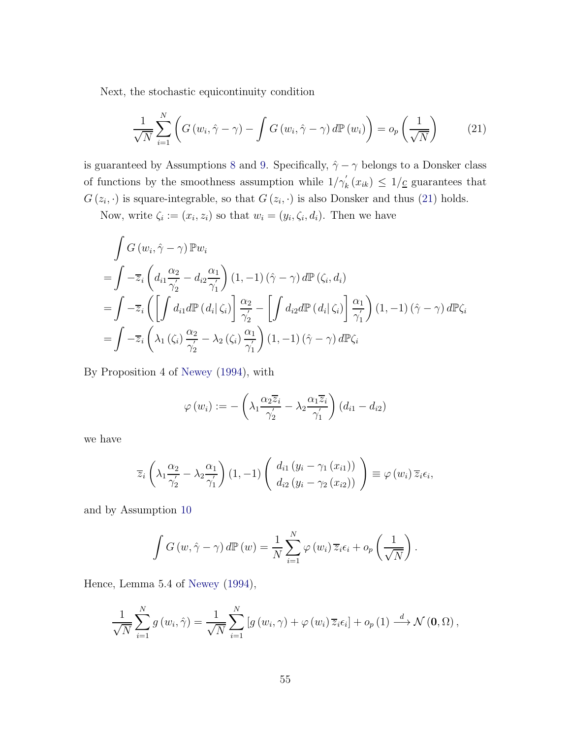Next, the stochastic equicontinuity condition

$$\frac{1}{\sqrt{N}}\sum_{i=1}^{N}\left(G\left(w_i,\hat{\gamma}-\gamma\right)-\int G\left(w_i,\hat{\gamma}-\gamma\right)d\mathbb{P}\left(w_i\right)\right)=o_p\left(\frac{1}{\sqrt{N}}\right) \tag{21}$$

is guaranteed by Assumptions 8 and 9. Specifically, $\hat{\gamma}-\gamma$ belongs to a Donsker class of functions by the smoothness assumption while $1/\gamma_k^{'}\left(x_{ik}\right)\leq 1/\underline{c}$ guarantees that $G\left(z_i,\cdot\right)$ is square-integrable, so that $G\left(z_i,\cdot\right)$ is also Donsker and thus (21) holds.

Now, write $\zeta_i := \left(x_i, z_i\right)$ so that $w_i = \left(y_i, \zeta_i, d_i\right)$. Then we have

$$\begin{aligned}
&\int G\left(w_i,\hat{\gamma}-\gamma\right)\mathbb{P}w_i \\
&=\int -\overline{z}_i\left(d_{i1}\frac{\alpha_2}{\gamma_2^{'}}-d_{i2}\frac{\alpha_1}{\gamma_1^{'}}\right)\left(1,-1\right)\left(\hat{\gamma}-\gamma\right)d\mathbb{P}\left(\zeta_i,d_i\right) \\
&=\int -\overline{z}_i\left(\left[\int d_{i1}d\mathbb{P}\left(d_i|\,\zeta_i\right)\right]\frac{\alpha_2}{\gamma_2^{'}}-\left[\int d_{i2}d\mathbb{P}\left(d_i|\,\zeta_i\right)\right]\frac{\alpha_1}{\gamma_1^{'}}\right)\left(1,-1\right)\left(\hat{\gamma}-\gamma\right)d\mathbb{P}\zeta_i \\
&=\int -\overline{z}_i\left(\lambda_1\left(\zeta_i\right)\frac{\alpha_2}{\gamma_2^{'}}-\lambda_2\left(\zeta_i\right)\frac{\alpha_1}{\gamma_1^{'}}\right)\left(1,-1\right)\left(\hat{\gamma}-\gamma\right)d\mathbb{P}\zeta_i
\end{aligned}$$

By Proposition 4 of Newey (1994), with

$$\varphi\left(w_i\right):=-\left(\lambda_1\frac{\alpha_2\overline{z}_i}{\gamma_2^{'}}-\lambda_2\frac{\alpha_1\overline{z}_i}{\gamma_1^{'}}\right)\left(d_{i1}-d_{i2}\right)$$

we have

$$\overline{z}_i\left(\lambda_1\frac{\alpha_2}{\gamma_2^{'}}-\lambda_2\frac{\alpha_1}{\gamma_1^{'}}\right)\left(1,-1\right)\begin{pmatrix} d_{i1}\left(y_i-\gamma_1\left(x_{i1}\right)\right) \\ d_{i2}\left(y_i-\gamma_2\left(x_{i2}\right)\right)\end{pmatrix}\equiv\varphi\left(w_i\right)\overline{z}_i\epsilon_i,$$

and by Assumption 10

$$\int G\left(w,\hat{\gamma}-\gamma\right)d\mathbb{P}\left(w\right)=\frac{1}{N}\sum_{i=1}^{N}\varphi\left(w_i\right)\overline{z}_i\epsilon_i+o_p\left(\frac{1}{\sqrt{N}}\right).$$

Hence, Lemma 5.4 of Newey (1994),

$$\frac{1}{\sqrt{N}}\sum_{i=1}^{N}g\left(w_i,\hat{\gamma}\right)=\frac{1}{\sqrt{N}}\sum_{i=1}^{N}\left[g\left(w_i,\gamma\right)+\varphi\left(w_i\right)\overline{z}_i\epsilon_i\right]+o_p\left(1\right)\xrightarrow{d}\mathcal{N}\left(\mathbf{0},\Omega\right),$$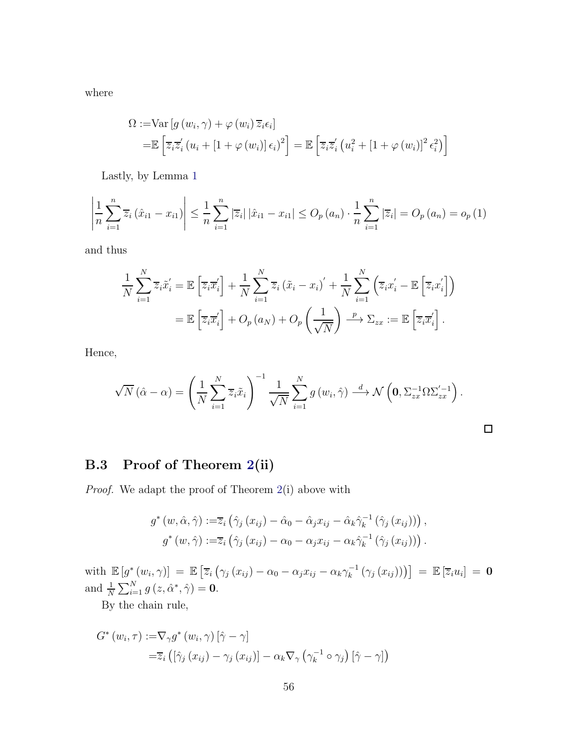where

$$
\begin{aligned}
\Omega :=& \mathrm{Var}\left[g\left(w_i, \gamma\right) + \varphi\left(w_i\right) \overline{z}_i \epsilon_i\right] \\
=& \mathbb{E}\left[\overline{z}_i \overline{z}_i^{\prime}\left(u_i + \left[1 + \varphi\left(w_i\right)\right] \epsilon_i\right)^2\right] = \mathbb{E}\left[\overline{z}_i \overline{z}_i^{\prime}\left(u_i^2 + \left[1 + \varphi\left(w_i\right)\right]^2 \epsilon_i^2\right)\right]
\end{aligned}
$$

Lastly, by Lemma 1

$$
\left|\frac{1}{n} \sum_{i=1}^{n} \overline{z}_i\left(\hat{x}_{i1} - x_{i1}\right)\right| \leq \frac{1}{n} \sum_{i=1}^{n}\left|\overline{z}_i\right|\left|\hat{x}_{i1} - x_{i1}\right| \leq O_p\left(a_n\right) \cdot \frac{1}{n} \sum_{i=1}^{n}\left|\overline{z}_i\right| = O_p\left(a_n\right) = o_p(1)
$$

and thus

$$
\begin{aligned}
\frac{1}{N} \sum_{i=1}^{N} \overline{z}_i \tilde{x}_i^{\prime} &= \mathbb{E}\left[\overline{z}_i \overline{x}_i^{\prime}\right] + \frac{1}{N} \sum_{i=1}^{N} \overline{z}_i\left(\tilde{x}_i - x_i\right)^{\prime} + \frac{1}{N} \sum_{i=1}^{N}\left(\overline{z}_i x_i^{\prime} - \mathbb{E}\left[\overline{z}_i x_i^{\prime}\right]\right) \\
&= \mathbb{E}\left[\overline{z}_i \overline{x}_i^{\prime}\right] + O_p\left(a_N\right) + O_p\left(\frac{1}{\sqrt{N}}\right) \xrightarrow{p} \Sigma_{zx} := \mathbb{E}\left[\overline{z}_i \overline{x}_i^{\prime}\right].
\end{aligned}
$$

Hence,

$$
\sqrt{N}\left(\hat{\alpha} - \alpha\right) = \left(\frac{1}{N} \sum_{i=1}^{N} \overline{z}_i \tilde{x}_i\right)^{-1} \frac{1}{\sqrt{N}} \sum_{i=1}^{N} g\left(w_i, \hat{\gamma}\right) \xrightarrow{d} \mathcal{N}\left(\mathbf{0}, \Sigma_{zx}^{-1} \Omega \Sigma_{zx}^{\prime -1}\right).
$$

□

### B.3 Proof of Theorem 2(ii)

*Proof.* We adapt the proof of Theorem 2(i) above with

$$
\begin{aligned}
g^*\left(w, \hat{\alpha}, \hat{\gamma}\right) :=& \overline{z}_i\left(\hat{\gamma}_j\left(x_{ij}\right) - \hat{\alpha}_0 - \hat{\alpha}_j x_{ij} - \hat{\alpha}_k \hat{\gamma}_k^{-1}\left(\hat{\gamma}_j\left(x_{ij}\right)\right)\right), \\
g^*\left(w, \hat{\gamma}\right) :=& \overline{z}_i\left(\hat{\gamma}_j\left(x_{ij}\right) - \alpha_0 - \alpha_j x_{ij} - \alpha_k \hat{\gamma}_k^{-1}\left(\hat{\gamma}_j\left(x_{ij}\right)\right)\right).
\end{aligned}
$$

with $\mathbb{E}\left[g^*\left(w_i, \gamma\right)\right] = \mathbb{E}\left[\overline{z}_i\left(\gamma_j\left(x_{ij}\right) - \alpha_0 - \alpha_j x_{ij} - \alpha_k \gamma_k^{-1}\left(\gamma_j\left(x_{ij}\right)\right)\right)\right] = \mathbb{E}\left[\overline{z}_i u_i\right] = \mathbf{0}$ and $\frac{1}{N} \sum_{i=1}^{N} g\left(z, \hat{\alpha}^*, \hat{\gamma}\right) = \mathbf{0}$.

By the chain rule,

$$
\begin{aligned}
G^*\left(w_i, \tau\right) :=& \nabla_\gamma g^*\left(w_i, \gamma\right)\left[\hat{\gamma} - \gamma\right] \\
=& \overline{z}_i\left(\left[\hat{\gamma}_j\left(x_{ij}\right) - \gamma_j\left(x_{ij}\right)\right] - \alpha_k \nabla_\gamma\left(\gamma_k^{-1} \circ \gamma_j\right)\left[\hat{\gamma} - \gamma\right]\right)
\end{aligned}
$$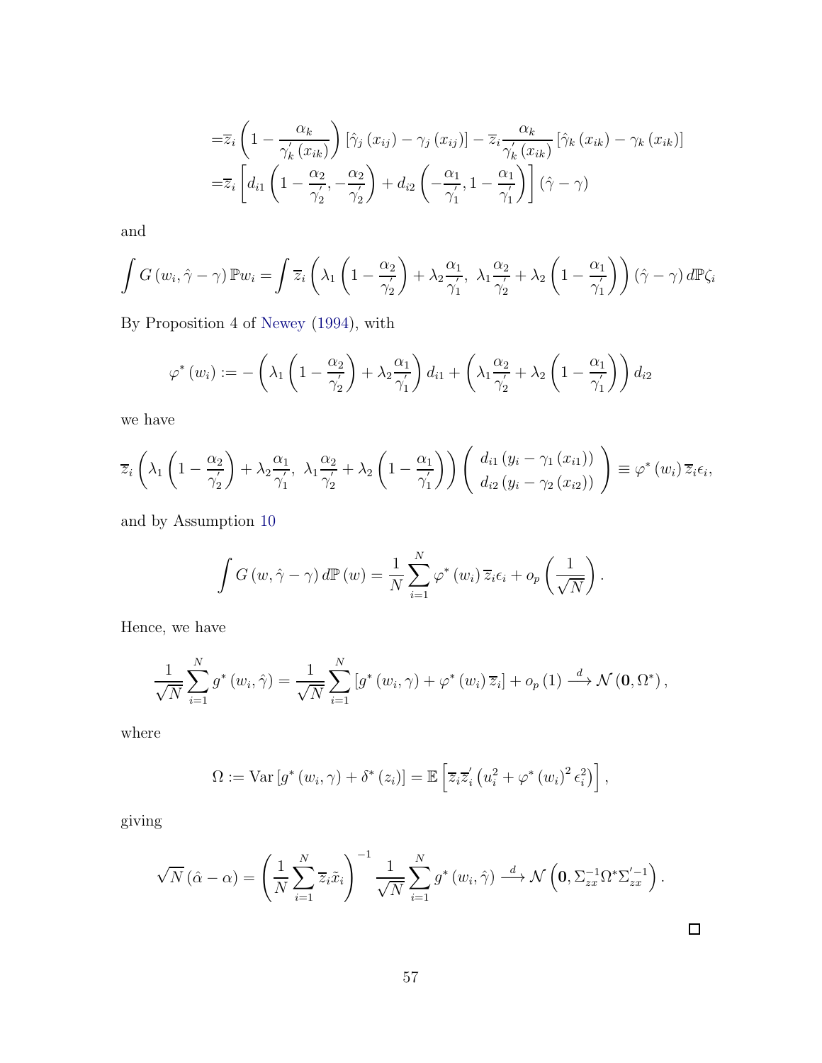$$
\begin{aligned}
=&\overline{z}_i\left(1-\frac{\alpha_k}{\gamma_k^{'}\left(x_{ik}\right)}\right)\left[\hat{\gamma}_j\left(x_{ij}\right)-\gamma_j\left(x_{ij}\right)\right]-\overline{z}_i\frac{\alpha_k}{\gamma_k^{'}\left(x_{ik}\right)}\left[\hat{\gamma}_k\left(x_{ik}\right)-\gamma_k\left(x_{ik}\right)\right]\\
=&\overline{z}_i\left[d_{i1}\left(1-\frac{\alpha_2}{\gamma_2^{'}},-\frac{\alpha_2}{\gamma_2^{'}}\right)+d_{i2}\left(-\frac{\alpha_1}{\gamma_1^{'}},1-\frac{\alpha_1}{\gamma_1^{'}}\right)\right]\left(\hat{\gamma}-\gamma\right)
\end{aligned}
$$

and

$$
\int G\left(w_i,\hat{\gamma}-\gamma\right)\mathbb{P}w_i=\int\overline{z}_i\left(\lambda_1\left(1-\frac{\alpha_2}{\gamma_2^{'}}\right)+\lambda_2\frac{\alpha_1}{\gamma_1^{'}},\ \lambda_1\frac{\alpha_2}{\gamma_2^{'}}+\lambda_2\left(1-\frac{\alpha_1}{\gamma_1^{'}}\right)\right)\left(\hat{\gamma}-\gamma\right)d\mathbb{P}\zeta_i
$$

By Proposition 4 of Newey (1994), with

$$
\varphi^*\left(w_i\right):=-\left(\lambda_1\left(1-\frac{\alpha_2}{\gamma_2^{'}}\right)+\lambda_2\frac{\alpha_1}{\gamma_1^{'}}\right)d_{i1}+\left(\lambda_1\frac{\alpha_2}{\gamma_2^{'}}+\lambda_2\left(1-\frac{\alpha_1}{\gamma_1^{'}}\right)\right)d_{i2}
$$

we have

$$
\overline{z}_i\left(\lambda_1\left(1-\frac{\alpha_2}{\gamma_2^{'}}\right)+\lambda_2\frac{\alpha_1}{\gamma_1^{'}},\ \lambda_1\frac{\alpha_2}{\gamma_2^{'}}+\lambda_2\left(1-\frac{\alpha_1}{\gamma_1^{'}}\right)\right)\left(\begin{array}{c} d_{i1}\left(y_i-\gamma_1\left(x_{i1}\right)\right)\\ d_{i2}\left(y_i-\gamma_2\left(x_{i2}\right)\right)\end{array}\right)\equiv\varphi^*\left(w_i\right)\overline{z}_i\epsilon_i,
$$

and by Assumption 10

$$
\int G\left(w,\hat{\gamma}-\gamma\right)d\mathbb{P}\left(w\right)=\frac{1}{N}\sum_{i=1}^{N}\varphi^*\left(w_i\right)\overline{z}_i\epsilon_i+o_p\left(\frac{1}{\sqrt{N}}\right).
$$

Hence, we have

$$
\frac{1}{\sqrt{N}}\sum_{i=1}^{N}g^*\left(w_i,\hat{\gamma}\right)=\frac{1}{\sqrt{N}}\sum_{i=1}^{N}\left[g^*\left(w_i,\gamma\right)+\varphi^*\left(w_i\right)\overline{z}_i\right]+o_p\left(1\right)\xrightarrow{d}\mathcal{N}\left(\mathbf{0},\Omega^*\right),
$$

where

$$
\Omega:=\mathrm{Var}\left[g^*\left(w_i,\gamma\right)+\delta^*\left(z_i\right)\right]=\mathbb{E}\left[\overline{z}_i\overline{z}_i^{'}\left(u_i^2+\varphi^*\left(w_i\right)^2\epsilon_i^2\right)\right],
$$

giving

$$
\sqrt{N}\left(\hat{\alpha}-\alpha\right)=\left(\frac{1}{N}\sum_{i=1}^{N}\overline{z}_i\tilde{x}_i\right)^{-1}\frac{1}{\sqrt{N}}\sum_{i=1}^{N}g^*\left(w_i,\hat{\gamma}\right)\xrightarrow{d}\mathcal{N}\left(\mathbf{0},\Sigma_{zx}^{-1}\Omega^*\Sigma_{zx}^{'-1}\right).
$$

□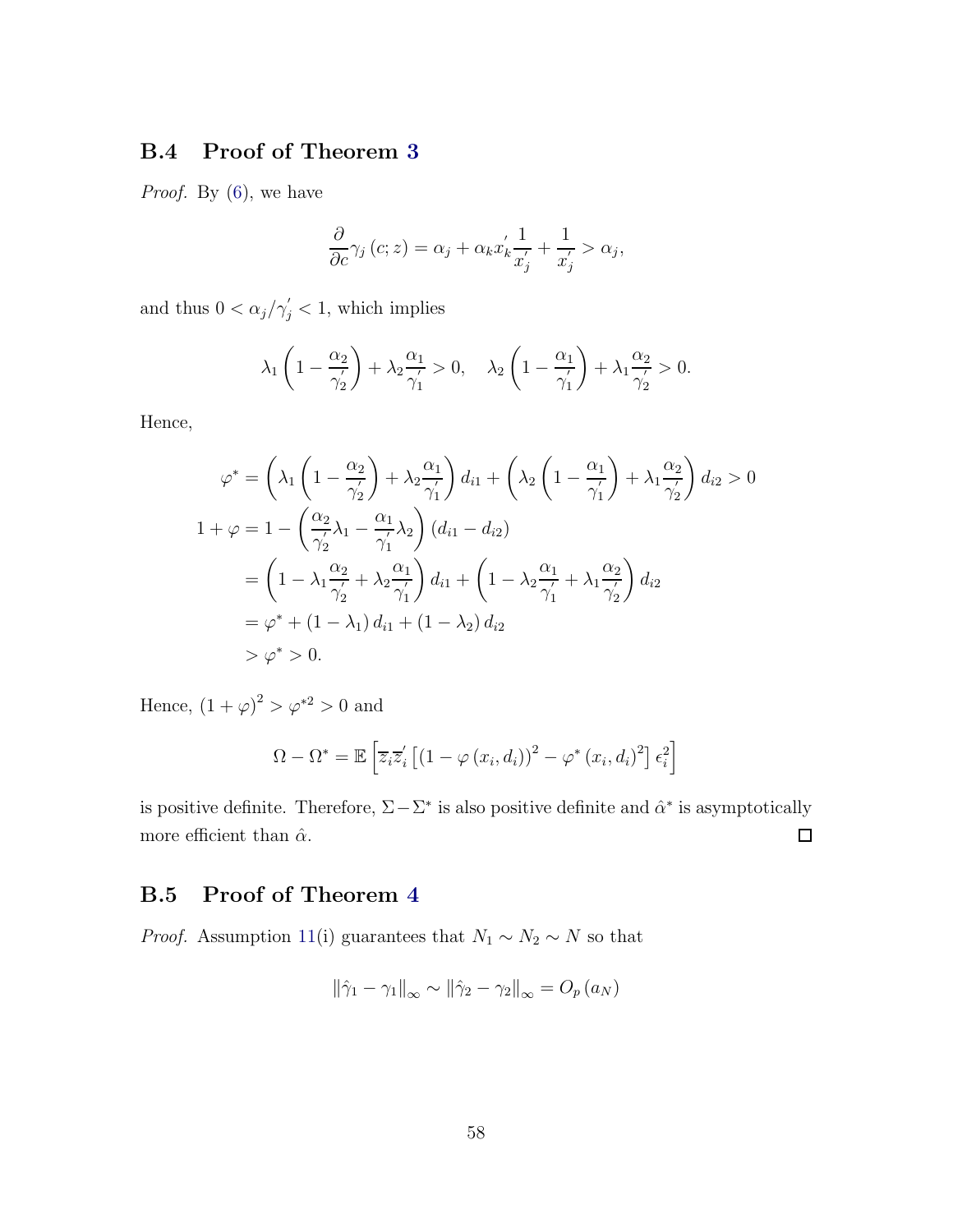### B.4 Proof of Theorem 3

*Proof.* By (6), we have

$$\frac{\partial}{\partial c}\gamma_j(c;z) = \alpha_j + \alpha_k x_k^{'} \frac{1}{x_j^{'}} + \frac{1}{x_j^{'}} > \alpha_j,$$

and thus $0 < \alpha_j/\gamma_j^{'} < 1$, which implies

$$\lambda_1\left(1 - \frac{\alpha_2}{\gamma_2^{'}}\right) + \lambda_2\frac{\alpha_1}{\gamma_1^{'}} > 0, \quad \lambda_2\left(1 - \frac{\alpha_1}{\gamma_1^{'}}\right) + \lambda_1\frac{\alpha_2}{\gamma_2^{'}} > 0.$$

Hence,

$$\begin{aligned}
\varphi^* &= \left(\lambda_1\left(1 - \frac{\alpha_2}{\gamma_2^{'}}\right) + \lambda_2\frac{\alpha_1}{\gamma_1^{'}}\right)d_{i1} + \left(\lambda_2\left(1 - \frac{\alpha_1}{\gamma_1^{'}}\right) + \lambda_1\frac{\alpha_2}{\gamma_2^{'}}\right)d_{i2} > 0 \\
1 + \varphi &= 1 - \left(\frac{\alpha_2}{\gamma_2^{'}}\lambda_1 - \frac{\alpha_1}{\gamma_1^{'}}\lambda_2\right)(d_{i1} - d_{i2}) \\
&= \left(1 - \lambda_1\frac{\alpha_2}{\gamma_2^{'}} + \lambda_2\frac{\alpha_1}{\gamma_1^{'}}\right)d_{i1} + \left(1 - \lambda_2\frac{\alpha_1}{\gamma_1^{'}} + \lambda_1\frac{\alpha_2}{\gamma_2^{'}}\right)d_{i2} \\
&= \varphi^* + (1 - \lambda_1)\,d_{i1} + (1 - \lambda_2)\,d_{i2} \\
&> \varphi^* > 0.
\end{aligned}$$

Hence, $(1+\varphi)^2 > \varphi^{*2} > 0$ and

$$\Omega - \Omega^* = \mathbb{E}\left[\overline{z}_i\overline{z}_i^{'}\left[(1 - \varphi(x_i, d_i))^2 - \varphi^*(x_i, d_i)^2\right]\epsilon_i^2\right]$$

is positive definite. Therefore, $\Sigma - \Sigma^*$ is also positive definite and $\hat{\alpha}^*$ is asymptotically more efficient than $\hat{\alpha}$. $\square$

### B.5 Proof of Theorem 4

*Proof.* Assumption 11(i) guarantees that $N_1 \sim N_2 \sim N$ so that

$$\|\hat{\gamma}_1 - \gamma_1\|_\infty \sim \|\hat{\gamma}_2 - \gamma_2\|_\infty = O_p(a_N)$$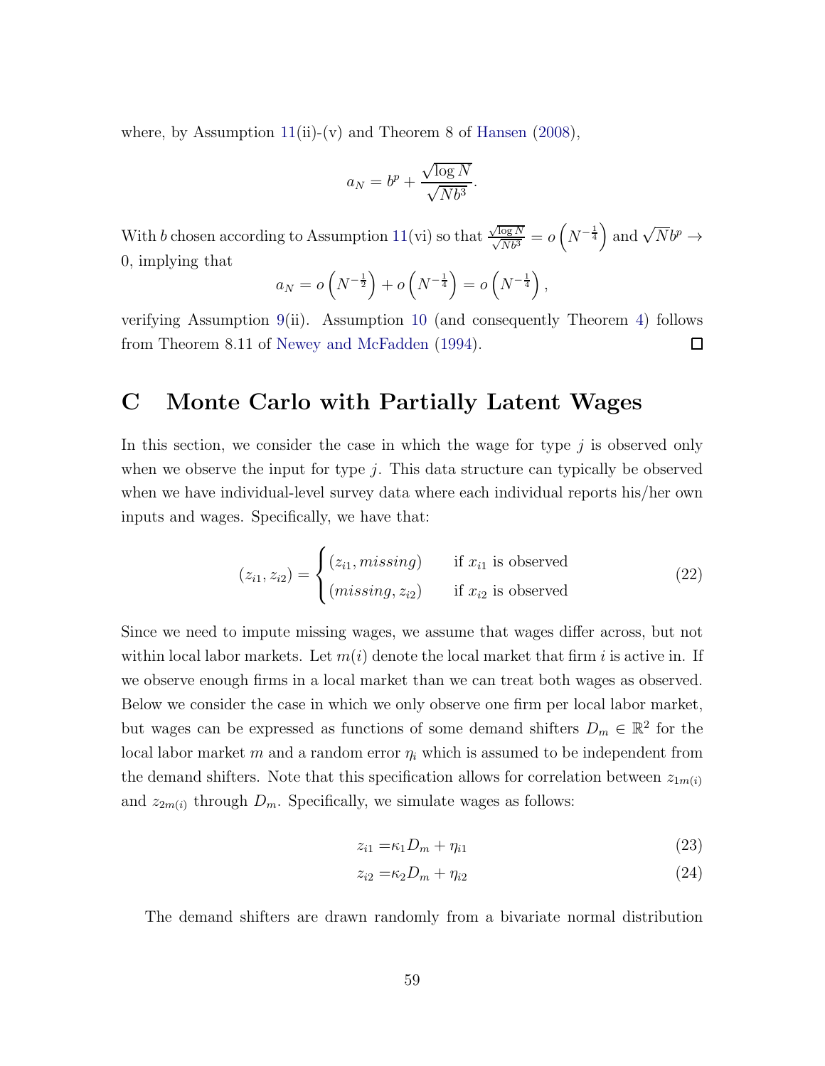where, by Assumption 11(ii)-(v) and Theorem 8 of Hansen (2008),

$$a_N = b^p + \frac{\sqrt{\log N}}{\sqrt{Nb^3}}.$$

With $b$ chosen according to Assumption 11(vi) so that $\frac{\sqrt{\log N}}{\sqrt{Nb^3}} = o\left(N^{-\frac{1}{4}}\right)$ and $\sqrt{N}b^p \to 0$, implying that

$$a_N = o\left(N^{-\frac{1}{2}}\right) + o\left(N^{-\frac{1}{4}}\right) = o\left(N^{-\frac{1}{4}}\right),$$

verifying Assumption 9(ii). Assumption 10 (and consequently Theorem 4) follows from Theorem 8.11 of Newey and McFadden (1994). □

# C Monte Carlo with Partially Latent Wages

In this section, we consider the case in which the wage for type $j$ is observed only when we observe the input for type $j$. This data structure can typically be observed when we have individual-level survey data where each individual reports his/her own inputs and wages. Specifically, we have that:

$$(z_{i1}, z_{i2}) = \begin{cases} (z_{i1}, \textit{missing}) & \text{if } x_{i1} \text{ is observed} \\ (\textit{missing}, z_{i2}) & \text{if } x_{i2} \text{ is observed} \end{cases} \tag{22}$$

Since we need to impute missing wages, we assume that wages differ across, but not within local labor markets. Let $m(i)$ denote the local market that firm $i$ is active in. If we observe enough firms in a local market than we can treat both wages as observed. Below we consider the case in which we only observe one firm per local labor market, but wages can be expressed as functions of some demand shifters $D_m \in \mathbb{R}^2$ for the local labor market $m$ and a random error $\eta_i$ which is assumed to be independent from the demand shifters. Note that this specification allows for correlation between $z_{1m(i)}$ and $z_{2m(i)}$ through $D_m$. Specifically, we simulate wages as follows:

$$z_{i1} = \kappa_1 D_m + \eta_{i1} \tag{23}$$

$$z_{i2} = \kappa_2 D_m + \eta_{i2} \tag{24}$$

The demand shifters are drawn randomly from a bivariate normal distribution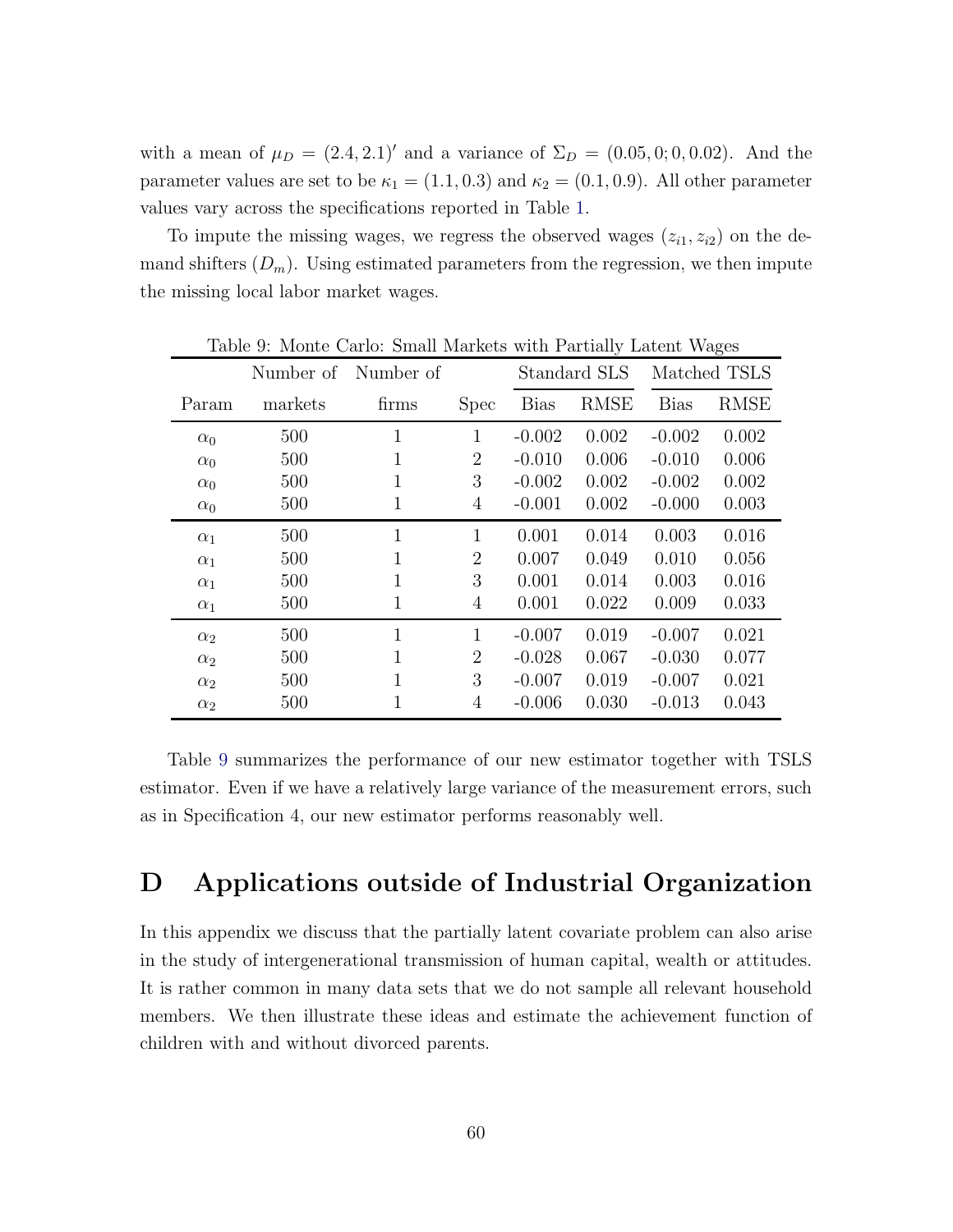with a mean of $\mu_D = (2.4, 2.1)'$ and a variance of $\Sigma_D = (0.05, 0; 0, 0.02)$. And the parameter values are set to be $\kappa_1 = (1.1, 0.3)$ and $\kappa_2 = (0.1, 0.9)$. All other parameter values vary across the specifications reported in Table 1.

To impute the missing wages, we regress the observed wages $(z_{i1}, z_{i2})$ on the demand shifters $(D_m)$. Using estimated parameters from the regression, we then impute the missing local labor market wages.

Table 9: Monte Carlo: Small Markets with Partially Latent Wages

| | Number of | Number of | | Standard SLS | | Matched TSLS | |
|---|---|---|---|---|---|---|---|
| Param | markets | firms | Spec | Bias | RMSE | Bias | RMSE |
| $\alpha_0$ | 500 | 1 | 1 | -0.002 | 0.002 | -0.002 | 0.002 |
| $\alpha_0$ | 500 | 1 | 2 | -0.010 | 0.006 | -0.010 | 0.006 |
| $\alpha_0$ | 500 | 1 | 3 | -0.002 | 0.002 | -0.002 | 0.002 |
| $\alpha_0$ | 500 | 1 | 4 | -0.001 | 0.002 | -0.000 | 0.003 |
| $\alpha_1$ | 500 | 1 | 1 | 0.001 | 0.014 | 0.003 | 0.016 |
| $\alpha_1$ | 500 | 1 | 2 | 0.007 | 0.049 | 0.010 | 0.056 |
| $\alpha_1$ | 500 | 1 | 3 | 0.001 | 0.014 | 0.003 | 0.016 |
| $\alpha_1$ | 500 | 1 | 4 | 0.001 | 0.022 | 0.009 | 0.033 |
| $\alpha_2$ | 500 | 1 | 1 | -0.007 | 0.019 | -0.007 | 0.021 |
| $\alpha_2$ | 500 | 1 | 2 | -0.028 | 0.067 | -0.030 | 0.077 |
| $\alpha_2$ | 500 | 1 | 3 | -0.007 | 0.019 | -0.007 | 0.021 |
| $\alpha_2$ | 500 | 1 | 4 | -0.006 | 0.030 | -0.013 | 0.043 |

Table 9 summarizes the performance of our new estimator together with TSLS estimator. Even if we have a relatively large variance of the measurement errors, such as in Specification 4, our new estimator performs reasonably well.

# D Applications outside of Industrial Organization

In this appendix we discuss that the partially latent covariate problem can also arise in the study of intergenerational transmission of human capital, wealth or attitudes. It is rather common in many data sets that we do not sample all relevant household members. We then illustrate these ideas and estimate the achievement function of children with and without divorced parents.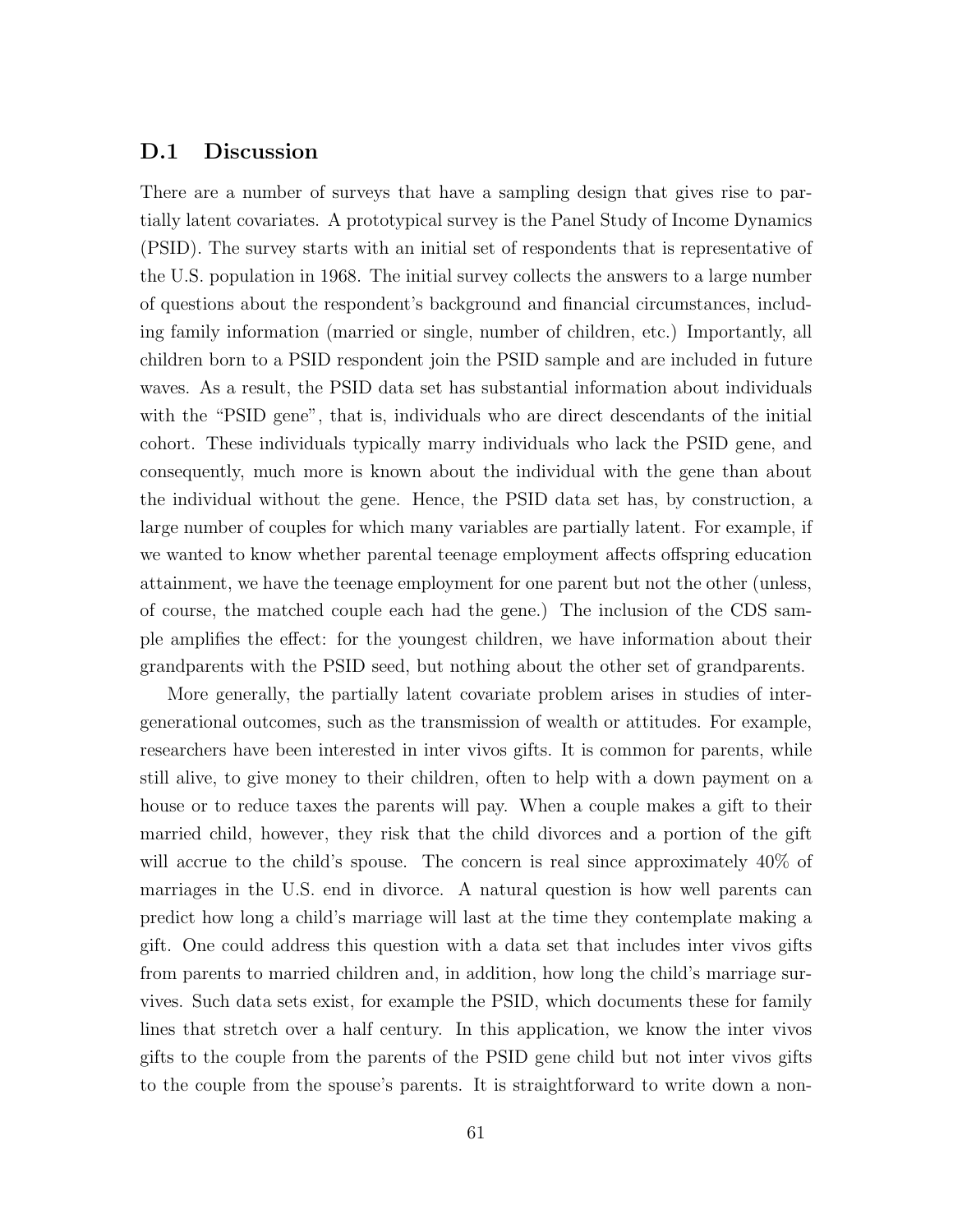### D.1 Discussion

There are a number of surveys that have a sampling design that gives rise to partially latent covariates. A prototypical survey is the Panel Study of Income Dynamics (PSID). The survey starts with an initial set of respondents that is representative of the U.S. population in 1968. The initial survey collects the answers to a large number of questions about the respondent's background and financial circumstances, including family information (married or single, number of children, etc.) Importantly, all children born to a PSID respondent join the PSID sample and are included in future waves. As a result, the PSID data set has substantial information about individuals with the "PSID gene", that is, individuals who are direct descendants of the initial cohort. These individuals typically marry individuals who lack the PSID gene, and consequently, much more is known about the individual with the gene than about the individual without the gene. Hence, the PSID data set has, by construction, a large number of couples for which many variables are partially latent. For example, if we wanted to know whether parental teenage employment affects offspring education attainment, we have the teenage employment for one parent but not the other (unless, of course, the matched couple each had the gene.) The inclusion of the CDS sample amplifies the effect: for the youngest children, we have information about their grandparents with the PSID seed, but nothing about the other set of grandparents.

More generally, the partially latent covariate problem arises in studies of intergenerational outcomes, such as the transmission of wealth or attitudes. For example, researchers have been interested in inter vivos gifts. It is common for parents, while still alive, to give money to their children, often to help with a down payment on a house or to reduce taxes the parents will pay. When a couple makes a gift to their married child, however, they risk that the child divorces and a portion of the gift will accrue to the child's spouse. The concern is real since approximately 40% of marriages in the U.S. end in divorce. A natural question is how well parents can predict how long a child's marriage will last at the time they contemplate making a gift. One could address this question with a data set that includes inter vivos gifts from parents to married children and, in addition, how long the child's marriage survives. Such data sets exist, for example the PSID, which documents these for family lines that stretch over a half century. In this application, we know the inter vivos gifts to the couple from the parents of the PSID gene child but not inter vivos gifts to the couple from the spouse's parents. It is straightforward to write down a non-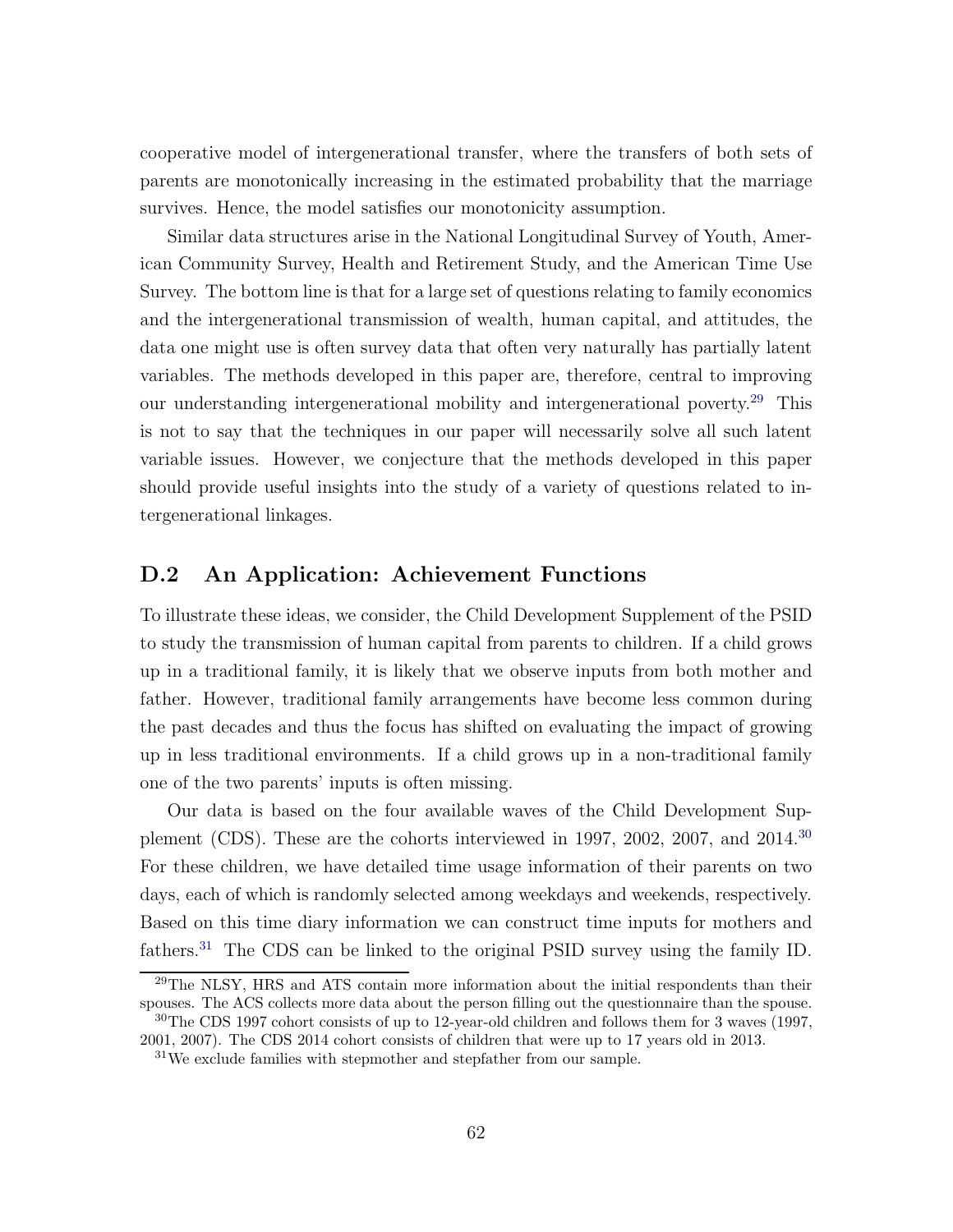cooperative model of intergenerational transfer, where the transfers of both sets of parents are monotonically increasing in the estimated probability that the marriage survives. Hence, the model satisfies our monotonicity assumption.

Similar data structures arise in the National Longitudinal Survey of Youth, American Community Survey, Health and Retirement Study, and the American Time Use Survey. The bottom line is that for a large set of questions relating to family economics and the intergenerational transmission of wealth, human capital, and attitudes, the data one might use is often survey data that often very naturally has partially latent variables. The methods developed in this paper are, therefore, central to improving our understanding intergenerational mobility and intergenerational poverty.[29] This is not to say that the techniques in our paper will necessarily solve all such latent variable issues. However, we conjecture that the methods developed in this paper should provide useful insights into the study of a variety of questions related to intergenerational linkages.

## D.2 An Application: Achievement Functions

To illustrate these ideas, we consider, the Child Development Supplement of the PSID to study the transmission of human capital from parents to children. If a child grows up in a traditional family, it is likely that we observe inputs from both mother and father. However, traditional family arrangements have become less common during the past decades and thus the focus has shifted on evaluating the impact of growing up in less traditional environments. If a child grows up in a non-traditional family one of the two parents' inputs is often missing.

Our data is based on the four available waves of the Child Development Supplement (CDS). These are the cohorts interviewed in 1997, 2002, 2007, and 2014.[30] For these children, we have detailed time usage information of their parents on two days, each of which is randomly selected among weekdays and weekends, respectively. Based on this time diary information we can construct time inputs for mothers and fathers.[31] The CDS can be linked to the original PSID survey using the family ID.

[29] The NLSY, HRS and ATS contain more information about the initial respondents than their spouses. The ACS collects more data about the person filling out the questionnaire than the spouse.

[30] The CDS 1997 cohort consists of up to 12-year-old children and follows them for 3 waves (1997, 2001, 2007). The CDS 2014 cohort consists of children that were up to 17 years old in 2013.

[31] We exclude families with stepmother and stepfather from our sample.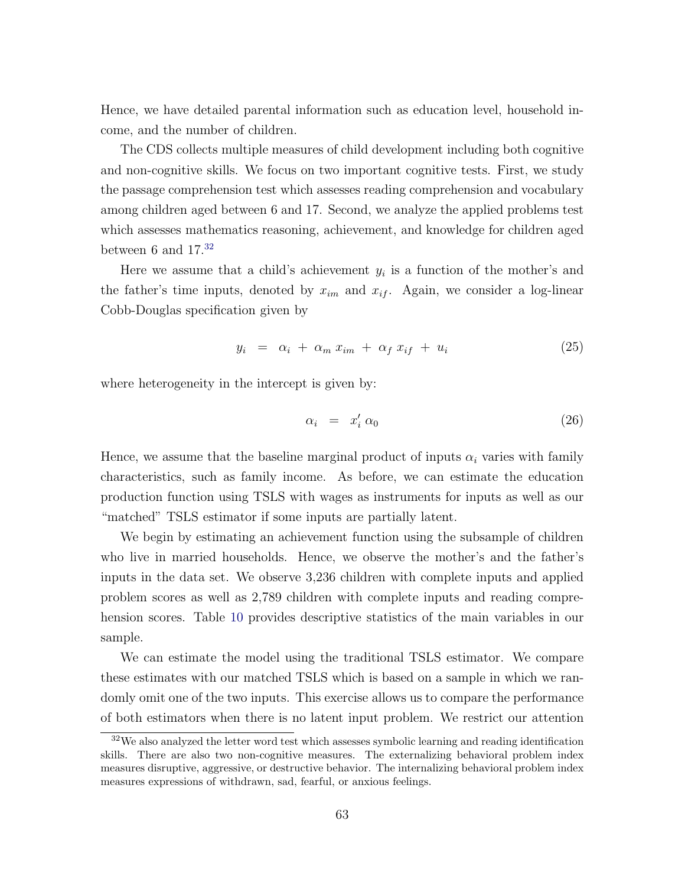Hence, we have detailed parental information such as education level, household income, and the number of children.

The CDS collects multiple measures of child development including both cognitive and non-cognitive skills. We focus on two important cognitive tests. First, we study the passage comprehension test which assesses reading comprehension and vocabulary among children aged between 6 and 17. Second, we analyze the applied problems test which assesses mathematics reasoning, achievement, and knowledge for children aged between 6 and 17.[32]

Here we assume that a child's achievement $y_i$ is a function of the mother's and the father's time inputs, denoted by $x_{im}$ and $x_{if}$. Again, we consider a log-linear Cobb-Douglas specification given by

$$y_i \;=\; \alpha_i \,+\, \alpha_m \, x_{im} \,+\, \alpha_f \, x_{if} \,+\, u_i \tag{25}$$

where heterogeneity in the intercept is given by:

$$\alpha_i \;=\; x_i' \, \alpha_0 \tag{26}$$

Hence, we assume that the baseline marginal product of inputs $\alpha_i$ varies with family characteristics, such as family income. As before, we can estimate the education production function using TSLS with wages as instruments for inputs as well as our "matched" TSLS estimator if some inputs are partially latent.

We begin by estimating an achievement function using the subsample of children who live in married households. Hence, we observe the mother's and the father's inputs in the data set. We observe 3,236 children with complete inputs and applied problem scores as well as 2,789 children with complete inputs and reading comprehension scores. Table 10 provides descriptive statistics of the main variables in our sample.

We can estimate the model using the traditional TSLS estimator. We compare these estimates with our matched TSLS which is based on a sample in which we randomly omit one of the two inputs. This exercise allows us to compare the performance of both estimators when there is no latent input problem. We restrict our attention

[32] We also analyzed the letter word test which assesses symbolic learning and reading identification skills. There are also two non-cognitive measures. The externalizing behavioral problem index measures disruptive, aggressive, or destructive behavior. The internalizing behavioral problem index measures expressions of withdrawn, sad, fearful, or anxious feelings.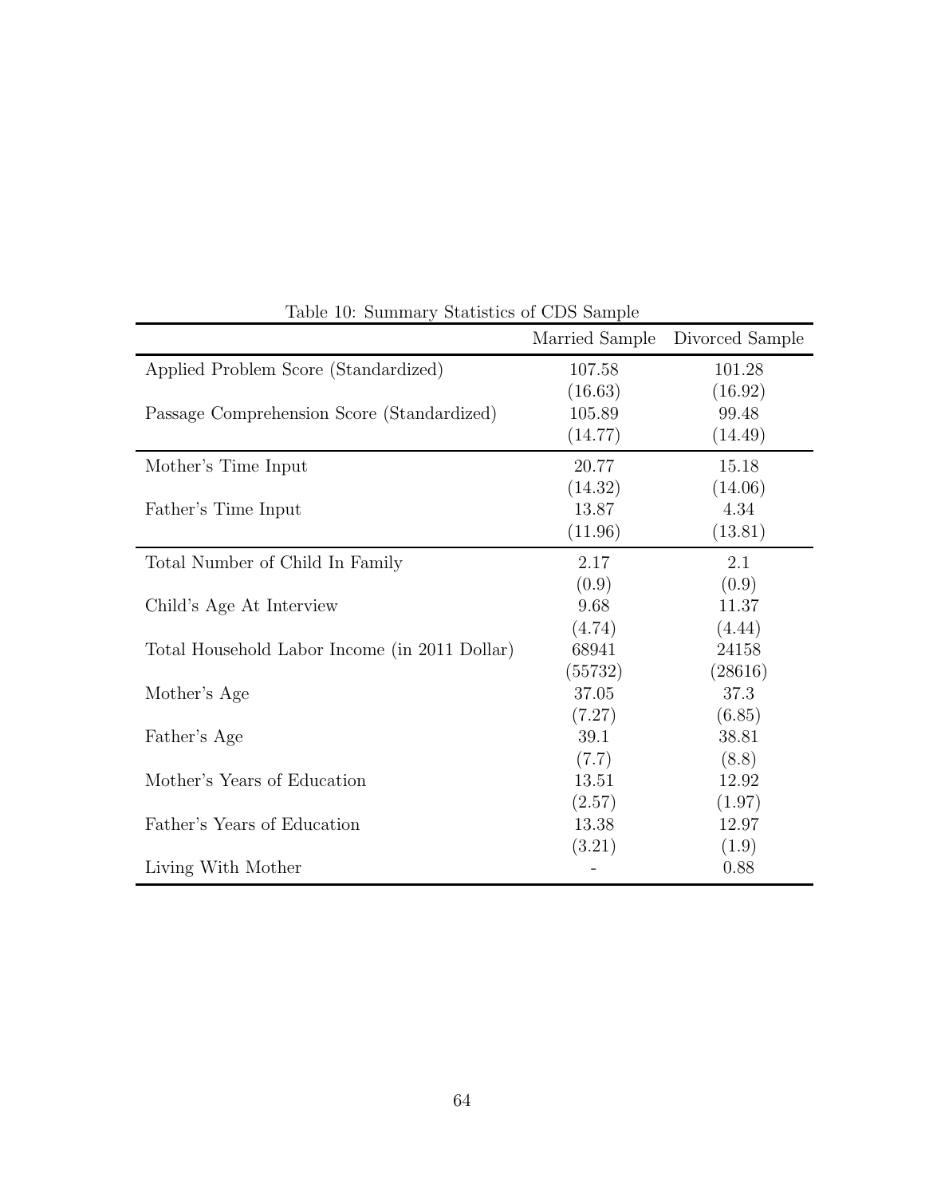Table 10: Summary Statistics of CDS Sample

| | Married Sample | Divorced Sample |
|---|---|---|
| Applied Problem Score (Standardized) | 107.58 | 101.28 |
| | (16.63) | (16.92) |
| Passage Comprehension Score (Standardized) | 105.89 | 99.48 |
| | (14.77) | (14.49) |
| Mother's Time Input | 20.77 | 15.18 |
| | (14.32) | (14.06) |
| Father's Time Input | 13.87 | 4.34 |
| | (11.96) | (13.81) |
| Total Number of Child In Family | 2.17 | 2.1 |
| | (0.9) | (0.9) |
| Child's Age At Interview | 9.68 | 11.37 |
| | (4.74) | (4.44) |
| Total Household Labor Income (in 2011 Dollar) | 68941 | 24158 |
| | (55732) | (28616) |
| Mother's Age | 37.05 | 37.3 |
| | (7.27) | (6.85) |
| Father's Age | 39.1 | 38.81 |
| | (7.7) | (8.8) |
| Mother's Years of Education | 13.51 | 12.92 |
| | (2.57) | (1.97) |
| Father's Years of Education | 13.38 | 12.97 |
| | (3.21) | (1.9) |
| Living With Mother | - | 0.88 |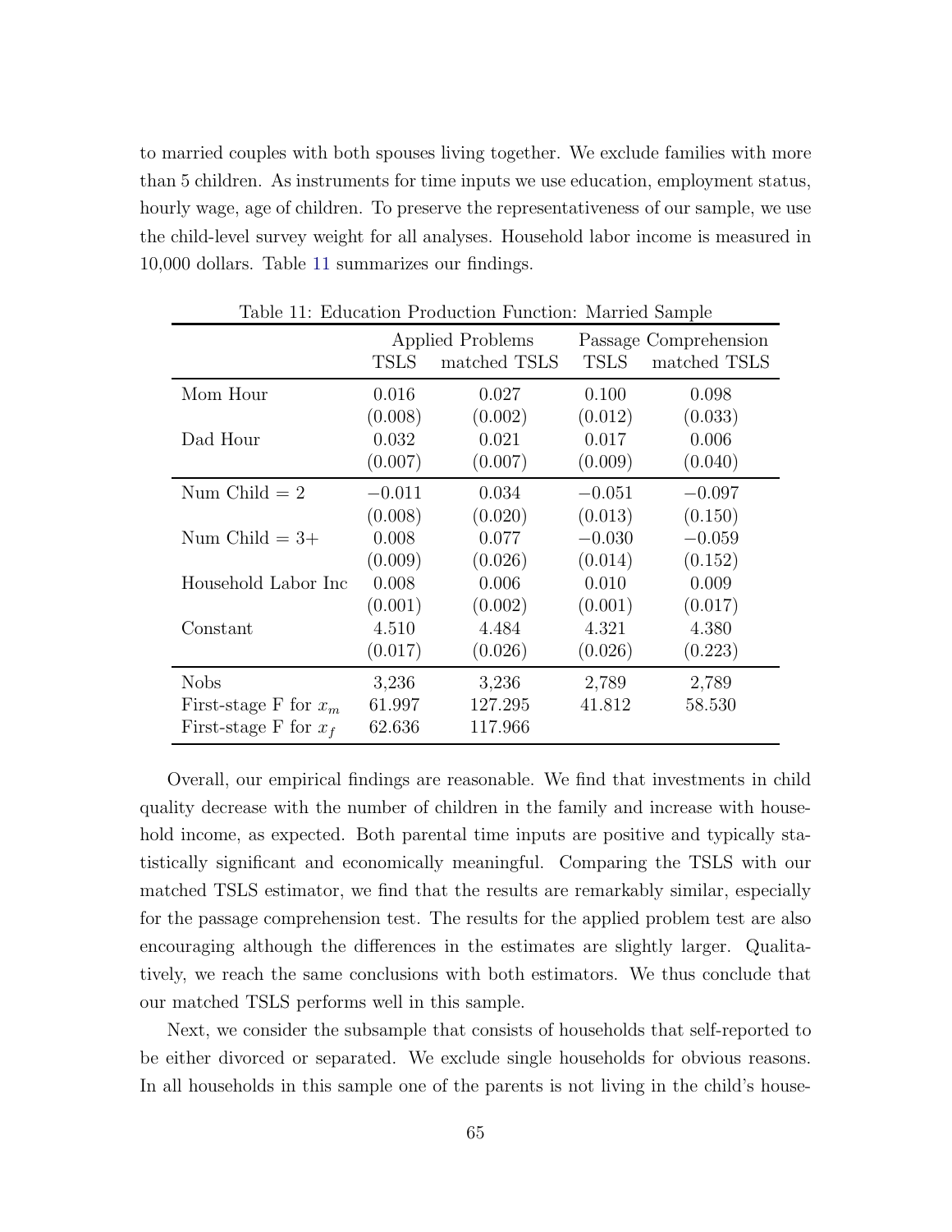to married couples with both spouses living together. We exclude families with more than 5 children. As instruments for time inputs we use education, employment status, hourly wage, age of children. To preserve the representativeness of our sample, we use the child-level survey weight for all analyses. Household labor income is measured in 10,000 dollars. Table 11 summarizes our findings.

Table 11: Education Production Function: Married Sample

| | Applied Problems | | Passage Comprehension | |
|---|---|---|---|---|
| | TSLS | matched TSLS | TSLS | matched TSLS |
| Mom Hour | 0.016 | 0.027 | 0.100 | 0.098 |
| | (0.008) | (0.002) | (0.012) | (0.033) |
| Dad Hour | 0.032 | 0.021 | 0.017 | 0.006 |
| | (0.007) | (0.007) | (0.009) | (0.040) |
| Num Child = 2 | −0.011 | 0.034 | −0.051 | −0.097 |
| | (0.008) | (0.020) | (0.013) | (0.150) |
| Num Child = 3+ | 0.008 | 0.077 | −0.030 | −0.059 |
| | (0.009) | (0.026) | (0.014) | (0.152) |
| Household Labor Inc | 0.008 | 0.006 | 0.010 | 0.009 |
| | (0.001) | (0.002) | (0.001) | (0.017) |
| Constant | 4.510 | 4.484 | 4.321 | 4.380 |
| | (0.017) | (0.026) | (0.026) | (0.223) |
| Nobs | 3,236 | 3,236 | 2,789 | 2,789 |
| First-stage F for $x_m$ | 61.997 | 127.295 | 41.812 | 58.530 |
| First-stage F for $x_f$ | 62.636 | 117.966 | | |

Overall, our empirical findings are reasonable. We find that investments in child quality decrease with the number of children in the family and increase with household income, as expected. Both parental time inputs are positive and typically statistically significant and economically meaningful. Comparing the TSLS with our matched TSLS estimator, we find that the results are remarkably similar, especially for the passage comprehension test. The results for the applied problem test are also encouraging although the differences in the estimates are slightly larger. Qualitatively, we reach the same conclusions with both estimators. We thus conclude that our matched TSLS performs well in this sample.

Next, we consider the subsample that consists of households that self-reported to be either divorced or separated. We exclude single households for obvious reasons. In all households in this sample one of the parents is not living in the child's house-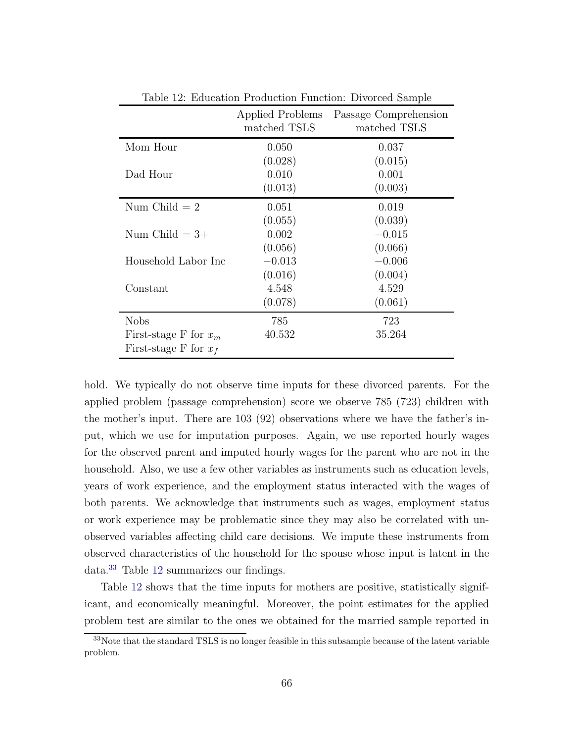Table 12: Education Production Function: Divorced Sample

| | Applied Problems matched TSLS | Passage Comprehension matched TSLS |
|---|---|---|
| Mom Hour | 0.050 | 0.037 |
| | (0.028) | (0.015) |
| Dad Hour | 0.010 | 0.001 |
| | (0.013) | (0.003) |
| Num Child = 2 | 0.051 | 0.019 |
| | (0.055) | (0.039) |
| Num Child = 3+ | 0.002 | −0.015 |
| | (0.056) | (0.066) |
| Household Labor Inc | −0.013 | −0.006 |
| | (0.016) | (0.004) |
| Constant | 4.548 | 4.529 |
| | (0.078) | (0.061) |
| Nobs | 785 | 723 |
| First-stage F for $x_m$ | 40.532 | 35.264 |
| First-stage F for $x_f$ | | |

hold. We typically do not observe time inputs for these divorced parents. For the applied problem (passage comprehension) score we observe 785 (723) children with the mother's input. There are 103 (92) observations where we have the father's input, which we use for imputation purposes. Again, we use reported hourly wages for the observed parent and imputed hourly wages for the parent who are not in the household. Also, we use a few other variables as instruments such as education levels, years of work experience, and the employment status interacted with the wages of both parents. We acknowledge that instruments such as wages, employment status or work experience may be problematic since they may also be correlated with unobserved variables affecting child care decisions. We impute these instruments from observed characteristics of the household for the spouse whose input is latent in the data.[33] Table 12 summarizes our findings.

Table 12 shows that the time inputs for mothers are positive, statistically significant, and economically meaningful. Moreover, the point estimates for the applied problem test are similar to the ones we obtained for the married sample reported in

[33] Note that the standard TSLS is no longer feasible in this subsample because of the latent variable problem.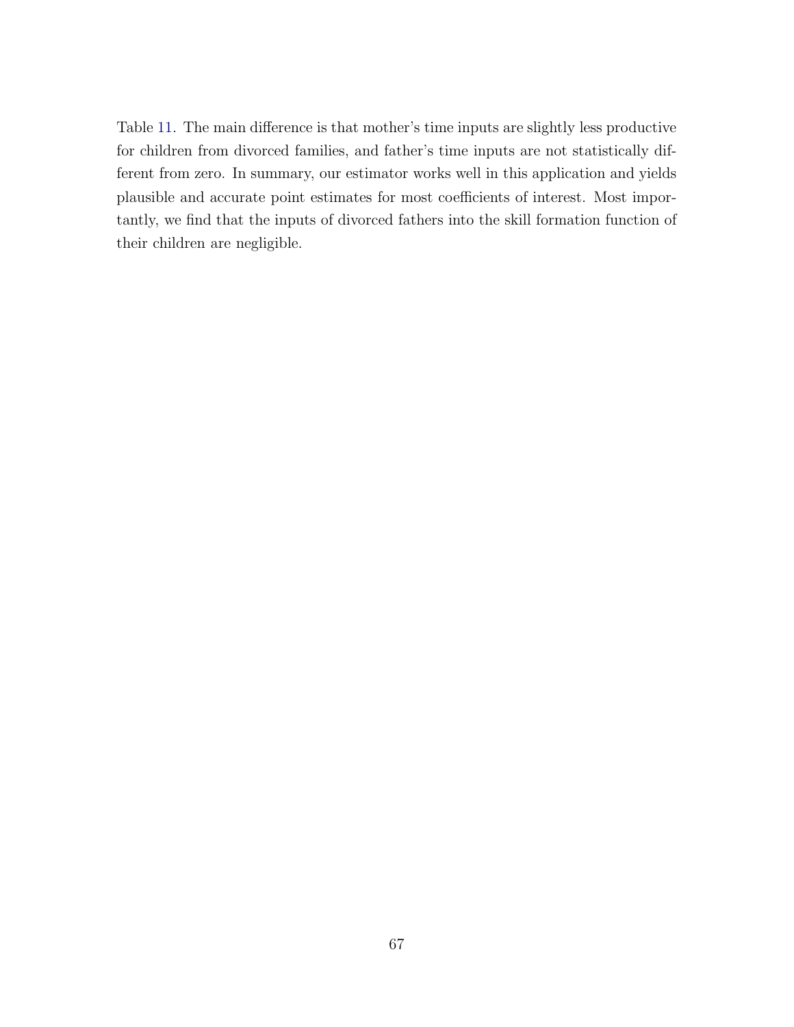Table 11. The main difference is that mother's time inputs are slightly less productive for children from divorced families, and father's time inputs are not statistically different from zero. In summary, our estimator works well in this application and yields plausible and accurate point estimates for most coefficients of interest. Most importantly, we find that the inputs of divorced fathers into the skill formation function of their children are negligible.